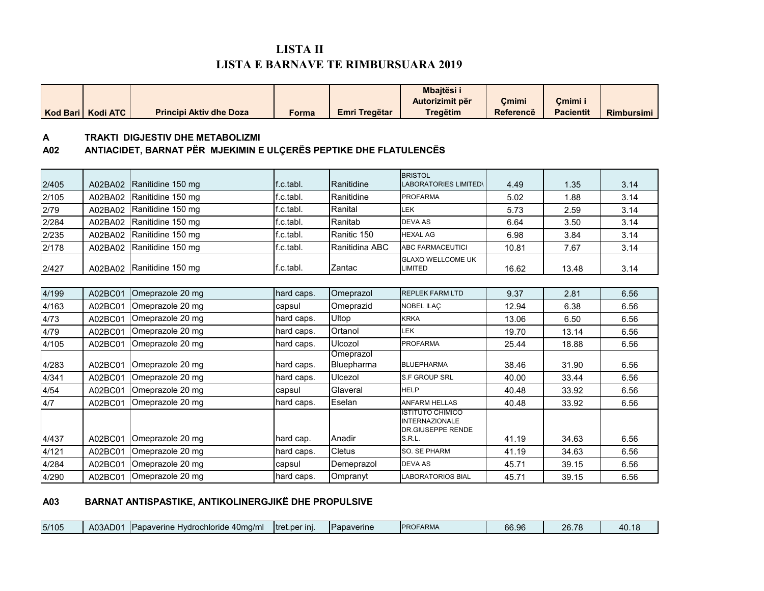# LISTA II
# LISTA E BARNAVE TE RIMBURSUARA 2019

| Kod Bari | Kodi ATC | Principi Aktiv dhe Doza | Forma | Emri Tregëtar | Mbajtësi i Autorizimit për Tregëtim | Çmimi Referencë | Çmimi i Pacientit | Rimbursimi |
|---|---|---|---|---|---|---|---|---|

**A TRAKTI DIGJESTIV DHE METABOLIZMI**

**A02 ANTIACIDET, BARNAT PËR MJEKIMIN E ULÇERËS PEPTIKE DHE FLATULENCËS**

| Kod Bari | Kodi ATC | Principi Aktiv dhe Doza | Forma | Emri Tregëtar | Mbajtësi i Autorizimit për Tregëtim | Çmimi Referencë | Çmimi i Pacientit | Rimbursimi |
|---|---|---|---|---|---|---|---|---|
| 2/405 | A02BA02 | Ranitidine 150 mg | f.c.tabl. | Ranitidine | BRISTOL LABORATORIES LIMITED\ | 4.49 | 1.35 | 3.14 |
| 2/105 | A02BA02 | Ranitidine 150 mg | f.c.tabl. | Ranitidine | PROFARMA | 5.02 | 1.88 | 3.14 |
| 2/79 | A02BA02 | Ranitidine 150 mg | f.c.tabl. | Ranital | LEK | 5.73 | 2.59 | 3.14 |
| 2/284 | A02BA02 | Ranitidine 150 mg | f.c.tabl. | Ranitab | DEVA AS | 6.64 | 3.50 | 3.14 |
| 2/235 | A02BA02 | Ranitidine 150 mg | f.c.tabl. | Ranitic 150 | HEXAL AG | 6.98 | 3.84 | 3.14 |
| 2/178 | A02BA02 | Ranitidine 150 mg | f.c.tabl. | Ranitidina ABC | ABC FARMACEUTICI | 10.81 | 7.67 | 3.14 |
| 2/427 | A02BA02 | Ranitidine 150 mg | f.c.tabl. | Zantac | GLAXO WELLCOME UK LIMITED | 16.62 | 13.48 | 3.14 |

| Kod Bari | Kodi ATC | Principi Aktiv dhe Doza | Forma | Emri Tregëtar | Mbajtësi i Autorizimit për Tregëtim | Çmimi Referencë | Çmimi i Pacientit | Rimbursimi |
|---|---|---|---|---|---|---|---|---|
| 4/199 | A02BC01 | Omeprazole 20 mg | hard caps. | Omeprazol | REPLEK FARM LTD | 9.37 | 2.81 | 6.56 |
| 4/163 | A02BC01 | Omeprazole 20 mg | capsul | Omeprazid | NOBEL ILAÇ | 12.94 | 6.38 | 6.56 |
| 4/73 | A02BC01 | Omeprazole 20 mg | hard caps. | Ultop | KRKA | 13.06 | 6.50 | 6.56 |
| 4/79 | A02BC01 | Omeprazole 20 mg | hard caps. | Ortanol | LEK | 19.70 | 13.14 | 6.56 |
| 4/105 | A02BC01 | Omeprazole 20 mg | hard caps. | Ulcozol | PROFARMA | 25.44 | 18.88 | 6.56 |
| 4/283 | A02BC01 | Omeprazole 20 mg | hard caps. | Omeprazol Bluepharma | BLUEPHARMA | 38.46 | 31.90 | 6.56 |
| 4/341 | A02BC01 | Omeprazole 20 mg | hard caps. | Ulcezol | S.F GROUP SRL | 40.00 | 33.44 | 6.56 |
| 4/54 | A02BC01 | Omeprazole 20 mg | capsul | Glaveral | HELP | 40.48 | 33.92 | 6.56 |
| 4/7 | A02BC01 | Omeprazole 20 mg | hard caps. | Eselan | ANFARM HELLAS | 40.48 | 33.92 | 6.56 |
| 4/437 | A02BC01 | Omeprazole 20 mg | hard cap. | Anadir | ISTITUTO CHIMICO INTERNAZIONALE DR.GIUSEPPE RENDE S.R.L. | 41.19 | 34.63 | 6.56 |
| 4/121 | A02BC01 | Omeprazole 20 mg | hard caps. | Cletus | SO. SE PHARM | 41.19 | 34.63 | 6.56 |
| 4/284 | A02BC01 | Omeprazole 20 mg | capsul | Demeprazol | DEVA AS | 45.71 | 39.15 | 6.56 |
| 4/290 | A02BC01 | Omeprazole 20 mg | hard caps. | Ompranyt | LABORATORIOS BIAL | 45.71 | 39.15 | 6.56 |

**A03 BARNAT ANTISPASTIKE, ANTIKOLINERGJIKË DHE PROPULSIVE**

| Kod Bari | Kodi ATC | Principi Aktiv dhe Doza | Forma | Emri Tregëtar | Mbajtësi i Autorizimit për Tregëtim | Çmimi Referencë | Çmimi i Pacientit | Rimbursimi |
|---|---|---|---|---|---|---|---|---|
| 5/105 | A03AD01 | Papaverine Hydrochloride 40mg/ml | tret.per inj. | Papaverine | PROFARMA | 66.96 | 26.78 | 40.18 |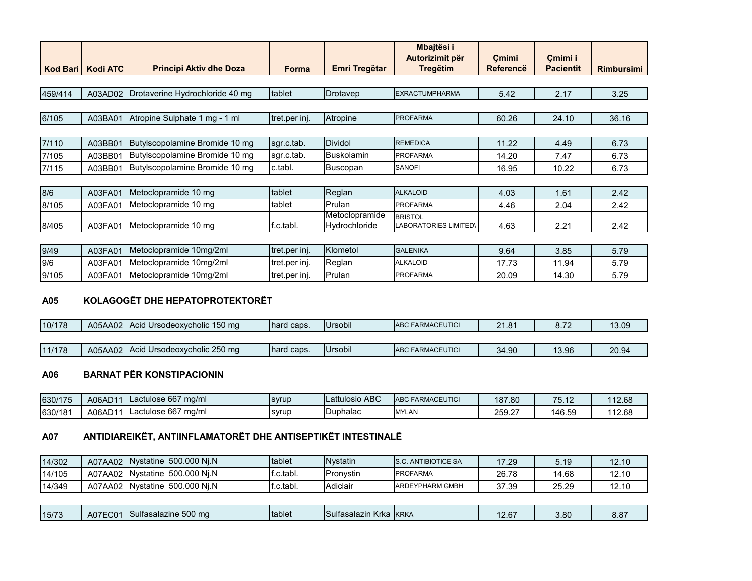| Kod Bari | Kodi ATC | Principi Aktiv dhe Doza | Forma | Emri Tregëtar | Mbajtësi i Autorizimit për Tregëtim | Çmimi Referencë | Çmimi i Pacientit | Rimbursimi |
|---|---|---|---|---|---|---|---|---|
| 459/414 | A03AD02 | Drotaverine Hydrochloride 40 mg | tablet | Drotavep | EXRACTUMPHARMA | 5.42 | 2.17 | 3.25 |
| 6/105 | A03BA01 | Atropine Sulphate 1 mg - 1 ml | tret.per inj. | Atropine | PROFARMA | 60.26 | 24.10 | 36.16 |
| 7/110 | A03BB01 | Butylscopolamine Bromide 10 mg | sgr.c.tab. | Dividol | REMEDICA | 11.22 | 4.49 | 6.73 |
| 7/105 | A03BB01 | Butylscopolamine Bromide 10 mg | sgr.c.tab. | Buskolamin | PROFARMA | 14.20 | 7.47 | 6.73 |
| 7/115 | A03BB01 | Butylscopolamine Bromide 10 mg | c.tabl. | Buscopan | SANOFI | 16.95 | 10.22 | 6.73 |
| 8/6 | A03FA01 | Metoclopramide 10 mg | tablet | Reglan | ALKALOID | 4.03 | 1.61 | 2.42 |
| 8/105 | A03FA01 | Metoclopramide 10 mg | tablet | Prulan | PROFARMA | 4.46 | 2.04 | 2.42 |
| 8/405 | A03FA01 | Metoclopramide 10 mg | f.c.tabl. | Metoclopramide Hydrochloride | BRISTOL LABORATORIES LIMITED\ | 4.63 | 2.21 | 2.42 |
| 9/49 | A03FA01 | Metoclopramide 10mg/2ml | tret.per inj. | Klometol | GALENIKA | 9.64 | 3.85 | 5.79 |
| 9/6 | A03FA01 | Metoclopramide 10mg/2ml | tret.per inj. | Reglan | ALKALOID | 17.73 | 11.94 | 5.79 |
| 9/105 | A03FA01 | Metoclopramide 10mg/2ml | tret.per inj. | Prulan | PROFARMA | 20.09 | 14.30 | 5.79 |

## A05 KOLAGOGËT DHE HEPATOPROTEKTORËT

| Kod Bari | Kodi ATC | Principi Aktiv dhe Doza | Forma | Emri Tregëtar | Mbajtësi i Autorizimit për Tregëtim | Çmimi Referencë | Çmimi i Pacientit | Rimbursimi |
|---|---|---|---|---|---|---|---|---|
| 10/178 | A05AA02 | Acid Ursodeoxycholic 150 mg | hard caps. | Ursobil | ABC FARMACEUTICI | 21.81 | 8.72 | 13.09 |
| 11/178 | A05AA02 | Acid Ursodeoxycholic 250 mg | hard caps. | Ursobil | ABC FARMACEUTICI | 34.90 | 13.96 | 20.94 |

## A06 BARNAT PËR KONSTIPACIONIN

| Kod Bari | Kodi ATC | Principi Aktiv dhe Doza | Forma | Emri Tregëtar | Mbajtësi i Autorizimit për Tregëtim | Çmimi Referencë | Çmimi i Pacientit | Rimbursimi |
|---|---|---|---|---|---|---|---|---|
| 630/175 | A06AD11 | Lactulose 667 mg/ml | syrup | Lattulosio ABC | ABC FARMACEUTICI | 187.80 | 75.12 | 112.68 |
| 630/181 | A06AD11 | Lactulose 667 mg/ml | syrup | Duphalac | MYLAN | 259.27 | 146.59 | 112.68 |

## A07 ANTIDIAREIKËT, ANTIINFLAMATORËT DHE ANTISEPTIKËT INTESTINALË

| Kod Bari | Kodi ATC | Principi Aktiv dhe Doza | Forma | Emri Tregëtar | Mbajtësi i Autorizimit për Tregëtim | Çmimi Referencë | Çmimi i Pacientit | Rimbursimi |
|---|---|---|---|---|---|---|---|---|
| 14/302 | A07AA02 | Nystatine 500.000 Nj.N | tablet | Nystatin | S.C. ANTIBIOTICE SA | 17.29 | 5.19 | 12.10 |
| 14/105 | A07AA02 | Nystatine 500.000 Nj.N | f.c.tabl. | Pronystin | PROFARMA | 26.78 | 14.68 | 12.10 |
| 14/349 | A07AA02 | Nystatine 500.000 Nj.N | f.c.tabl. | Adiclair | ARDEYPHARM GMBH | 37.39 | 25.29 | 12.10 |
| 15/73 | A07EC01 | Sulfasalazine 500 mg | tablet | Sulfasalazin Krka | KRKA | 12.67 | 3.80 | 8.87 |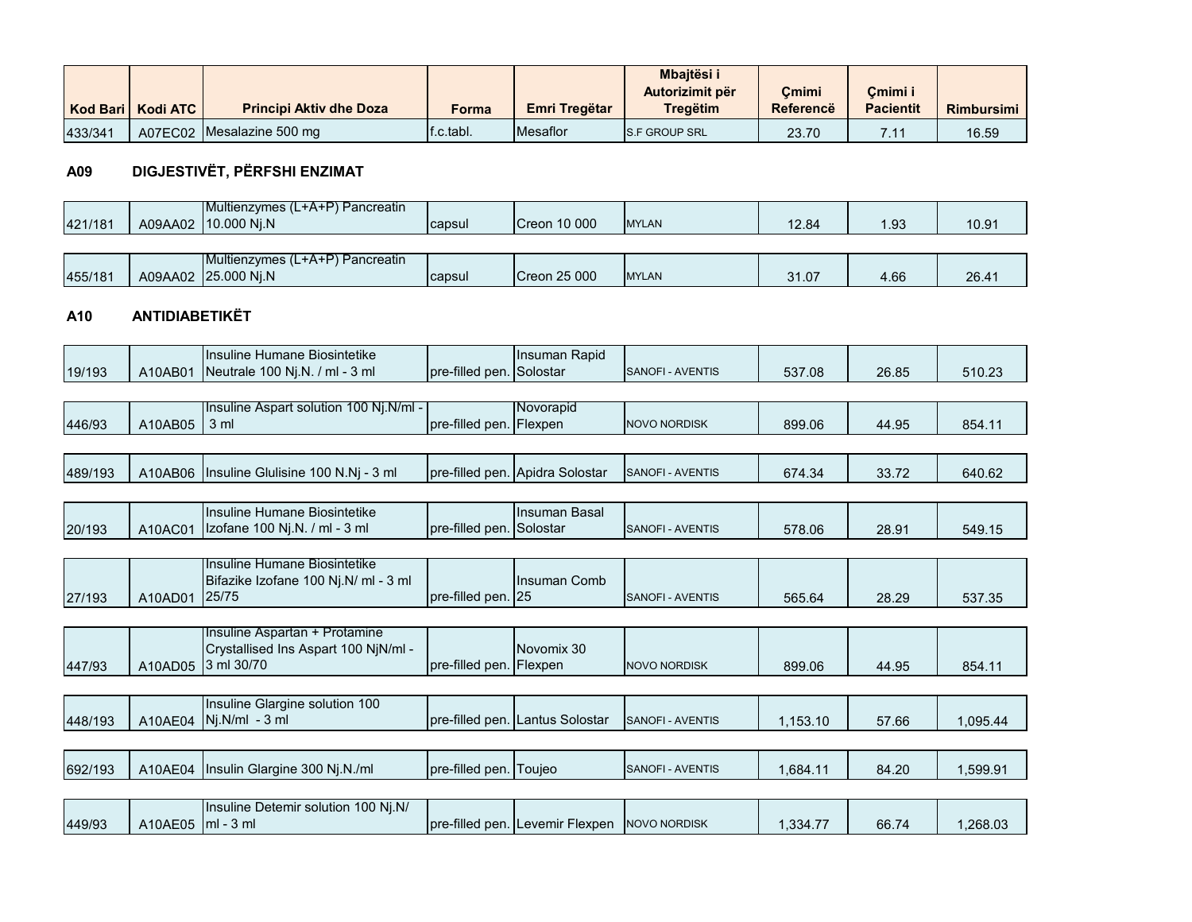| Kod Bari | Kodi ATC | Principi Aktiv dhe Doza | Forma | Emri Tregëtar | Mbajtësi i Autorizimit për Tregëtim | Çmimi Referencë | Çmimi i Pacientit | Rimbursimi |
|---|---|---|---|---|---|---|---|---|
| 433/341 | A07EC02 | Mesalazine 500 mg | f.c.tabl. | Mesaflor | S.F GROUP SRL | 23.70 | 7.11 | 16.59 |

## A09 DIGJESTIVËT, PËRFSHI ENZIMAT

| Kod Bari | Kodi ATC | Principi Aktiv dhe Doza | Forma | Emri Tregëtar | Mbajtësi i Autorizimit për Tregëtim | Çmimi Referencë | Çmimi i Pacientit | Rimbursimi |
|---|---|---|---|---|---|---|---|---|
| 421/181 | A09AA02 | Multienzymes (L+A+P) Pancreatin 10.000 Nj.N | capsul | Creon 10 000 | MYLAN | 12.84 | 1.93 | 10.91 |
| 455/181 | A09AA02 | Multienzymes (L+A+P) Pancreatin 25.000 Nj.N | capsul | Creon 25 000 | MYLAN | 31.07 | 4.66 | 26.41 |

## A10 ANTIDIABETIKËT

| Kod Bari | Kodi ATC | Principi Aktiv dhe Doza | Forma | Emri Tregëtar | Mbajtësi i Autorizimit për Tregëtim | Çmimi Referencë | Çmimi i Pacientit | Rimbursimi |
|---|---|---|---|---|---|---|---|---|
| 19/193 | A10AB01 | Insuline Humane Biosintetike Neutrale 100 Nj.N. / ml - 3 ml | pre-filled pen. | Insuman Rapid Solostar | SANOFI - AVENTIS | 537.08 | 26.85 | 510.23 |
| 446/93 | A10AB05 | Insuline Aspart solution 100 Nj.N/ml - 3 ml | pre-filled pen. | Novorapid Flexpen | NOVO NORDISK | 899.06 | 44.95 | 854.11 |
| 489/193 | A10AB06 | Insuline Glulisine 100 N.Nj - 3 ml | pre-filled pen. | Apidra Solostar | SANOFI - AVENTIS | 674.34 | 33.72 | 640.62 |
| 20/193 | A10AC01 | Insuline Humane Biosintetike Izofane 100 Nj.N. / ml - 3 ml | pre-filled pen. | Insuman Basal Solostar | SANOFI - AVENTIS | 578.06 | 28.91 | 549.15 |
| 27/193 | A10AD01 | Insuline Humane Biosintetike Bifazike Izofane 100 Nj.N/ ml - 3 ml 25/75 | pre-filled pen. | Insuman Comb 25 | SANOFI - AVENTIS | 565.64 | 28.29 | 537.35 |
| 447/93 | A10AD05 | Insuline Aspartan + Protamine Crystallised Ins Aspart 100 NjN/ml - 3 ml 30/70 | pre-filled pen. | Novomix 30 Flexpen | NOVO NORDISK | 899.06 | 44.95 | 854.11 |
| 448/193 | A10AE04 | Insuline Glargine solution 100 Nj.N/ml - 3 ml | pre-filled pen. | Lantus Solostar | SANOFI - AVENTIS | 1,153.10 | 57.66 | 1,095.44 |
| 692/193 | A10AE04 | Insulin Glargine 300 Nj.N./ml | pre-filled pen. | Toujeo | SANOFI - AVENTIS | 1,684.11 | 84.20 | 1,599.91 |
| 449/93 | A10AE05 | Insuline Detemir solution 100 Nj.N/ ml - 3 ml | pre-filled pen. | Levemir Flexpen | NOVO NORDISK | 1,334.77 | 66.74 | 1,268.03 |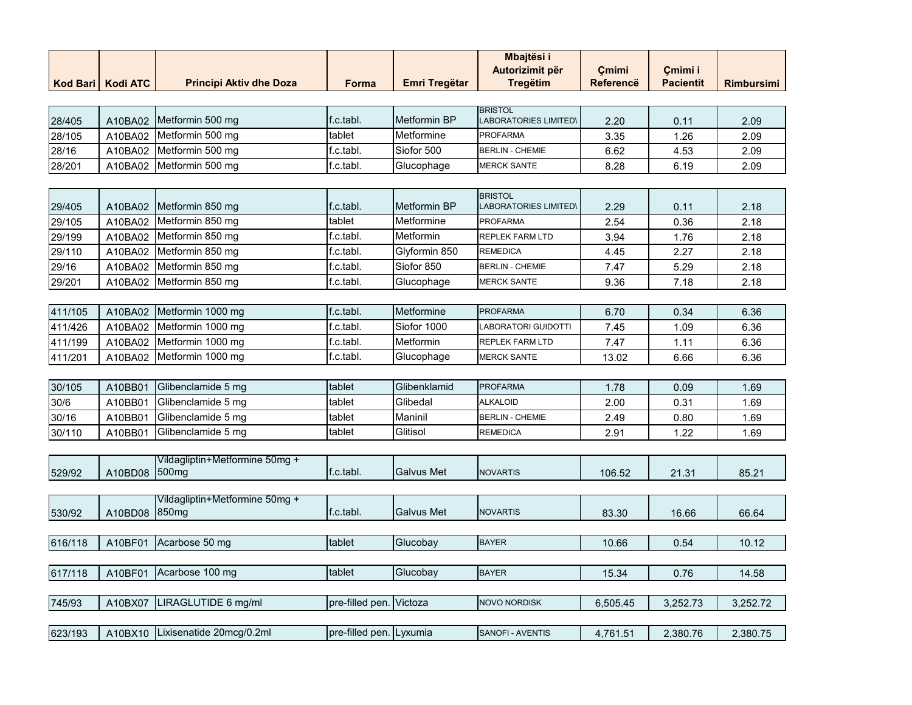| Kod Bari | Kodi ATC | Principi Aktiv dhe Doza | Forma | Emri Tregëtar | Mbajtësi i Autorizimit për Tregëtim | Çmimi Referencë | Çmimi i Pacientit | Rimbursimi |
|---|---|---|---|---|---|---|---|---|
| 28/405 | A10BA02 | Metformin 500 mg | f.c.tabl. | Metformin BP | BRISTOL LABORATORIES LIMITED\ | 2.20 | 0.11 | 2.09 |
| 28/105 | A10BA02 | Metformin 500 mg | tablet | Metformine | PROFARMA | 3.35 | 1.26 | 2.09 |
| 28/16 | A10BA02 | Metformin 500 mg | f.c.tabl. | Siofor 500 | BERLIN - CHEMIE | 6.62 | 4.53 | 2.09 |
| 28/201 | A10BA02 | Metformin 500 mg | f.c.tabl. | Glucophage | MERCK SANTE | 8.28 | 6.19 | 2.09 |
| 29/405 | A10BA02 | Metformin 850 mg | f.c.tabl. | Metformin BP | BRISTOL LABORATORIES LIMITED\ | 2.29 | 0.11 | 2.18 |
| 29/105 | A10BA02 | Metformin 850 mg | tablet | Metformine | PROFARMA | 2.54 | 0.36 | 2.18 |
| 29/199 | A10BA02 | Metformin 850 mg | f.c.tabl. | Metformin | REPLEK FARM LTD | 3.94 | 1.76 | 2.18 |
| 29/110 | A10BA02 | Metformin 850 mg | f.c.tabl. | Glyformin 850 | REMEDICA | 4.45 | 2.27 | 2.18 |
| 29/16 | A10BA02 | Metformin 850 mg | f.c.tabl. | Siofor 850 | BERLIN - CHEMIE | 7.47 | 5.29 | 2.18 |
| 29/201 | A10BA02 | Metformin 850 mg | f.c.tabl. | Glucophage | MERCK SANTE | 9.36 | 7.18 | 2.18 |
| 411/105 | A10BA02 | Metformin 1000 mg | f.c.tabl. | Metformine | PROFARMA | 6.70 | 0.34 | 6.36 |
| 411/426 | A10BA02 | Metformin 1000 mg | f.c.tabl. | Siofor 1000 | LABORATORI GUIDOTTI | 7.45 | 1.09 | 6.36 |
| 411/199 | A10BA02 | Metformin 1000 mg | f.c.tabl. | Metformin | REPLEK FARM LTD | 7.47 | 1.11 | 6.36 |
| 411/201 | A10BA02 | Metformin 1000 mg | f.c.tabl. | Glucophage | MERCK SANTE | 13.02 | 6.66 | 6.36 |
| 30/105 | A10BB01 | Glibenclamide 5 mg | tablet | Glibenklamid | PROFARMA | 1.78 | 0.09 | 1.69 |
| 30/6 | A10BB01 | Glibenclamide 5 mg | tablet | Glibedal | ALKALOID | 2.00 | 0.31 | 1.69 |
| 30/16 | A10BB01 | Glibenclamide 5 mg | tablet | Maninil | BERLIN - CHEMIE | 2.49 | 0.80 | 1.69 |
| 30/110 | A10BB01 | Glibenclamide 5 mg | tablet | Glitisol | REMEDICA | 2.91 | 1.22 | 1.69 |
| 529/92 | A10BD08 | Vildagliptin+Metformine 50mg + 500mg | f.c.tabl. | Galvus Met | NOVARTIS | 106.52 | 21.31 | 85.21 |
| 530/92 | A10BD08 | Vildagliptin+Metformine 50mg + 850mg | f.c.tabl. | Galvus Met | NOVARTIS | 83.30 | 16.66 | 66.64 |
| 616/118 | A10BF01 | Acarbose 50 mg | tablet | Glucobay | BAYER | 10.66 | 0.54 | 10.12 |
| 617/118 | A10BF01 | Acarbose 100 mg | tablet | Glucobay | BAYER | 15.34 | 0.76 | 14.58 |
| 745/93 | A10BX07 | LIRAGLUTIDE 6 mg/ml | pre-filled pen. | Victoza | NOVO NORDISK | 6,505.45 | 3,252.73 | 3,252.72 |
| 623/193 | A10BX10 | Lixisenatide 20mcg/0.2ml | pre-filled pen. | Lyxumia | SANOFI - AVENTIS | 4,761.51 | 2,380.76 | 2,380.75 |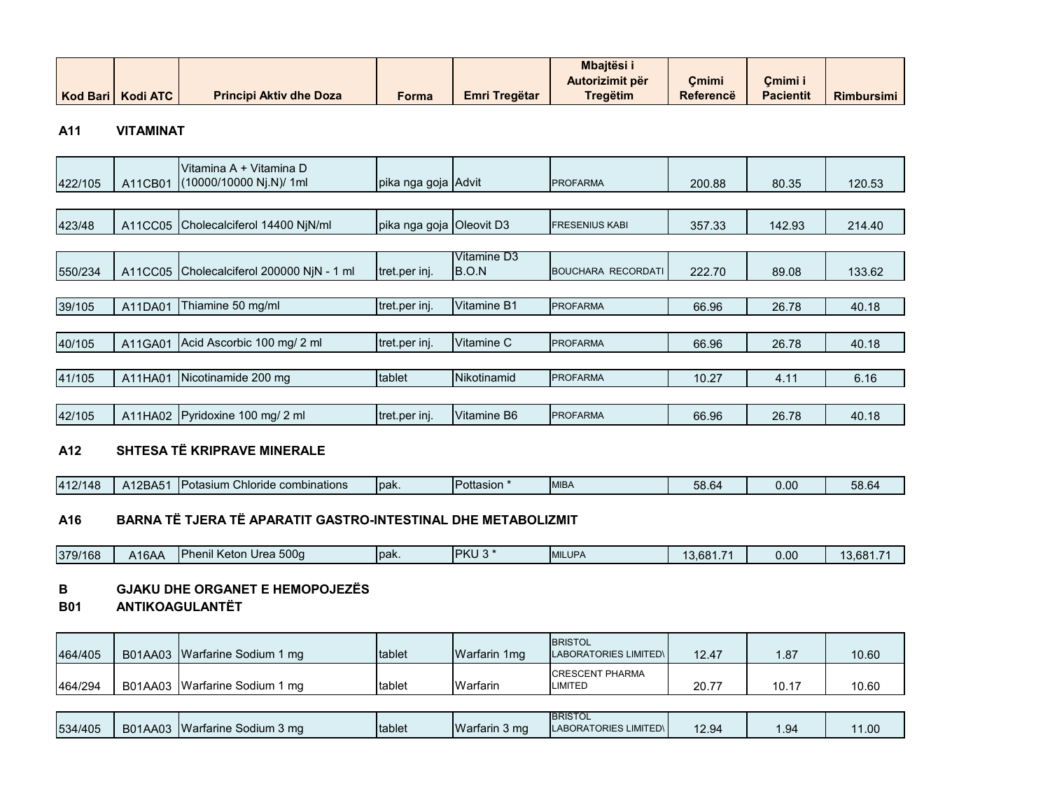| Kod Bari | Kodi ATC | Principi Aktiv dhe Doza | Forma | Emri Tregëtar | Mbajtësi i Autorizimit për Tregëtim | Çmimi Referencë | Çmimi i Pacientit | Rimbursimi |
|---|---|---|---|---|---|---|---|---|

## A11 VITAMINAT

| Kod Bari | Kodi ATC | Principi Aktiv dhe Doza | Forma | Emri Tregëtar | Mbajtësi i Autorizimit për Tregëtim | Çmimi Referencë | Çmimi i Pacientit | Rimbursimi |
|---|---|---|---|---|---|---|---|---|
| 422/105 | A11CB01 | Vitamina A + Vitamina D (10000/10000 Nj.N)/ 1ml | pika nga goja | Advit | PROFARMA | 200.88 | 80.35 | 120.53 |
| 423/48 | A11CC05 | Cholecalciferol 14400 NjN/ml | pika nga goja | Oleovit D3 | FRESENIUS KABI | 357.33 | 142.93 | 214.40 |
| 550/234 | A11CC05 | Cholecalciferol 200000 NjN - 1 ml | tret.per inj. | Vitamine D3 B.O.N | BOUCHARA RECORDATI | 222.70 | 89.08 | 133.62 |
| 39/105 | A11DA01 | Thiamine 50 mg/ml | tret.per inj. | Vitamine B1 | PROFARMA | 66.96 | 26.78 | 40.18 |
| 40/105 | A11GA01 | Acid Ascorbic 100 mg/ 2 ml | tret.per inj. | Vitamine C | PROFARMA | 66.96 | 26.78 | 40.18 |
| 41/105 | A11HA01 | Nicotinamide 200 mg | tablet | Nikotinamid | PROFARMA | 10.27 | 4.11 | 6.16 |
| 42/105 | A11HA02 | Pyridoxine 100 mg/ 2 ml | tret.per inj. | Vitamine B6 | PROFARMA | 66.96 | 26.78 | 40.18 |

## A12 SHTESA TË KRIPRAVE MINERALE

| Kod Bari | Kodi ATC | Principi Aktiv dhe Doza | Forma | Emri Tregëtar | Mbajtësi i Autorizimit për Tregëtim | Çmimi Referencë | Çmimi i Pacientit | Rimbursimi |
|---|---|---|---|---|---|---|---|---|
| 412/148 | A12BA51 | Potasium Chloride combinations | pak. | Pottasion * | MIBA | 58.64 | 0.00 | 58.64 |

## A16 BARNA TË TJERA TË APARATIT GASTRO-INTESTINAL DHE METABOLIZMIT

| Kod Bari | Kodi ATC | Principi Aktiv dhe Doza | Forma | Emri Tregëtar | Mbajtësi i Autorizimit për Tregëtim | Çmimi Referencë | Çmimi i Pacientit | Rimbursimi |
|---|---|---|---|---|---|---|---|---|
| 379/168 | A16AA | Phenil Keton Urea 500g | pak. | PKU 3 * | MILUPA | 13,681.71 | 0.00 | 13,681.71 |

## B GJAKU DHE ORGANET E HEMOPOJEZËS

## B01 ANTIKOAGULANTËT

| Kod Bari | Kodi ATC | Principi Aktiv dhe Doza | Forma | Emri Tregëtar | Mbajtësi i Autorizimit për Tregëtim | Çmimi Referencë | Çmimi i Pacientit | Rimbursimi |
|---|---|---|---|---|---|---|---|---|
| 464/405 | B01AA03 | Warfarine Sodium 1 mg | tablet | Warfarin 1mg | BRISTOL LABORATORIES LIMITED\ | 12.47 | 1.87 | 10.60 |
| 464/294 | B01AA03 | Warfarine Sodium 1 mg | tablet | Warfarin | CRESCENT PHARMA LIMITED | 20.77 | 10.17 | 10.60 |
| 534/405 | B01AA03 | Warfarine Sodium 3 mg | tablet | Warfarin 3 mg | BRISTOL LABORATORIES LIMITED\ | 12.94 | 1.94 | 11.00 |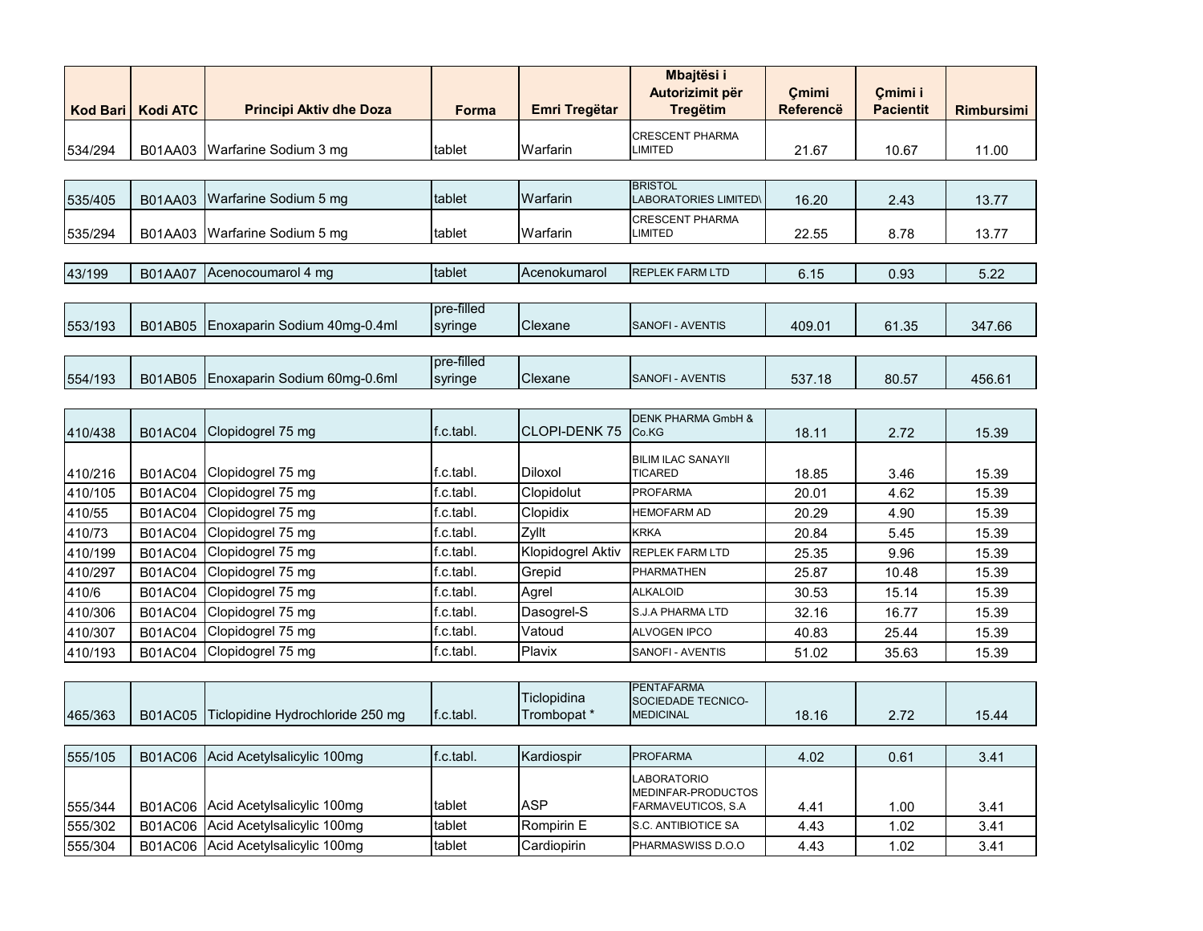| Kod Bari | Kodi ATC | Principi Aktiv dhe Doza | Forma | Emri Tregëtar | Mbajtësi i Autorizimit për Tregëtim | Çmimi Referencë | Çmimi i Pacientit | Rimbursimi |
|---|---|---|---|---|---|---|---|---|
| 534/294 | B01AA03 | Warfarine Sodium 3 mg | tablet | Warfarin | CRESCENT PHARMA LIMITED | 21.67 | 10.67 | 11.00 |
| 535/405 | B01AA03 | Warfarine Sodium 5 mg | tablet | Warfarin | BRISTOL LABORATORIES LIMITED\ | 16.20 | 2.43 | 13.77 |
| 535/294 | B01AA03 | Warfarine Sodium 5 mg | tablet | Warfarin | CRESCENT PHARMA LIMITED | 22.55 | 8.78 | 13.77 |
| 43/199 | B01AA07 | Acenocoumarol 4 mg | tablet | Acenokumarol | REPLEK FARM LTD | 6.15 | 0.93 | 5.22 |
| 553/193 | B01AB05 | Enoxaparin Sodium 40mg-0.4ml | pre-filled syringe | Clexane | SANOFI - AVENTIS | 409.01 | 61.35 | 347.66 |
| 554/193 | B01AB05 | Enoxaparin Sodium 60mg-0.6ml | pre-filled syringe | Clexane | SANOFI - AVENTIS | 537.18 | 80.57 | 456.61 |
| 410/438 | B01AC04 | Clopidogrel 75 mg | f.c.tabl. | CLOPI-DENK 75 | DENK PHARMA GmbH & Co.KG | 18.11 | 2.72 | 15.39 |
| 410/216 | B01AC04 | Clopidogrel 75 mg | f.c.tabl. | Diloxol | BILIM ILAC SANAYII TICARED | 18.85 | 3.46 | 15.39 |
| 410/105 | B01AC04 | Clopidogrel 75 mg | f.c.tabl. | Clopidolut | PROFARMA | 20.01 | 4.62 | 15.39 |
| 410/55 | B01AC04 | Clopidogrel 75 mg | f.c.tabl. | Clopidix | HEMOFARM AD | 20.29 | 4.90 | 15.39 |
| 410/73 | B01AC04 | Clopidogrel 75 mg | f.c.tabl. | Zyllt | KRKA | 20.84 | 5.45 | 15.39 |
| 410/199 | B01AC04 | Clopidogrel 75 mg | f.c.tabl. | Klopidogrel Aktiv | REPLEK FARM LTD | 25.35 | 9.96 | 15.39 |
| 410/297 | B01AC04 | Clopidogrel 75 mg | f.c.tabl. | Grepid | PHARMATHEN | 25.87 | 10.48 | 15.39 |
| 410/6 | B01AC04 | Clopidogrel 75 mg | f.c.tabl. | Agrel | ALKALOID | 30.53 | 15.14 | 15.39 |
| 410/306 | B01AC04 | Clopidogrel 75 mg | f.c.tabl. | Dasogrel-S | S.J.A PHARMA LTD | 32.16 | 16.77 | 15.39 |
| 410/307 | B01AC04 | Clopidogrel 75 mg | f.c.tabl. | Vatoud | ALVOGEN IPCO | 40.83 | 25.44 | 15.39 |
| 410/193 | B01AC04 | Clopidogrel 75 mg | f.c.tabl. | Plavix | SANOFI - AVENTIS | 51.02 | 35.63 | 15.39 |
| 465/363 | B01AC05 | Ticlopidine Hydrochloride 250 mg | f.c.tabl. | Ticlopidina Trombopat * | PENTAFARMA SOCIEDADE TECNICO-MEDICINAL | 18.16 | 2.72 | 15.44 |
| 555/105 | B01AC06 | Acid Acetylsalicylic 100mg | f.c.tabl. | Kardiospir | PROFARMA | 4.02 | 0.61 | 3.41 |
| 555/344 | B01AC06 | Acid Acetylsalicylic 100mg | tablet | ASP | LABORATORIO MEDINFAR-PRODUCTOS FARMAVEUTICOS, S.A | 4.41 | 1.00 | 3.41 |
| 555/302 | B01AC06 | Acid Acetylsalicylic 100mg | tablet | Rompirin E | S.C. ANTIBIOTICE SA | 4.43 | 1.02 | 3.41 |
| 555/304 | B01AC06 | Acid Acetylsalicylic 100mg | tablet | Cardiopirin | PHARMASWISS D.O.O | 4.43 | 1.02 | 3.41 |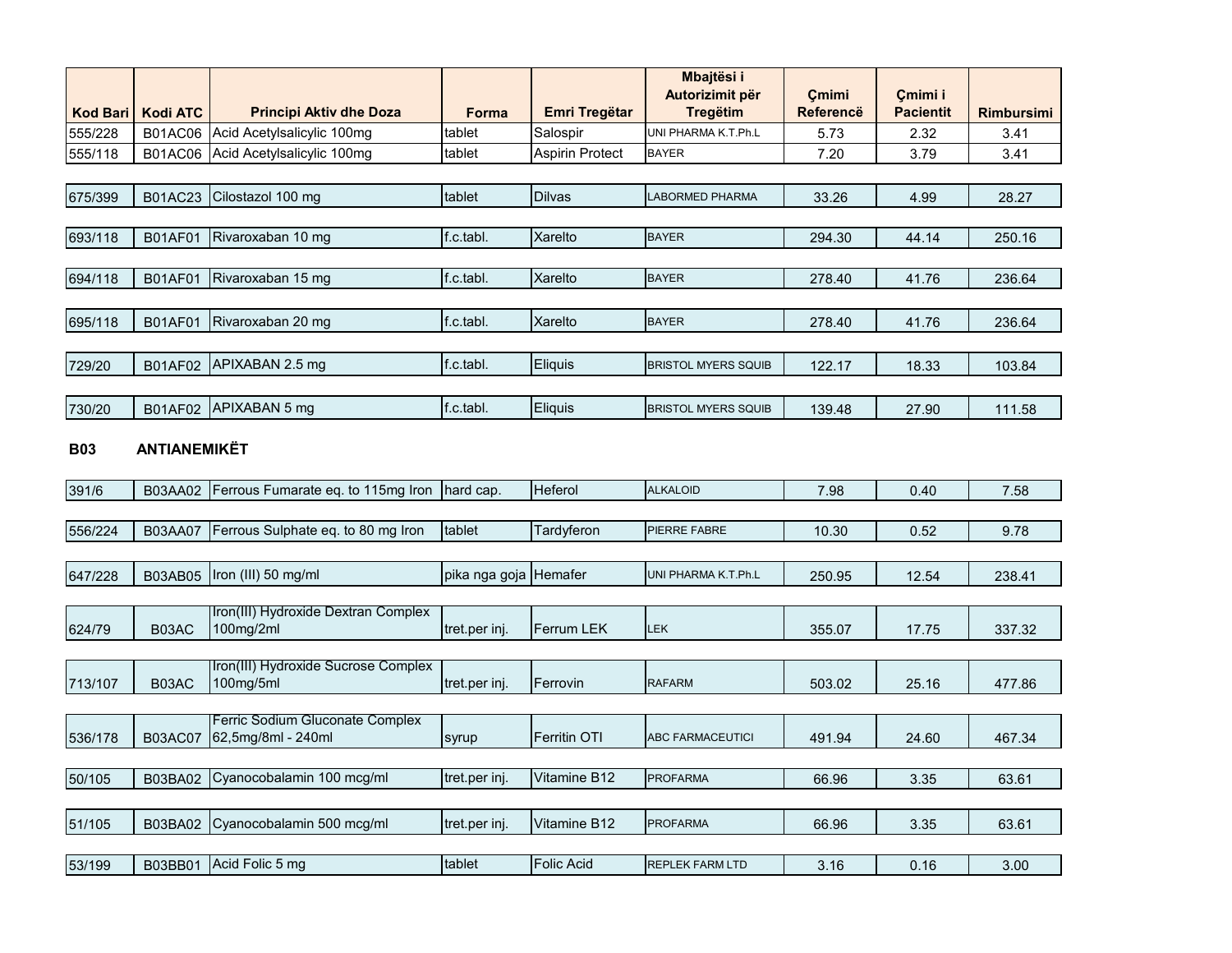| Kod Bari | Kodi ATC | Principi Aktiv dhe Doza | Forma | Emri Tregëtar | Mbajtësi i Autorizimit për Tregëtim | Çmimi Referencë | Çmimi i Pacientit | Rimbursimi |
|---|---|---|---|---|---|---|---|---|
| 555/228 | B01AC06 | Acid Acetylsalicylic 100mg | tablet | Salospir | UNI PHARMA K.T.Ph.L | 5.73 | 2.32 | 3.41 |
| 555/118 | B01AC06 | Acid Acetylsalicylic 100mg | tablet | Aspirin Protect | BAYER | 7.20 | 3.79 | 3.41 |
| 675/399 | B01AC23 | Cilostazol 100 mg | tablet | Dilvas | LABORMED PHARMA | 33.26 | 4.99 | 28.27 |
| 693/118 | B01AF01 | Rivaroxaban 10 mg | f.c.tabl. | Xarelto | BAYER | 294.30 | 44.14 | 250.16 |
| 694/118 | B01AF01 | Rivaroxaban 15 mg | f.c.tabl. | Xarelto | BAYER | 278.40 | 41.76 | 236.64 |
| 695/118 | B01AF01 | Rivaroxaban 20 mg | f.c.tabl. | Xarelto | BAYER | 278.40 | 41.76 | 236.64 |
| 729/20 | B01AF02 | APIXABAN 2.5 mg | f.c.tabl. | Eliquis | BRISTOL MYERS SQUIB | 122.17 | 18.33 | 103.84 |
| 730/20 | B01AF02 | APIXABAN 5 mg | f.c.tabl. | Eliquis | BRISTOL MYERS SQUIB | 139.48 | 27.90 | 111.58 |

**B03 ANTIANEMIKËT**

| Kod Bari | Kodi ATC | Principi Aktiv dhe Doza | Forma | Emri Tregëtar | Mbajtësi i Autorizimit për Tregëtim | Çmimi Referencë | Çmimi i Pacientit | Rimbursimi |
|---|---|---|---|---|---|---|---|---|
| 391/6 | B03AA02 | Ferrous Fumarate eq. to 115mg Iron | hard cap. | Heferol | ALKALOID | 7.98 | 0.40 | 7.58 |
| 556/224 | B03AA07 | Ferrous Sulphate eq. to 80 mg Iron | tablet | Tardyferon | PIERRE FABRE | 10.30 | 0.52 | 9.78 |
| 647/228 | B03AB05 | Iron (III) 50 mg/ml | pika nga goja | Hemafer | UNI PHARMA K.T.Ph.L | 250.95 | 12.54 | 238.41 |
| 624/79 | B03AC | Iron(III) Hydroxide Dextran Complex 100mg/2ml | tret.per inj. | Ferrum LEK | LEK | 355.07 | 17.75 | 337.32 |
| 713/107 | B03AC | Iron(III) Hydroxide Sucrose Complex 100mg/5ml | tret.per inj. | Ferrovin | RAFARM | 503.02 | 25.16 | 477.86 |
| 536/178 | B03AC07 | Ferric Sodium Gluconate Complex 62,5mg/8ml - 240ml | syrup | Ferritin OTI | ABC FARMACEUTICI | 491.94 | 24.60 | 467.34 |
| 50/105 | B03BA02 | Cyanocobalamin 100 mcg/ml | tret.per inj. | Vitamine B12 | PROFARMA | 66.96 | 3.35 | 63.61 |
| 51/105 | B03BA02 | Cyanocobalamin 500 mcg/ml | tret.per inj. | Vitamine B12 | PROFARMA | 66.96 | 3.35 | 63.61 |
| 53/199 | B03BB01 | Acid Folic 5 mg | tablet | Folic Acid | REPLEK FARM LTD | 3.16 | 0.16 | 3.00 |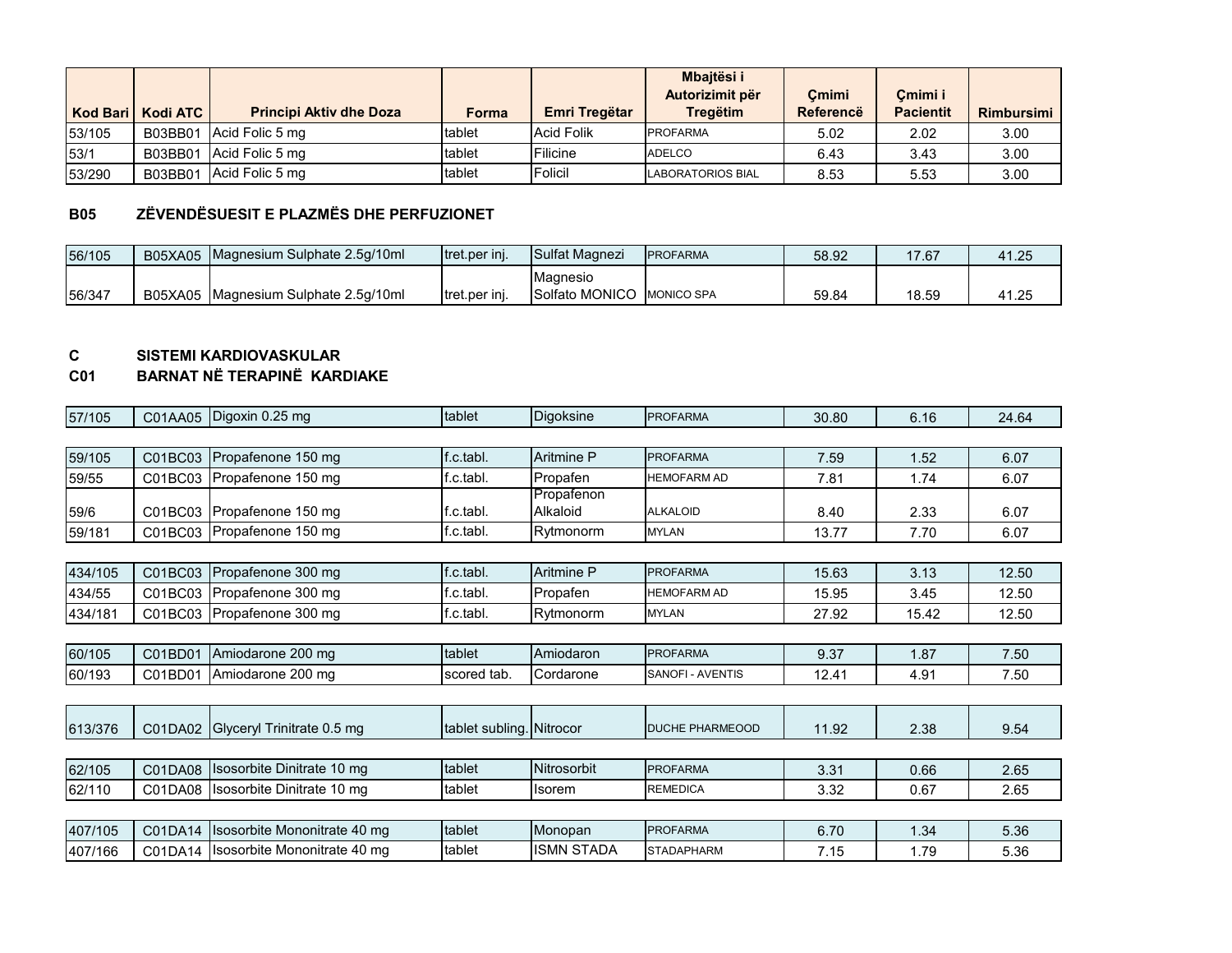| Kod Bari | Kodi ATC | Principi Aktiv dhe Doza | Forma | Emri Tregëtar | Mbajtësi i Autorizimit për Tregëtim | Çmimi Referencë | Çmimi i Pacientit | Rimbursimi |
|---|---|---|---|---|---|---|---|---|
| 53/105 | B03BB01 | Acid Folic 5 mg | tablet | Acid Folik | PROFARMA | 5.02 | 2.02 | 3.00 |
| 53/1 | B03BB01 | Acid Folic 5 mg | tablet | Filicine | ADELCO | 6.43 | 3.43 | 3.00 |
| 53/290 | B03BB01 | Acid Folic 5 mg | tablet | Folicil | LABORATORIOS BIAL | 8.53 | 5.53 | 3.00 |

**B05 ZËVENDËSUESIT E PLAZMËS DHE PERFUZIONET**

| Kod Bari | Kodi ATC | Principi Aktiv dhe Doza | Forma | Emri Tregëtar | Mbajtësi i Autorizimit për Tregëtim | Çmimi Referencë | Çmimi i Pacientit | Rimbursimi |
|---|---|---|---|---|---|---|---|---|
| 56/105 | B05XA05 | Magnesium Sulphate 2.5g/10ml | tret.per inj. | Sulfat Magnezi | PROFARMA | 58.92 | 17.67 | 41.25 |
| 56/347 | B05XA05 | Magnesium Sulphate 2.5g/10ml | tret.per inj. | Magnesio Solfato MONICO | MONICO SPA | 59.84 | 18.59 | 41.25 |

**C SISTEMI KARDIOVASKULAR**

**C01 BARNAT NË TERAPINË KARDIAKE**

| Kod Bari | Kodi ATC | Principi Aktiv dhe Doza | Forma | Emri Tregëtar | Mbajtësi i Autorizimit për Tregëtim | Çmimi Referencë | Çmimi i Pacientit | Rimbursimi |
|---|---|---|---|---|---|---|---|---|
| 57/105 | C01AA05 | Digoxin 0.25 mg | tablet | Digoksine | PROFARMA | 30.80 | 6.16 | 24.64 |
| 59/105 | C01BC03 | Propafenone 150 mg | f.c.tabl. | Aritmine P | PROFARMA | 7.59 | 1.52 | 6.07 |
| 59/55 | C01BC03 | Propafenone 150 mg | f.c.tabl. | Propafen | HEMOFARM AD | 7.81 | 1.74 | 6.07 |
| 59/6 | C01BC03 | Propafenone 150 mg | f.c.tabl. | Propafenon Alkaloid | ALKALOID | 8.40 | 2.33 | 6.07 |
| 59/181 | C01BC03 | Propafenone 150 mg | f.c.tabl. | Rytmonorm | MYLAN | 13.77 | 7.70 | 6.07 |
| 434/105 | C01BC03 | Propafenone 300 mg | f.c.tabl. | Aritmine P | PROFARMA | 15.63 | 3.13 | 12.50 |
| 434/55 | C01BC03 | Propafenone 300 mg | f.c.tabl. | Propafen | HEMOFARM AD | 15.95 | 3.45 | 12.50 |
| 434/181 | C01BC03 | Propafenone 300 mg | f.c.tabl. | Rytmonorm | MYLAN | 27.92 | 15.42 | 12.50 |
| 60/105 | C01BD01 | Amiodarone 200 mg | tablet | Amiodaron | PROFARMA | 9.37 | 1.87 | 7.50 |
| 60/193 | C01BD01 | Amiodarone 200 mg | scored tab. | Cordarone | SANOFI - AVENTIS | 12.41 | 4.91 | 7.50 |
| 613/376 | C01DA02 | Glyceryl Trinitrate 0.5 mg | tablet subling. | Nitrocor | DUCHE PHARMEOOD | 11.92 | 2.38 | 9.54 |
| 62/105 | C01DA08 | Isosorbite Dinitrate 10 mg | tablet | Nitrosorbit | PROFARMA | 3.31 | 0.66 | 2.65 |
| 62/110 | C01DA08 | Isosorbite Dinitrate 10 mg | tablet | Isorem | REMEDICA | 3.32 | 0.67 | 2.65 |
| 407/105 | C01DA14 | Isosorbite Mononitrate 40 mg | tablet | Monopan | PROFARMA | 6.70 | 1.34 | 5.36 |
| 407/166 | C01DA14 | Isosorbite Mononitrate 40 mg | tablet | ISMN STADA | STADAPHARM | 7.15 | 1.79 | 5.36 |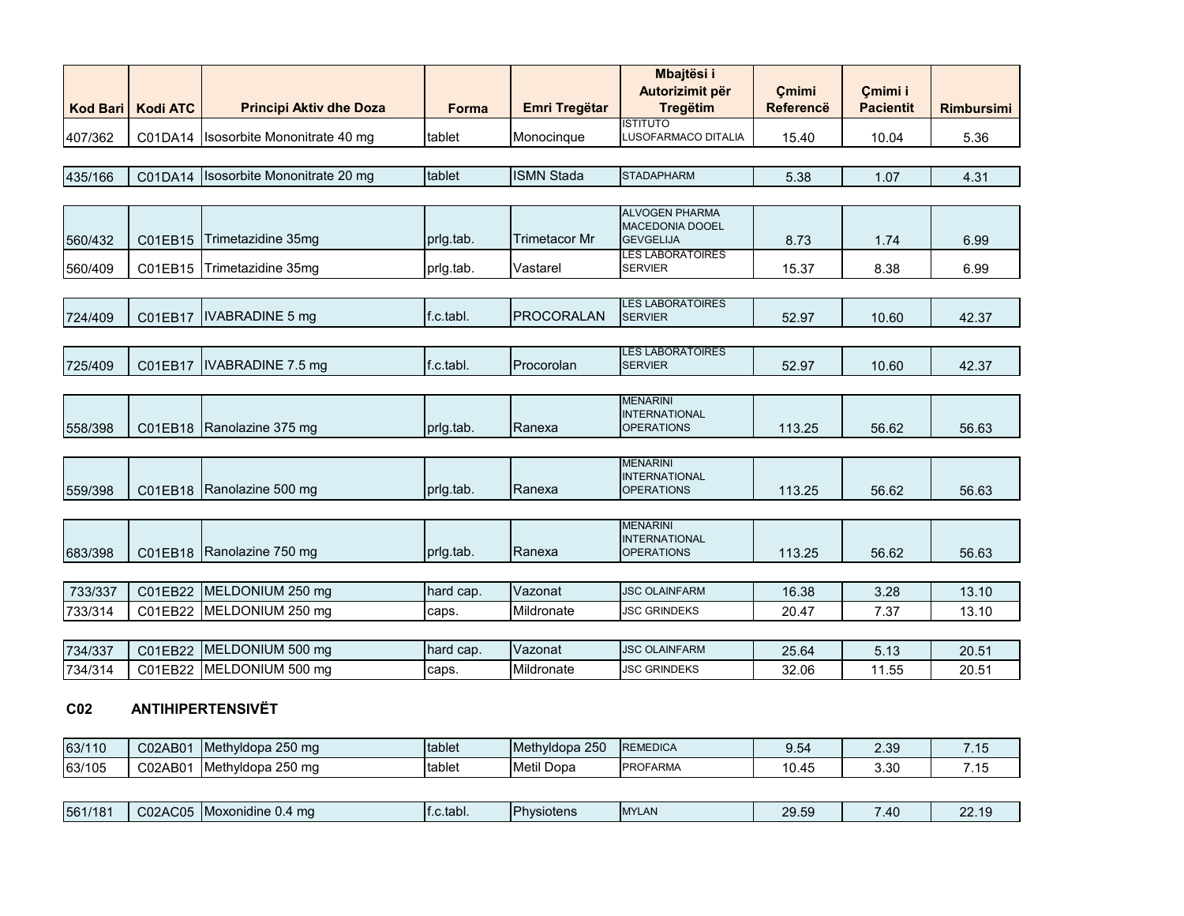| Kod Bari | Kodi ATC | Principi Aktiv dhe Doza | Forma | Emri Tregëtar | Mbajtësi i Autorizimit për Tregëtim | Çmimi Referencë | Çmimi i Pacientit | Rimbursimi |
|---|---|---|---|---|---|---|---|---|
| 407/362 | C01DA14 | Isosorbite Mononitrate 40 mg | tablet | Monocinque | ISTITUTO LUSOFARMACO DITALIA | 15.40 | 10.04 | 5.36 |
| 435/166 | C01DA14 | Isosorbite Mononitrate 20 mg | tablet | ISMN Stada | STADAPHARM | 5.38 | 1.07 | 4.31 |
| 560/432 | C01EB15 | Trimetazidine 35mg | prlg.tab. | Trimetacor Mr | ALVOGEN PHARMA MACEDONIA DOOEL GEVGELIJA | 8.73 | 1.74 | 6.99 |
| 560/409 | C01EB15 | Trimetazidine 35mg | prlg.tab. | Vastarel | LES LABORATOIRES SERVIER | 15.37 | 8.38 | 6.99 |
| 724/409 | C01EB17 | IVABRADINE 5 mg | f.c.tabl. | PROCORALAN | LES LABORATOIRES SERVIER | 52.97 | 10.60 | 42.37 |
| 725/409 | C01EB17 | IVABRADINE 7.5 mg | f.c.tabl. | Procorolan | LES LABORATOIRES SERVIER | 52.97 | 10.60 | 42.37 |
| 558/398 | C01EB18 | Ranolazine 375 mg | prlg.tab. | Ranexa | MENARINI INTERNATIONAL OPERATIONS | 113.25 | 56.62 | 56.63 |
| 559/398 | C01EB18 | Ranolazine 500 mg | prlg.tab. | Ranexa | MENARINI INTERNATIONAL OPERATIONS | 113.25 | 56.62 | 56.63 |
| 683/398 | C01EB18 | Ranolazine 750 mg | prlg.tab. | Ranexa | MENARINI INTERNATIONAL OPERATIONS | 113.25 | 56.62 | 56.63 |
| 733/337 | C01EB22 | MELDONIUM 250 mg | hard cap. | Vazonat | JSC OLAINFARM | 16.38 | 3.28 | 13.10 |
| 733/314 | C01EB22 | MELDONIUM 250 mg | caps. | Mildronate | JSC GRINDEKS | 20.47 | 7.37 | 13.10 |
| 734/337 | C01EB22 | MELDONIUM 500 mg | hard cap. | Vazonat | JSC OLAINFARM | 25.64 | 5.13 | 20.51 |
| 734/314 | C01EB22 | MELDONIUM 500 mg | caps. | Mildronate | JSC GRINDEKS | 32.06 | 11.55 | 20.51 |

**C02 ANTIHIPERTENSIVËT**

| Kod Bari | Kodi ATC | Principi Aktiv dhe Doza | Forma | Emri Tregëtar | Mbajtësi i Autorizimit për Tregëtim | Çmimi Referencë | Çmimi i Pacientit | Rimbursimi |
|---|---|---|---|---|---|---|---|---|
| 63/110 | C02AB01 | Methyldopa 250 mg | tablet | Methyldopa 250 | REMEDICA | 9.54 | 2.39 | 7.15 |
| 63/105 | C02AB01 | Methyldopa 250 mg | tablet | Metil Dopa | PROFARMA | 10.45 | 3.30 | 7.15 |
| 561/181 | C02AC05 | Moxonidine 0.4 mg | f.c.tabl. | Physiotens | MYLAN | 29.59 | 7.40 | 22.19 |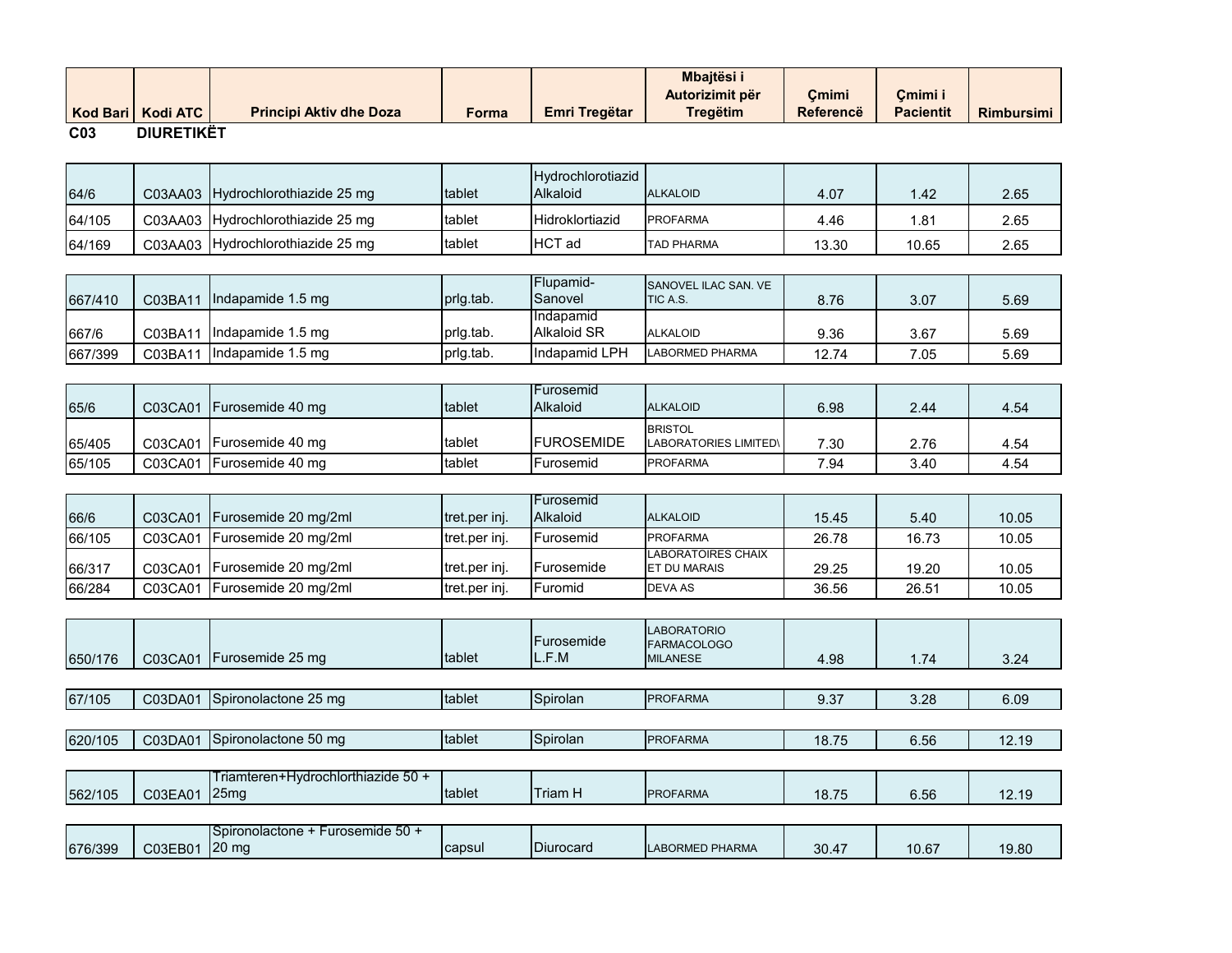| Kod Bari | Kodi ATC | Principi Aktiv dhe Doza | Forma | Emri Tregëtar | Mbajtësi i Autorizimit për Tregëtim | Çmimi Referencë | Çmimi i Pacientit | Rimbursimi |
|---|---|---|---|---|---|---|---|---|
| **C03** | **DIURETIKËT** | | | | | | | |
| 64/6 | C03AA03 | Hydrochlorothiazide 25 mg | tablet | Hydrochlorotiazid Alkaloid | ALKALOID | 4.07 | 1.42 | 2.65 |
| 64/105 | C03AA03 | Hydrochlorothiazide 25 mg | tablet | Hidroklortiazid | PROFARMA | 4.46 | 1.81 | 2.65 |
| 64/169 | C03AA03 | Hydrochlorothiazide 25 mg | tablet | HCT ad | TAD PHARMA | 13.30 | 10.65 | 2.65 |
| 667/410 | C03BA11 | Indapamide 1.5 mg | prlg.tab. | Flupamid-Sanovel | SANOVEL ILAC SAN. VE TIC A.S. | 8.76 | 3.07 | 5.69 |
| 667/6 | C03BA11 | Indapamide 1.5 mg | prlg.tab. | Indapamid Alkaloid SR | ALKALOID | 9.36 | 3.67 | 5.69 |
| 667/399 | C03BA11 | Indapamide 1.5 mg | prlg.tab. | Indapamid LPH | LABORMED PHARMA | 12.74 | 7.05 | 5.69 |
| 65/6 | C03CA01 | Furosemide 40 mg | tablet | Furosemid Alkaloid | ALKALOID | 6.98 | 2.44 | 4.54 |
| 65/405 | C03CA01 | Furosemide 40 mg | tablet | FUROSEMIDE | BRISTOL LABORATORIES LIMITED\ | 7.30 | 2.76 | 4.54 |
| 65/105 | C03CA01 | Furosemide 40 mg | tablet | Furosemid | PROFARMA | 7.94 | 3.40 | 4.54 |
| 66/6 | C03CA01 | Furosemide 20 mg/2ml | tret.per inj. | Furosemid Alkaloid | ALKALOID | 15.45 | 5.40 | 10.05 |
| 66/105 | C03CA01 | Furosemide 20 mg/2ml | tret.per inj. | Furosemid | PROFARMA | 26.78 | 16.73 | 10.05 |
| 66/317 | C03CA01 | Furosemide 20 mg/2ml | tret.per inj. | Furosemide | LABORATOIRES CHAIX ET DU MARAIS | 29.25 | 19.20 | 10.05 |
| 66/284 | C03CA01 | Furosemide 20 mg/2ml | tret.per inj. | Furomid | DEVA AS | 36.56 | 26.51 | 10.05 |
| 650/176 | C03CA01 | Furosemide 25 mg | tablet | Furosemide L.F.M | LABORATORIO FARMACOLOGO MILANESE | 4.98 | 1.74 | 3.24 |
| 67/105 | C03DA01 | Spironolactone 25 mg | tablet | Spirolan | PROFARMA | 9.37 | 3.28 | 6.09 |
| 620/105 | C03DA01 | Spironolactone 50 mg | tablet | Spirolan | PROFARMA | 18.75 | 6.56 | 12.19 |
| 562/105 | C03EA01 | Triamteren+Hydrochlorthiazide 50 + 25mg | tablet | Triam H | PROFARMA | 18.75 | 6.56 | 12.19 |
| 676/399 | C03EB01 | Spironolactone + Furosemide 50 + 20 mg | capsul | Diurocard | LABORMED PHARMA | 30.47 | 10.67 | 19.80 |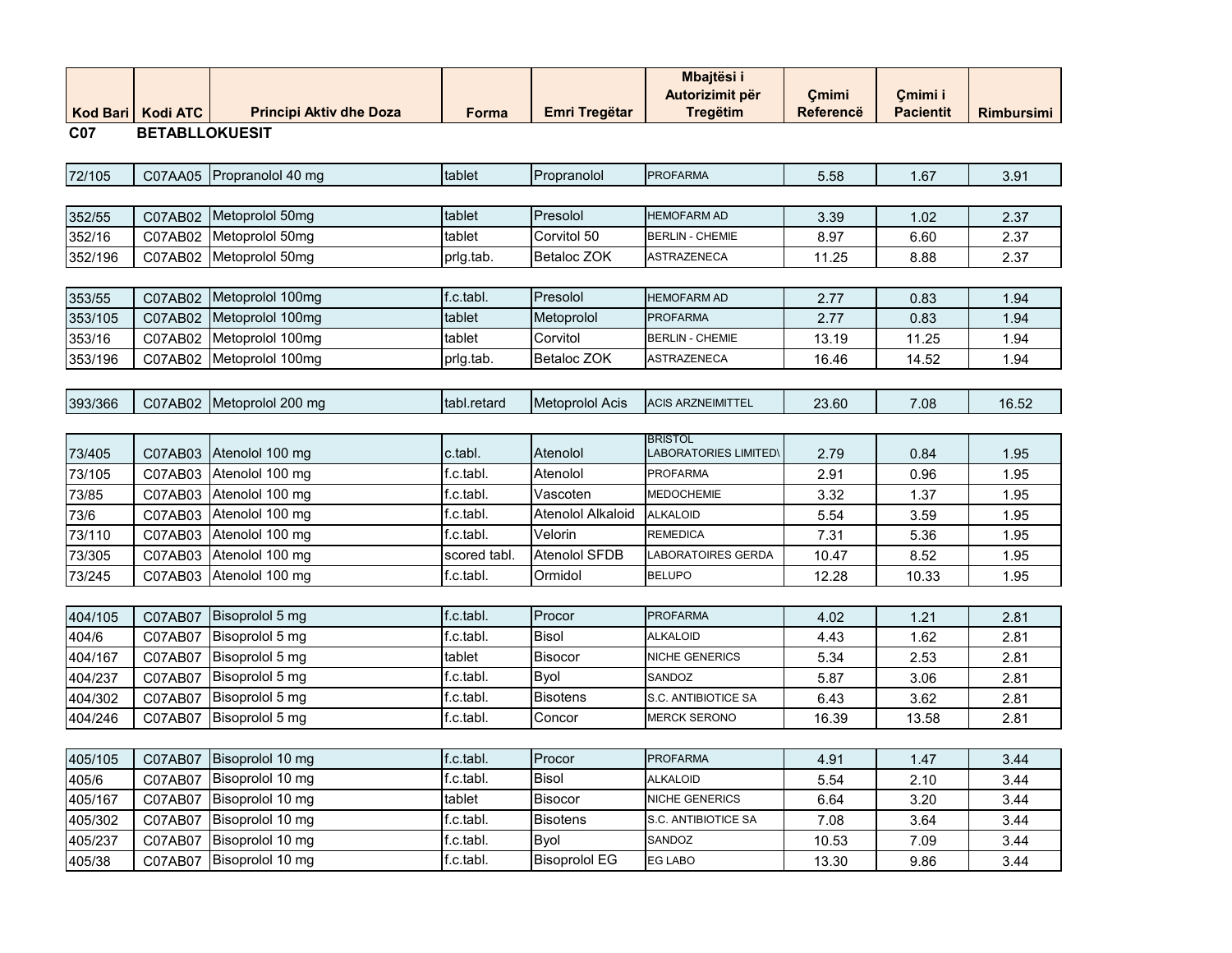| Kod Bari | Kodi ATC | Principi Aktiv dhe Doza | Forma | Emri Tregëtar | Mbajtësi i Autorizimit për Tregëtim | Çmimi Referencë | Çmimi i Pacientit | Rimbursimi |
|---|---|---|---|---|---|---|---|---|
| **C07** | **BETABLLOKUESIT** | | | | | | | |
| 72/105 | C07AA05 | Propranolol 40 mg | tablet | Propranolol | PROFARMA | 5.58 | 1.67 | 3.91 |
| 352/55 | C07AB02 | Metoprolol 50mg | tablet | Presolol | HEMOFARM AD | 3.39 | 1.02 | 2.37 |
| 352/16 | C07AB02 | Metoprolol 50mg | tablet | Corvitol 50 | BERLIN - CHEMIE | 8.97 | 6.60 | 2.37 |
| 352/196 | C07AB02 | Metoprolol 50mg | prlg.tab. | Betaloc ZOK | ASTRAZENECA | 11.25 | 8.88 | 2.37 |
| 353/55 | C07AB02 | Metoprolol 100mg | f.c.tabl. | Presolol | HEMOFARM AD | 2.77 | 0.83 | 1.94 |
| 353/105 | C07AB02 | Metoprolol 100mg | tablet | Metoprolol | PROFARMA | 2.77 | 0.83 | 1.94 |
| 353/16 | C07AB02 | Metoprolol 100mg | tablet | Corvitol | BERLIN - CHEMIE | 13.19 | 11.25 | 1.94 |
| 353/196 | C07AB02 | Metoprolol 100mg | prlg.tab. | Betaloc ZOK | ASTRAZENECA | 16.46 | 14.52 | 1.94 |
| 393/366 | C07AB02 | Metoprolol 200 mg | tabl.retard | Metoprolol Acis | ACIS ARZNEIMITTEL | 23.60 | 7.08 | 16.52 |
| 73/405 | C07AB03 | Atenolol 100 mg | c.tabl. | Atenolol | BRISTOL LABORATORIES LIMITED\ | 2.79 | 0.84 | 1.95 |
| 73/105 | C07AB03 | Atenolol 100 mg | f.c.tabl. | Atenolol | PROFARMA | 2.91 | 0.96 | 1.95 |
| 73/85 | C07AB03 | Atenolol 100 mg | f.c.tabl. | Vascoten | MEDOCHEMIE | 3.32 | 1.37 | 1.95 |
| 73/6 | C07AB03 | Atenolol 100 mg | f.c.tabl. | Atenolol Alkaloid | ALKALOID | 5.54 | 3.59 | 1.95 |
| 73/110 | C07AB03 | Atenolol 100 mg | f.c.tabl. | Velorin | REMEDICA | 7.31 | 5.36 | 1.95 |
| 73/305 | C07AB03 | Atenolol 100 mg | scored tabl. | Atenolol SFDB | LABORATOIRES GERDA | 10.47 | 8.52 | 1.95 |
| 73/245 | C07AB03 | Atenolol 100 mg | f.c.tabl. | Ormidol | BELUPO | 12.28 | 10.33 | 1.95 |
| 404/105 | C07AB07 | Bisoprolol 5 mg | f.c.tabl. | Procor | PROFARMA | 4.02 | 1.21 | 2.81 |
| 404/6 | C07AB07 | Bisoprolol 5 mg | f.c.tabl. | Bisol | ALKALOID | 4.43 | 1.62 | 2.81 |
| 404/167 | C07AB07 | Bisoprolol 5 mg | tablet | Bisocor | NICHE GENERICS | 5.34 | 2.53 | 2.81 |
| 404/237 | C07AB07 | Bisoprolol 5 mg | f.c.tabl. | Byol | SANDOZ | 5.87 | 3.06 | 2.81 |
| 404/302 | C07AB07 | Bisoprolol 5 mg | f.c.tabl. | Bisotens | S.C. ANTIBIOTICE SA | 6.43 | 3.62 | 2.81 |
| 404/246 | C07AB07 | Bisoprolol 5 mg | f.c.tabl. | Concor | MERCK SERONO | 16.39 | 13.58 | 2.81 |
| 405/105 | C07AB07 | Bisoprolol 10 mg | f.c.tabl. | Procor | PROFARMA | 4.91 | 1.47 | 3.44 |
| 405/6 | C07AB07 | Bisoprolol 10 mg | f.c.tabl. | Bisol | ALKALOID | 5.54 | 2.10 | 3.44 |
| 405/167 | C07AB07 | Bisoprolol 10 mg | tablet | Bisocor | NICHE GENERICS | 6.64 | 3.20 | 3.44 |
| 405/302 | C07AB07 | Bisoprolol 10 mg | f.c.tabl. | Bisotens | S.C. ANTIBIOTICE SA | 7.08 | 3.64 | 3.44 |
| 405/237 | C07AB07 | Bisoprolol 10 mg | f.c.tabl. | Byol | SANDOZ | 10.53 | 7.09 | 3.44 |
| 405/38 | C07AB07 | Bisoprolol 10 mg | f.c.tabl. | Bisoprolol EG | EG LABO | 13.30 | 9.86 | 3.44 |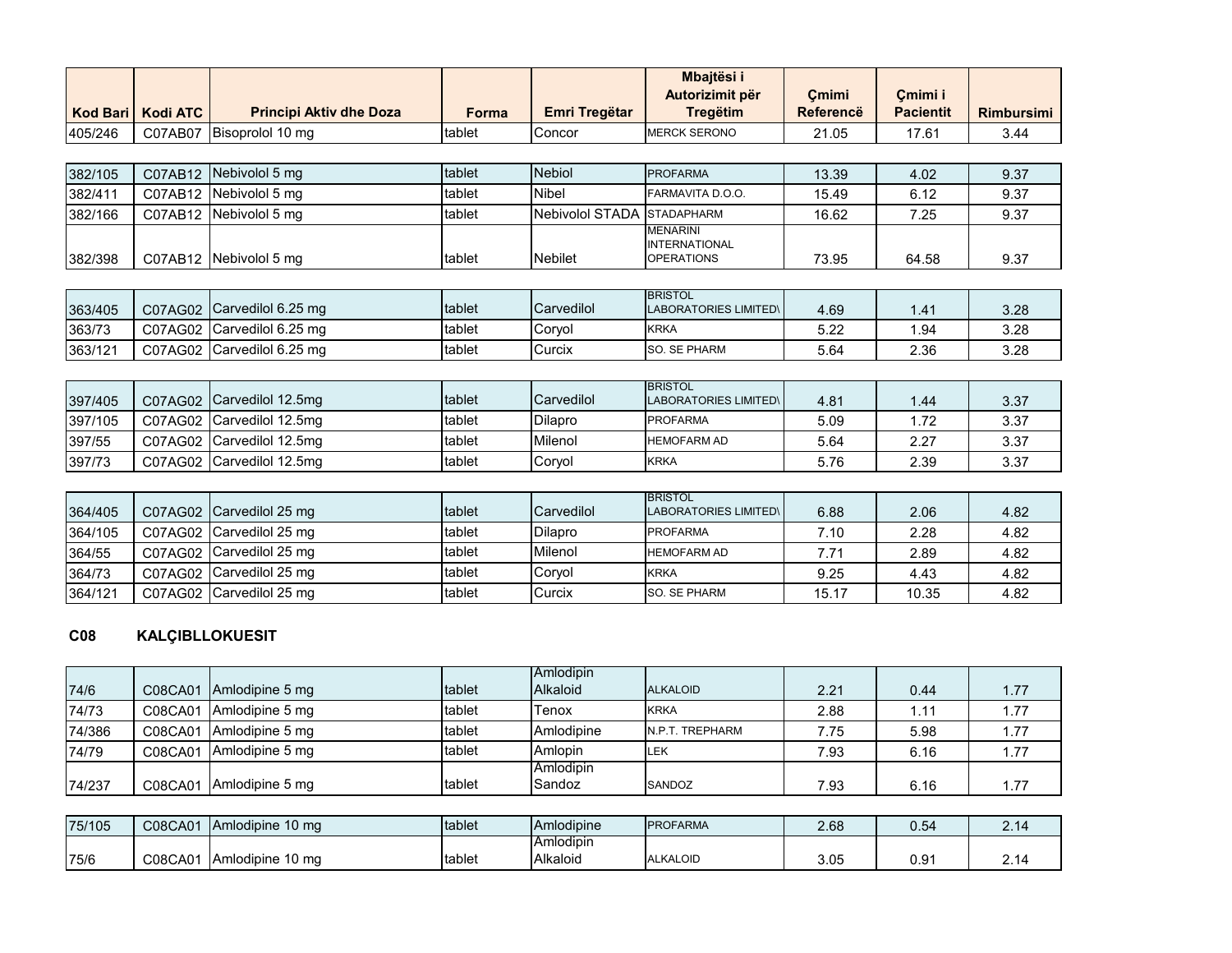| Kod Bari | Kodi ATC | Principi Aktiv dhe Doza | Forma | Emri Tregëtar | Mbajtësi i Autorizimit për Tregëtim | Çmimi Referencë | Çmimi i Pacientit | Rimbursimi |
|---|---|---|---|---|---|---|---|---|
| 405/246 | C07AB07 | Bisoprolol 10 mg | tablet | Concor | MERCK SERONO | 21.05 | 17.61 | 3.44 |
| | | | | | | | | |
| 382/105 | C07AB12 | Nebivolol 5 mg | tablet | Nebiol | PROFARMA | 13.39 | 4.02 | 9.37 |
| 382/411 | C07AB12 | Nebivolol 5 mg | tablet | Nibel | FARMAVITA D.O.O. | 15.49 | 6.12 | 9.37 |
| 382/166 | C07AB12 | Nebivolol 5 mg | tablet | Nebivolol STADA | STADAPHARM | 16.62 | 7.25 | 9.37 |
| 382/398 | C07AB12 | Nebivolol 5 mg | tablet | Nebilet | MENARINI INTERNATIONAL OPERATIONS | 73.95 | 64.58 | 9.37 |
| | | | | | | | | |
| 363/405 | C07AG02 | Carvedilol 6.25 mg | tablet | Carvedilol | BRISTOL LABORATORIES LIMITED\ | 4.69 | 1.41 | 3.28 |
| 363/73 | C07AG02 | Carvedilol 6.25 mg | tablet | Coryol | KRKA | 5.22 | 1.94 | 3.28 |
| 363/121 | C07AG02 | Carvedilol 6.25 mg | tablet | Curcix | SO. SE PHARM | 5.64 | 2.36 | 3.28 |
| | | | | | | | | |
| 397/405 | C07AG02 | Carvedilol 12.5mg | tablet | Carvedilol | BRISTOL LABORATORIES LIMITED\ | 4.81 | 1.44 | 3.37 |
| 397/105 | C07AG02 | Carvedilol 12.5mg | tablet | Dilapro | PROFARMA | 5.09 | 1.72 | 3.37 |
| 397/55 | C07AG02 | Carvedilol 12.5mg | tablet | Milenol | HEMOFARM AD | 5.64 | 2.27 | 3.37 |
| 397/73 | C07AG02 | Carvedilol 12.5mg | tablet | Coryol | KRKA | 5.76 | 2.39 | 3.37 |
| | | | | | | | | |
| 364/405 | C07AG02 | Carvedilol 25 mg | tablet | Carvedilol | BRISTOL LABORATORIES LIMITED\ | 6.88 | 2.06 | 4.82 |
| 364/105 | C07AG02 | Carvedilol 25 mg | tablet | Dilapro | PROFARMA | 7.10 | 2.28 | 4.82 |
| 364/55 | C07AG02 | Carvedilol 25 mg | tablet | Milenol | HEMOFARM AD | 7.71 | 2.89 | 4.82 |
| 364/73 | C07AG02 | Carvedilol 25 mg | tablet | Coryol | KRKA | 9.25 | 4.43 | 4.82 |
| 364/121 | C07AG02 | Carvedilol 25 mg | tablet | Curcix | SO. SE PHARM | 15.17 | 10.35 | 4.82 |

## C08 KALÇIBLLOKUESIT

| Kod Bari | Kodi ATC | Principi Aktiv dhe Doza | Forma | Emri Tregëtar | Mbajtësi i Autorizimit për Tregëtim | Çmimi Referencë | Çmimi i Pacientit | Rimbursimi |
|---|---|---|---|---|---|---|---|---|
| 74/6 | C08CA01 | Amlodipine 5 mg | tablet | Amlodipin Alkaloid | ALKALOID | 2.21 | 0.44 | 1.77 |
| 74/73 | C08CA01 | Amlodipine 5 mg | tablet | Tenox | KRKA | 2.88 | 1.11 | 1.77 |
| 74/386 | C08CA01 | Amlodipine 5 mg | tablet | Amlodipine | N.P.T. TREPHARM | 7.75 | 5.98 | 1.77 |
| 74/79 | C08CA01 | Amlodipine 5 mg | tablet | Amlopin | LEK | 7.93 | 6.16 | 1.77 |
| 74/237 | C08CA01 | Amlodipine 5 mg | tablet | Amlodipin Sandoz | SANDOZ | 7.93 | 6.16 | 1.77 |
| | | | | | | | | |
| 75/105 | C08CA01 | Amlodipine 10 mg | tablet | Amlodipine | PROFARMA | 2.68 | 0.54 | 2.14 |
| 75/6 | C08CA01 | Amlodipine 10 mg | tablet | Amlodipin Alkaloid | ALKALOID | 3.05 | 0.91 | 2.14 |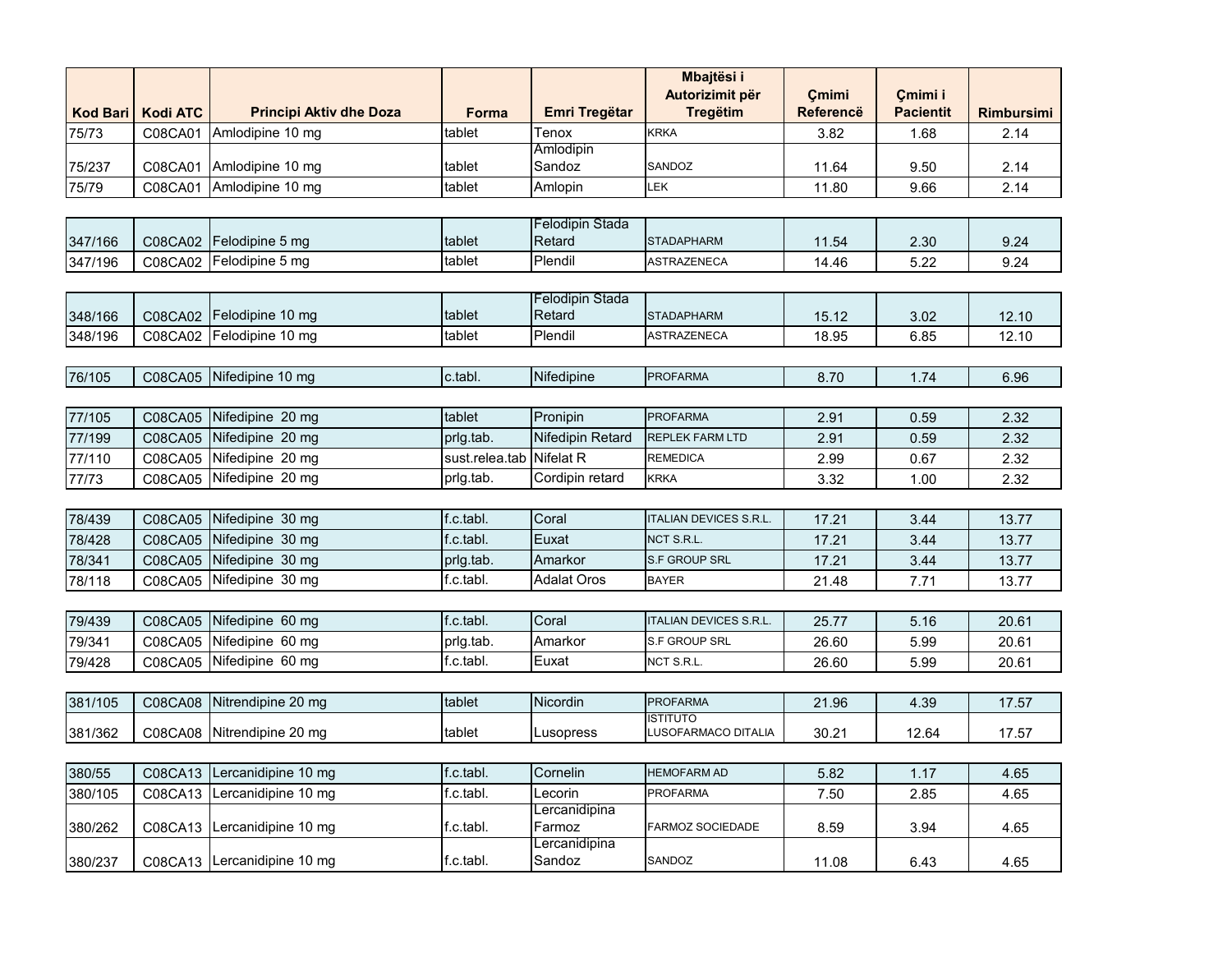| Kod Bari | Kodi ATC | Principi Aktiv dhe Doza | Forma | Emri Tregëtar | Mbajtësi i Autorizimit për Tregëtim | Çmimi Referencë | Çmimi i Pacientit | Rimbursimi |
|---|---|---|---|---|---|---|---|---|
| 75/73 | C08CA01 | Amlodipine 10 mg | tablet | Tenox | KRKA | 3.82 | 1.68 | 2.14 |
| 75/237 | C08CA01 | Amlodipine 10 mg | tablet | Amlodipin Sandoz | SANDOZ | 11.64 | 9.50 | 2.14 |
| 75/79 | C08CA01 | Amlodipine 10 mg | tablet | Amlopin | LEK | 11.80 | 9.66 | 2.14 |
| | | | | | | | | |
| 347/166 | C08CA02 | Felodipine 5 mg | tablet | Felodipin Stada Retard | STADAPHARM | 11.54 | 2.30 | 9.24 |
| 347/196 | C08CA02 | Felodipine 5 mg | tablet | Plendil | ASTRAZENECA | 14.46 | 5.22 | 9.24 |
| | | | | | | | | |
| 348/166 | C08CA02 | Felodipine 10 mg | tablet | Felodipin Stada Retard | STADAPHARM | 15.12 | 3.02 | 12.10 |
| 348/196 | C08CA02 | Felodipine 10 mg | tablet | Plendil | ASTRAZENECA | 18.95 | 6.85 | 12.10 |
| | | | | | | | | |
| 76/105 | C08CA05 | Nifedipine 10 mg | c.tabl. | Nifedipine | PROFARMA | 8.70 | 1.74 | 6.96 |
| | | | | | | | | |
| 77/105 | C08CA05 | Nifedipine 20 mg | tablet | Pronipin | PROFARMA | 2.91 | 0.59 | 2.32 |
| 77/199 | C08CA05 | Nifedipine 20 mg | prlg.tab. | Nifedipin Retard | REPLEK FARM LTD | 2.91 | 0.59 | 2.32 |
| 77/110 | C08CA05 | Nifedipine 20 mg | sust.relea.tab | Nifelat R | REMEDICA | 2.99 | 0.67 | 2.32 |
| 77/73 | C08CA05 | Nifedipine 20 mg | prlg.tab. | Cordipin retard | KRKA | 3.32 | 1.00 | 2.32 |
| | | | | | | | | |
| 78/439 | C08CA05 | Nifedipine 30 mg | f.c.tabl. | Coral | ITALIAN DEVICES S.R.L. | 17.21 | 3.44 | 13.77 |
| 78/428 | C08CA05 | Nifedipine 30 mg | f.c.tabl. | Euxat | NCT S.R.L. | 17.21 | 3.44 | 13.77 |
| 78/341 | C08CA05 | Nifedipine 30 mg | prlg.tab. | Amarkor | S.F GROUP SRL | 17.21 | 3.44 | 13.77 |
| 78/118 | C08CA05 | Nifedipine 30 mg | f.c.tabl. | Adalat Oros | BAYER | 21.48 | 7.71 | 13.77 |
| | | | | | | | | |
| 79/439 | C08CA05 | Nifedipine 60 mg | f.c.tabl. | Coral | ITALIAN DEVICES S.R.L. | 25.77 | 5.16 | 20.61 |
| 79/341 | C08CA05 | Nifedipine 60 mg | prlg.tab. | Amarkor | S.F GROUP SRL | 26.60 | 5.99 | 20.61 |
| 79/428 | C08CA05 | Nifedipine 60 mg | f.c.tabl. | Euxat | NCT S.R.L. | 26.60 | 5.99 | 20.61 |
| | | | | | | | | |
| 381/105 | C08CA08 | Nitrendipine 20 mg | tablet | Nicordin | PROFARMA | 21.96 | 4.39 | 17.57 |
| 381/362 | C08CA08 | Nitrendipine 20 mg | tablet | Lusopress | ISTITUTO LUSOFARMACO DITALIA | 30.21 | 12.64 | 17.57 |
| | | | | | | | | |
| 380/55 | C08CA13 | Lercanidipine 10 mg | f.c.tabl. | Cornelin | HEMOFARM AD | 5.82 | 1.17 | 4.65 |
| 380/105 | C08CA13 | Lercanidipine 10 mg | f.c.tabl. | Lecorin | PROFARMA | 7.50 | 2.85 | 4.65 |
| 380/262 | C08CA13 | Lercanidipine 10 mg | f.c.tabl. | Lercanidipina Farmoz | FARMOZ SOCIEDADE | 8.59 | 3.94 | 4.65 |
| 380/237 | C08CA13 | Lercanidipine 10 mg | f.c.tabl. | Lercanidipina Sandoz | SANDOZ | 11.08 | 6.43 | 4.65 |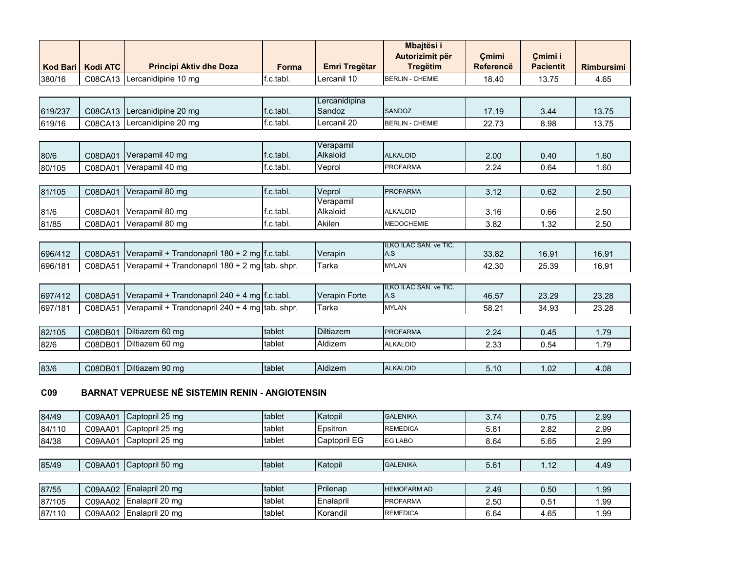| Kod Bari | Kodi ATC | Principi Aktiv dhe Doza | Forma | Emri Tregëtar | Mbajtësi i Autorizimit për Tregëtim | Çmimi Referencë | Çmimi i Pacientit | Rimbursimi |
|---|---|---|---|---|---|---|---|---|
| 380/16 | C08CA13 | Lercanidipine 10 mg | f.c.tabl. | Lercanil 10 | BERLIN - CHEMIE | 18.40 | 13.75 | 4.65 |
| | | | | | | | | |
| 619/237 | C08CA13 | Lercanidipine 20 mg | f.c.tabl. | Lercanidipina Sandoz | SANDOZ | 17.19 | 3.44 | 13.75 |
| 619/16 | C08CA13 | Lercanidipine 20 mg | f.c.tabl. | Lercanil 20 | BERLIN - CHEMIE | 22.73 | 8.98 | 13.75 |
| | | | | | | | | |
| 80/6 | C08DA01 | Verapamil 40 mg | f.c.tabl. | Verapamil Alkaloid | ALKALOID | 2.00 | 0.40 | 1.60 |
| 80/105 | C08DA01 | Verapamil 40 mg | f.c.tabl. | Veprol | PROFARMA | 2.24 | 0.64 | 1.60 |
| | | | | | | | | |
| 81/105 | C08DA01 | Verapamil 80 mg | f.c.tabl. | Veprol | PROFARMA | 3.12 | 0.62 | 2.50 |
| 81/6 | C08DA01 | Verapamil 80 mg | f.c.tabl. | Verapamil Alkaloid | ALKALOID | 3.16 | 0.66 | 2.50 |
| 81/85 | C08DA01 | Verapamil 80 mg | f.c.tabl. | Akilen | MEDOCHEMIE | 3.82 | 1.32 | 2.50 |
| | | | | | | | | |
| 696/412 | C08DA51 | Verapamil + Trandonapril 180 + 2 mg | f.c.tabl. | Verapin | ILKO ILAC SAN. ve TIC. A.S | 33.82 | 16.91 | 16.91 |
| 696/181 | C08DA51 | Verapamil + Trandonapril 180 + 2 mg | tab. shpr. | Tarka | MYLAN | 42.30 | 25.39 | 16.91 |
| | | | | | | | | |
| 697/412 | C08DA51 | Verapamil + Trandonapril 240 + 4 mg | f.c.tabl. | Verapin Forte | ILKO ILAC SAN. ve TIC. A.S | 46.57 | 23.29 | 23.28 |
| 697/181 | C08DA51 | Verapamil + Trandonapril 240 + 4 mg | tab. shpr. | Tarka | MYLAN | 58.21 | 34.93 | 23.28 |
| | | | | | | | | |
| 82/105 | C08DB01 | Diltiazem 60 mg | tablet | Diltiazem | PROFARMA | 2.24 | 0.45 | 1.79 |
| 82/6 | C08DB01 | Diltiazem 60 mg | tablet | Aldizem | ALKALOID | 2.33 | 0.54 | 1.79 |
| | | | | | | | | |
| 83/6 | C08DB01 | Diltiazem 90 mg | tablet | Aldizem | ALKALOID | 5.10 | 1.02 | 4.08 |

## C09 BARNAT VEPRUESE NË SISTEMIN RENIN - ANGIOTENSIN

| Kod Bari | Kodi ATC | Principi Aktiv dhe Doza | Forma | Emri Tregëtar | Mbajtësi i Autorizimit për Tregëtim | Çmimi Referencë | Çmimi i Pacientit | Rimbursimi |
|---|---|---|---|---|---|---|---|---|
| 84/49 | C09AA01 | Captopril 25 mg | tablet | Katopil | GALENIKA | 3.74 | 0.75 | 2.99 |
| 84/110 | C09AA01 | Captopril 25 mg | tablet | Epsitron | REMEDICA | 5.81 | 2.82 | 2.99 |
| 84/38 | C09AA01 | Captopril 25 mg | tablet | Captopril EG | EG LABO | 8.64 | 5.65 | 2.99 |
| | | | | | | | | |
| 85/49 | C09AA01 | Captopril 50 mg | tablet | Katopil | GALENIKA | 5.61 | 1.12 | 4.49 |
| | | | | | | | | |
| 87/55 | C09AA02 | Enalapril 20 mg | tablet | Prilenap | HEMOFARM AD | 2.49 | 0.50 | 1.99 |
| 87/105 | C09AA02 | Enalapril 20 mg | tablet | Enalapril | PROFARMA | 2.50 | 0.51 | 1.99 |
| 87/110 | C09AA02 | Enalapril 20 mg | tablet | Korandil | REMEDICA | 6.64 | 4.65 | 1.99 |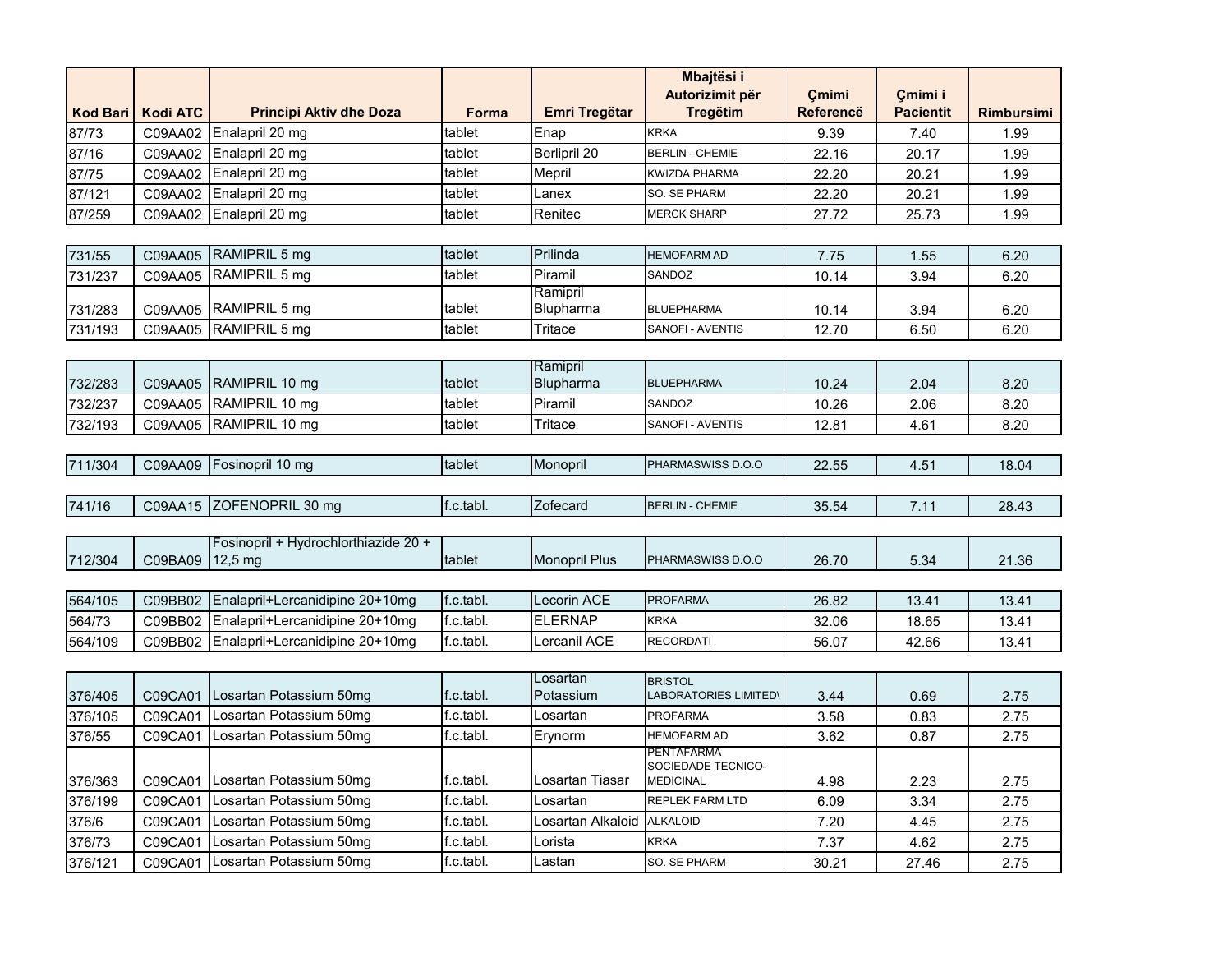| Kod Bari | Kodi ATC | Principi Aktiv dhe Doza | Forma | Emri Tregëtar | Mbajtësi i Autorizimit për Tregëtim | Çmimi Referencë | Çmimi i Pacientit | Rimbursimi |
|---|---|---|---|---|---|---|---|---|
| 87/73 | C09AA02 | Enalapril 20 mg | tablet | Enap | KRKA | 9.39 | 7.40 | 1.99 |
| 87/16 | C09AA02 | Enalapril 20 mg | tablet | Berlipril 20 | BERLIN - CHEMIE | 22.16 | 20.17 | 1.99 |
| 87/75 | C09AA02 | Enalapril 20 mg | tablet | Mepril | KWIZDA PHARMA | 22.20 | 20.21 | 1.99 |
| 87/121 | C09AA02 | Enalapril 20 mg | tablet | Lanex | SO. SE PHARM | 22.20 | 20.21 | 1.99 |
| 87/259 | C09AA02 | Enalapril 20 mg | tablet | Renitec | MERCK SHARP | 27.72 | 25.73 | 1.99 |
| | | | | | | | | |
| 731/55 | C09AA05 | RAMIPRIL 5 mg | tablet | Prilinda | HEMOFARM AD | 7.75 | 1.55 | 6.20 |
| 731/237 | C09AA05 | RAMIPRIL 5 mg | tablet | Piramil | SANDOZ | 10.14 | 3.94 | 6.20 |
| 731/283 | C09AA05 | RAMIPRIL 5 mg | tablet | Ramipril Blupharma | BLUEPHARMA | 10.14 | 3.94 | 6.20 |
| 731/193 | C09AA05 | RAMIPRIL 5 mg | tablet | Tritace | SANOFI - AVENTIS | 12.70 | 6.50 | 6.20 |
| | | | | | | | | |
| 732/283 | C09AA05 | RAMIPRIL 10 mg | tablet | Ramipril Blupharma | BLUEPHARMA | 10.24 | 2.04 | 8.20 |
| 732/237 | C09AA05 | RAMIPRIL 10 mg | tablet | Piramil | SANDOZ | 10.26 | 2.06 | 8.20 |
| 732/193 | C09AA05 | RAMIPRIL 10 mg | tablet | Tritace | SANOFI - AVENTIS | 12.81 | 4.61 | 8.20 |
| | | | | | | | | |
| 711/304 | C09AA09 | Fosinopril 10 mg | tablet | Monopril | PHARMASWISS D.O.O | 22.55 | 4.51 | 18.04 |
| | | | | | | | | |
| 741/16 | C09AA15 | ZOFENOPRIL 30 mg | f.c.tabl. | Zofecard | BERLIN - CHEMIE | 35.54 | 7.11 | 28.43 |
| | | | | | | | | |
| 712/304 | C09BA09 | Fosinopril + Hydrochlorthiazide 20 + 12,5 mg | tablet | Monopril Plus | PHARMASWISS D.O.O | 26.70 | 5.34 | 21.36 |
| | | | | | | | | |
| 564/105 | C09BB02 | Enalapril+Lercanidipine 20+10mg | f.c.tabl. | Lecorin ACE | PROFARMA | 26.82 | 13.41 | 13.41 |
| 564/73 | C09BB02 | Enalapril+Lercanidipine 20+10mg | f.c.tabl. | ELERNAP | KRKA | 32.06 | 18.65 | 13.41 |
| 564/109 | C09BB02 | Enalapril+Lercanidipine 20+10mg | f.c.tabl. | Lercanil ACE | RECORDATI | 56.07 | 42.66 | 13.41 |
| | | | | | | | | |
| 376/405 | C09CA01 | Losartan Potassium 50mg | f.c.tabl. | Losartan Potassium | BRISTOL LABORATORIES LIMITED\ | 3.44 | 0.69 | 2.75 |
| 376/105 | C09CA01 | Losartan Potassium 50mg | f.c.tabl. | Losartan | PROFARMA | 3.58 | 0.83 | 2.75 |
| 376/55 | C09CA01 | Losartan Potassium 50mg | f.c.tabl. | Erynorm | HEMOFARM AD | 3.62 | 0.87 | 2.75 |
| 376/363 | C09CA01 | Losartan Potassium 50mg | f.c.tabl. | Losartan Tiasar | PENTAFARMA SOCIEDADE TECNICO-MEDICINAL | 4.98 | 2.23 | 2.75 |
| 376/199 | C09CA01 | Losartan Potassium 50mg | f.c.tabl. | Losartan | REPLEK FARM LTD | 6.09 | 3.34 | 2.75 |
| 376/6 | C09CA01 | Losartan Potassium 50mg | f.c.tabl. | Losartan Alkaloid | ALKALOID | 7.20 | 4.45 | 2.75 |
| 376/73 | C09CA01 | Losartan Potassium 50mg | f.c.tabl. | Lorista | KRKA | 7.37 | 4.62 | 2.75 |
| 376/121 | C09CA01 | Losartan Potassium 50mg | f.c.tabl. | Lastan | SO. SE PHARM | 30.21 | 27.46 | 2.75 |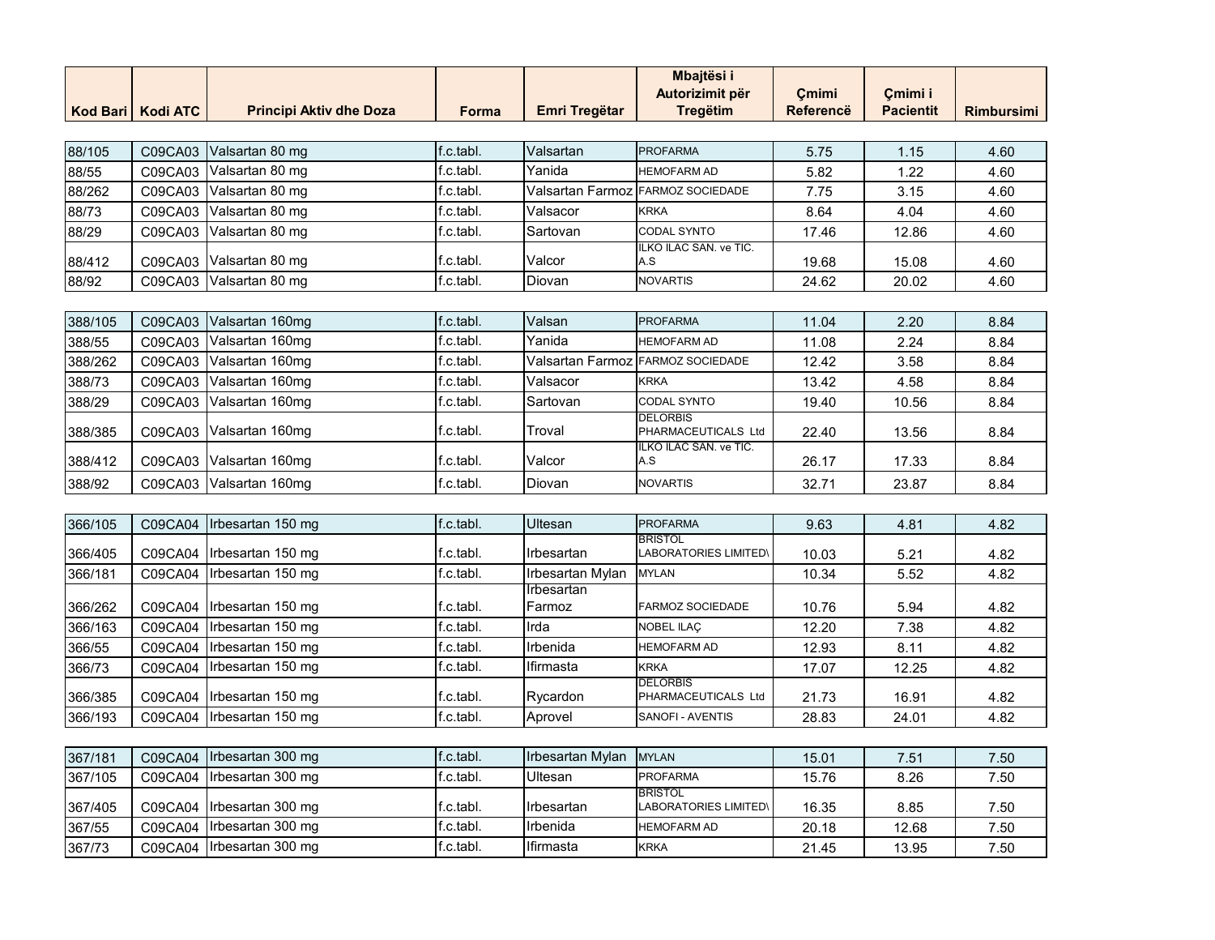| Kod Bari | Kodi ATC | Principi Aktiv dhe Doza | Forma | Emri Tregëtar | Mbajtësi i Autorizimit për Tregëtim | Çmimi Referencë | Çmimi i Pacientit | Rimbursimi |
|---|---|---|---|---|---|---|---|---|
| 88/105 | C09CA03 | Valsartan 80 mg | f.c.tabl. | Valsartan | PROFARMA | 5.75 | 1.15 | 4.60 |
| 88/55 | C09CA03 | Valsartan 80 mg | f.c.tabl. | Yanida | HEMOFARM AD | 5.82 | 1.22 | 4.60 |
| 88/262 | C09CA03 | Valsartan 80 mg | f.c.tabl. | Valsartan Farmoz | FARMOZ SOCIEDADE | 7.75 | 3.15 | 4.60 |
| 88/73 | C09CA03 | Valsartan 80 mg | f.c.tabl. | Valsacor | KRKA | 8.64 | 4.04 | 4.60 |
| 88/29 | C09CA03 | Valsartan 80 mg | f.c.tabl. | Sartovan | CODAL SYNTO | 17.46 | 12.86 | 4.60 |
| 88/412 | C09CA03 | Valsartan 80 mg | f.c.tabl. | Valcor | ILKO ILAC SAN. ve TIC. A.S | 19.68 | 15.08 | 4.60 |
| 88/92 | C09CA03 | Valsartan 80 mg | f.c.tabl. | Diovan | NOVARTIS | 24.62 | 20.02 | 4.60 |
| 388/105 | C09CA03 | Valsartan 160mg | f.c.tabl. | Valsan | PROFARMA | 11.04 | 2.20 | 8.84 |
| 388/55 | C09CA03 | Valsartan 160mg | f.c.tabl. | Yanida | HEMOFARM AD | 11.08 | 2.24 | 8.84 |
| 388/262 | C09CA03 | Valsartan 160mg | f.c.tabl. | Valsartan Farmoz | FARMOZ SOCIEDADE | 12.42 | 3.58 | 8.84 |
| 388/73 | C09CA03 | Valsartan 160mg | f.c.tabl. | Valsacor | KRKA | 13.42 | 4.58 | 8.84 |
| 388/29 | C09CA03 | Valsartan 160mg | f.c.tabl. | Sartovan | CODAL SYNTO | 19.40 | 10.56 | 8.84 |
| 388/385 | C09CA03 | Valsartan 160mg | f.c.tabl. | Troval | DELORBIS PHARMACEUTICALS Ltd | 22.40 | 13.56 | 8.84 |
| 388/412 | C09CA03 | Valsartan 160mg | f.c.tabl. | Valcor | ILKO ILAC SAN. ve TIC. A.S | 26.17 | 17.33 | 8.84 |
| 388/92 | C09CA03 | Valsartan 160mg | f.c.tabl. | Diovan | NOVARTIS | 32.71 | 23.87 | 8.84 |
| 366/105 | C09CA04 | Irbesartan 150 mg | f.c.tabl. | Ultesan | PROFARMA | 9.63 | 4.81 | 4.82 |
| 366/405 | C09CA04 | Irbesartan 150 mg | f.c.tabl. | Irbesartan | BRISTOL LABORATORIES LIMITED\ | 10.03 | 5.21 | 4.82 |
| 366/181 | C09CA04 | Irbesartan 150 mg | f.c.tabl. | Irbesartan Mylan | MYLAN | 10.34 | 5.52 | 4.82 |
| 366/262 | C09CA04 | Irbesartan 150 mg | f.c.tabl. | Irbesartan Farmoz | FARMOZ SOCIEDADE | 10.76 | 5.94 | 4.82 |
| 366/163 | C09CA04 | Irbesartan 150 mg | f.c.tabl. | Irda | NOBEL ILAÇ | 12.20 | 7.38 | 4.82 |
| 366/55 | C09CA04 | Irbesartan 150 mg | f.c.tabl. | Irbenida | HEMOFARM AD | 12.93 | 8.11 | 4.82 |
| 366/73 | C09CA04 | Irbesartan 150 mg | f.c.tabl. | Ifirmasta | KRKA | 17.07 | 12.25 | 4.82 |
| 366/385 | C09CA04 | Irbesartan 150 mg | f.c.tabl. | Rycardon | DELORBIS PHARMACEUTICALS Ltd | 21.73 | 16.91 | 4.82 |
| 366/193 | C09CA04 | Irbesartan 150 mg | f.c.tabl. | Aprovel | SANOFI - AVENTIS | 28.83 | 24.01 | 4.82 |
| 367/181 | C09CA04 | Irbesartan 300 mg | f.c.tabl. | Irbesartan Mylan | MYLAN | 15.01 | 7.51 | 7.50 |
| 367/105 | C09CA04 | Irbesartan 300 mg | f.c.tabl. | Ultesan | PROFARMA | 15.76 | 8.26 | 7.50 |
| 367/405 | C09CA04 | Irbesartan 300 mg | f.c.tabl. | Irbesartan | BRISTOL LABORATORIES LIMITED\ | 16.35 | 8.85 | 7.50 |
| 367/55 | C09CA04 | Irbesartan 300 mg | f.c.tabl. | Irbenida | HEMOFARM AD | 20.18 | 12.68 | 7.50 |
| 367/73 | C09CA04 | Irbesartan 300 mg | f.c.tabl. | Ifirmasta | KRKA | 21.45 | 13.95 | 7.50 |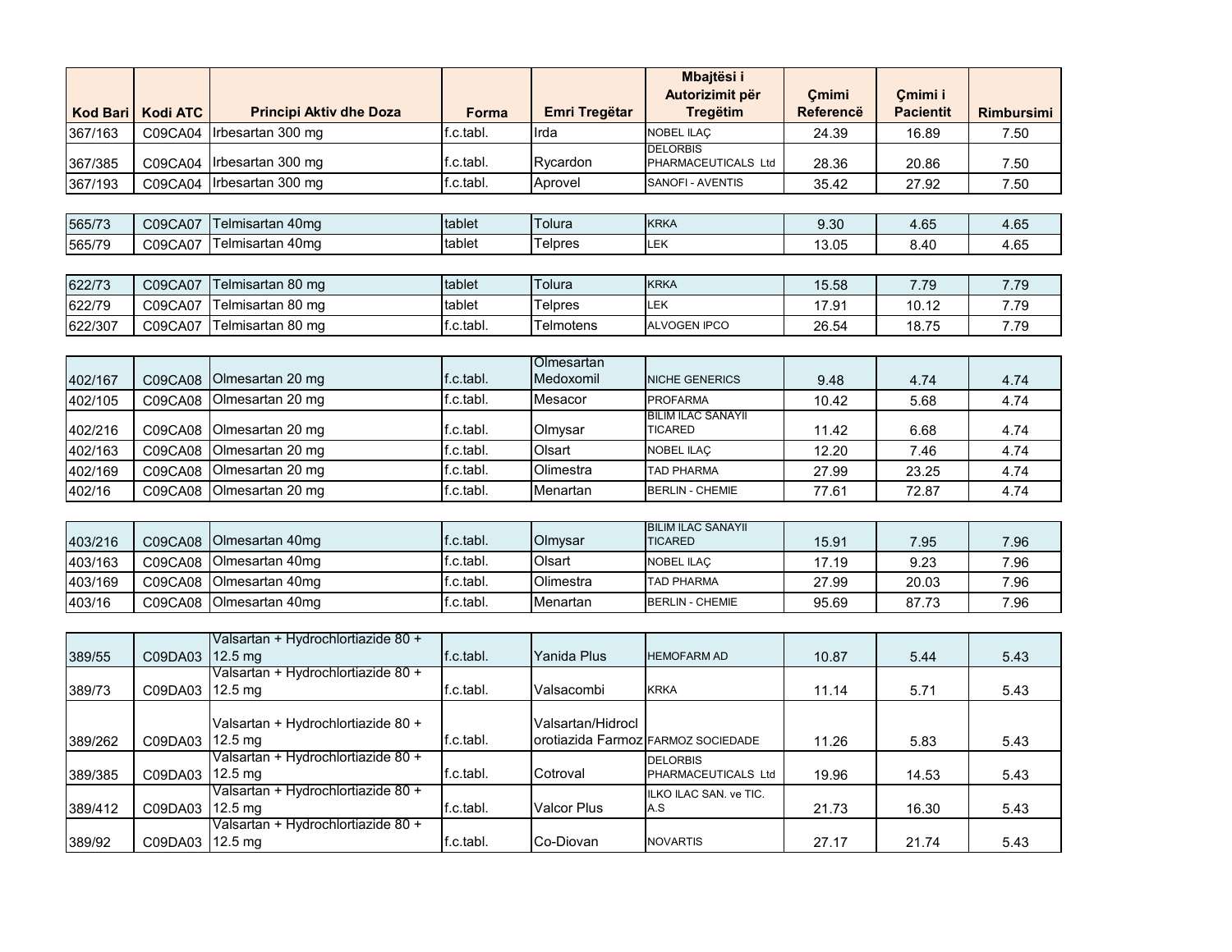| Kod Bari | Kodi ATC | Principi Aktiv dhe Doza | Forma | Emri Tregëtar | Mbajtësi i Autorizimit për Tregëtim | Çmimi Referencë | Çmimi i Pacientit | Rimbursimi |
|---|---|---|---|---|---|---|---|---|
| 367/163 | C09CA04 | Irbesartan 300 mg | f.c.tabl. | Irda | NOBEL ILAÇ | 24.39 | 16.89 | 7.50 |
| 367/385 | C09CA04 | Irbesartan 300 mg | f.c.tabl. | Rycardon | DELORBIS PHARMACEUTICALS Ltd | 28.36 | 20.86 | 7.50 |
| 367/193 | C09CA04 | Irbesartan 300 mg | f.c.tabl. | Aprovel | SANOFI - AVENTIS | 35.42 | 27.92 | 7.50 |
| | | | | | | | | |
| 565/73 | C09CA07 | Telmisartan 40mg | tablet | Tolura | KRKA | 9.30 | 4.65 | 4.65 |
| 565/79 | C09CA07 | Telmisartan 40mg | tablet | Telpres | LEK | 13.05 | 8.40 | 4.65 |
| | | | | | | | | |
| 622/73 | C09CA07 | Telmisartan 80 mg | tablet | Tolura | KRKA | 15.58 | 7.79 | 7.79 |
| 622/79 | C09CA07 | Telmisartan 80 mg | tablet | Telpres | LEK | 17.91 | 10.12 | 7.79 |
| 622/307 | C09CA07 | Telmisartan 80 mg | f.c.tabl. | Telmotens | ALVOGEN IPCO | 26.54 | 18.75 | 7.79 |
| | | | | | | | | |
| 402/167 | C09CA08 | Olmesartan 20 mg | f.c.tabl. | Olmesartan Medoxomil | NICHE GENERICS | 9.48 | 4.74 | 4.74 |
| 402/105 | C09CA08 | Olmesartan 20 mg | f.c.tabl. | Mesacor | PROFARMA | 10.42 | 5.68 | 4.74 |
| 402/216 | C09CA08 | Olmesartan 20 mg | f.c.tabl. | Olmysar | BILIM ILAC SANAYII TICARED | 11.42 | 6.68 | 4.74 |
| 402/163 | C09CA08 | Olmesartan 20 mg | f.c.tabl. | Olsart | NOBEL ILAÇ | 12.20 | 7.46 | 4.74 |
| 402/169 | C09CA08 | Olmesartan 20 mg | f.c.tabl. | Olimestra | TAD PHARMA | 27.99 | 23.25 | 4.74 |
| 402/16 | C09CA08 | Olmesartan 20 mg | f.c.tabl. | Menartan | BERLIN - CHEMIE | 77.61 | 72.87 | 4.74 |
| | | | | | | | | |
| 403/216 | C09CA08 | Olmesartan 40mg | f.c.tabl. | Olmysar | BILIM ILAC SANAYII TICARED | 15.91 | 7.95 | 7.96 |
| 403/163 | C09CA08 | Olmesartan 40mg | f.c.tabl. | Olsart | NOBEL ILAÇ | 17.19 | 9.23 | 7.96 |
| 403/169 | C09CA08 | Olmesartan 40mg | f.c.tabl. | Olimestra | TAD PHARMA | 27.99 | 20.03 | 7.96 |
| 403/16 | C09CA08 | Olmesartan 40mg | f.c.tabl. | Menartan | BERLIN - CHEMIE | 95.69 | 87.73 | 7.96 |
| | | | | | | | | |
| 389/55 | C09DA03 | Valsartan + Hydrochlortiazide 80 + 12.5 mg | f.c.tabl. | Yanida Plus | HEMOFARM AD | 10.87 | 5.44 | 5.43 |
| 389/73 | C09DA03 | Valsartan + Hydrochlortiazide 80 + 12.5 mg | f.c.tabl. | Valsacombi | KRKA | 11.14 | 5.71 | 5.43 |
| 389/262 | C09DA03 | Valsartan + Hydrochlortiazide 80 + 12.5 mg | f.c.tabl. | Valsartan/Hidroclorotiazida Farmoz | FARMOZ SOCIEDADE | 11.26 | 5.83 | 5.43 |
| 389/385 | C09DA03 | Valsartan + Hydrochlortiazide 80 + 12.5 mg | f.c.tabl. | Cotroval | DELORBIS PHARMACEUTICALS Ltd | 19.96 | 14.53 | 5.43 |
| 389/412 | C09DA03 | Valsartan + Hydrochlortiazide 80 + 12.5 mg | f.c.tabl. | Valcor Plus | ILKO ILAC SAN. ve TIC. A.S | 21.73 | 16.30 | 5.43 |
| 389/92 | C09DA03 | Valsartan + Hydrochlortiazide 80 + 12.5 mg | f.c.tabl. | Co-Diovan | NOVARTIS | 27.17 | 21.74 | 5.43 |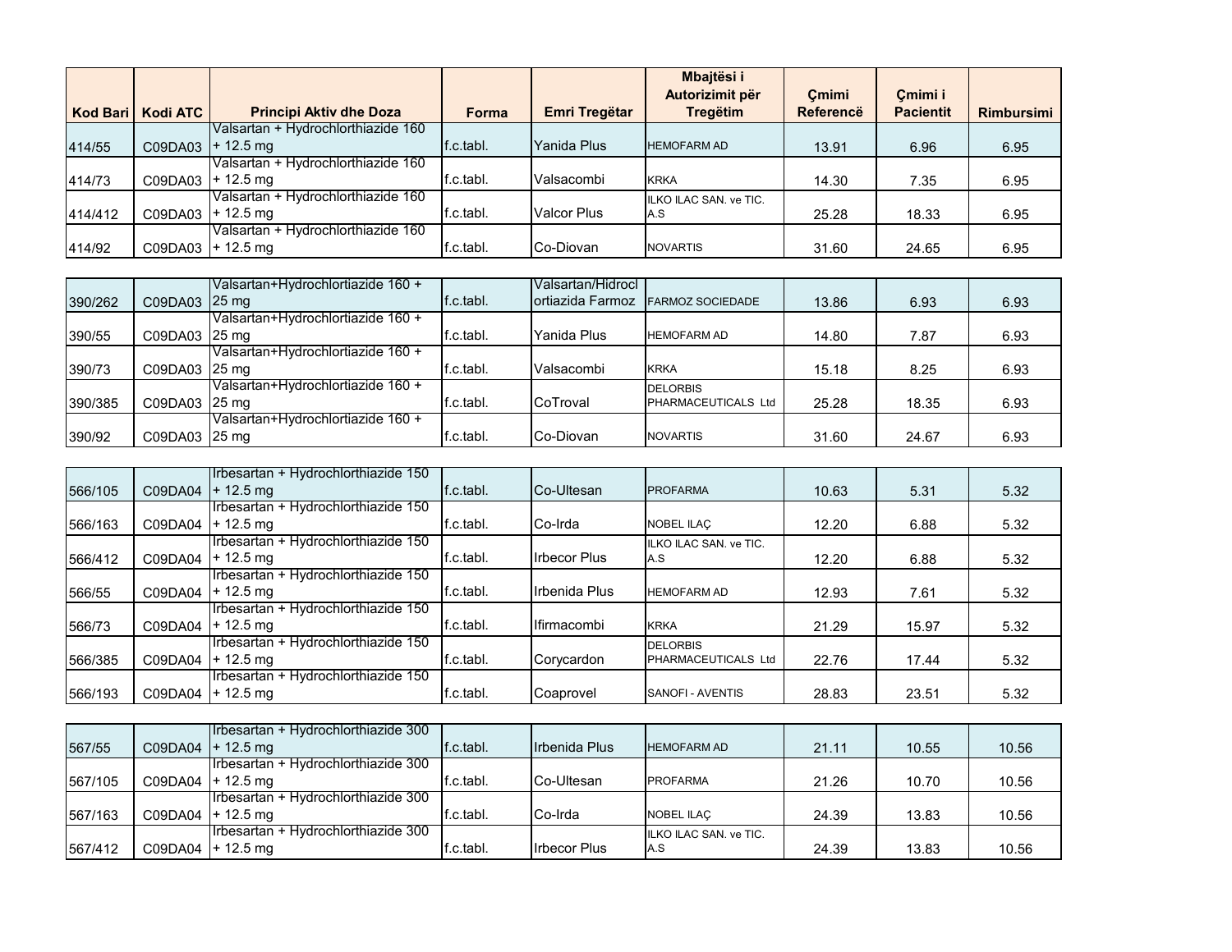| Kod Bari | Kodi ATC | Principi Aktiv dhe Doza | Forma | Emri Tregëtar | Mbajtësi i Autorizimit për Tregëtim | Çmimi Referencë | Çmimi i Pacientit | Rimbursimi |
|---|---|---|---|---|---|---|---|---|
| 414/55 | C09DA03 | Valsartan + Hydrochlorthiazide 160 + 12.5 mg | f.c.tabl. | Yanida Plus | HEMOFARM AD | 13.91 | 6.96 | 6.95 |
| 414/73 | C09DA03 | Valsartan + Hydrochlorthiazide 160 + 12.5 mg | f.c.tabl. | Valsacombi | KRKA | 14.30 | 7.35 | 6.95 |
| 414/412 | C09DA03 | Valsartan + Hydrochlorthiazide 160 + 12.5 mg | f.c.tabl. | Valcor Plus | ILKO ILAC SAN. ve TIC. A.S | 25.28 | 18.33 | 6.95 |
| 414/92 | C09DA03 | Valsartan + Hydrochlorthiazide 160 + 12.5 mg | f.c.tabl. | Co-Diovan | NOVARTIS | 31.60 | 24.65 | 6.95 |
| 390/262 | C09DA03 | Valsartan+Hydrochlortiazide 160 + 25 mg | f.c.tabl. | Valsartan/Hidroclortiazida Farmoz | FARMOZ SOCIEDADE | 13.86 | 6.93 | 6.93 |
| 390/55 | C09DA03 | Valsartan+Hydrochlortiazide 160 + 25 mg | f.c.tabl. | Yanida Plus | HEMOFARM AD | 14.80 | 7.87 | 6.93 |
| 390/73 | C09DA03 | Valsartan+Hydrochlortiazide 160 + 25 mg | f.c.tabl. | Valsacombi | KRKA | 15.18 | 8.25 | 6.93 |
| 390/385 | C09DA03 | Valsartan+Hydrochlortiazide 160 + 25 mg | f.c.tabl. | CoTroval | DELORBIS PHARMACEUTICALS Ltd | 25.28 | 18.35 | 6.93 |
| 390/92 | C09DA03 | Valsartan+Hydrochlortiazide 160 + 25 mg | f.c.tabl. | Co-Diovan | NOVARTIS | 31.60 | 24.67 | 6.93 |
| 566/105 | C09DA04 | Irbesartan + Hydrochlorthiazide 150 + 12.5 mg | f.c.tabl. | Co-Ultesan | PROFARMA | 10.63 | 5.31 | 5.32 |
| 566/163 | C09DA04 | Irbesartan + Hydrochlorthiazide 150 + 12.5 mg | f.c.tabl. | Co-Irda | NOBEL ILAÇ | 12.20 | 6.88 | 5.32 |
| 566/412 | C09DA04 | Irbesartan + Hydrochlorthiazide 150 + 12.5 mg | f.c.tabl. | Irbecor Plus | ILKO ILAC SAN. ve TIC. A.S | 12.20 | 6.88 | 5.32 |
| 566/55 | C09DA04 | Irbesartan + Hydrochlorthiazide 150 + 12.5 mg | f.c.tabl. | Irbenida Plus | HEMOFARM AD | 12.93 | 7.61 | 5.32 |
| 566/73 | C09DA04 | Irbesartan + Hydrochlorthiazide 150 + 12.5 mg | f.c.tabl. | Ifirmacombi | KRKA | 21.29 | 15.97 | 5.32 |
| 566/385 | C09DA04 | Irbesartan + Hydrochlorthiazide 150 + 12.5 mg | f.c.tabl. | Corycardon | DELORBIS PHARMACEUTICALS Ltd | 22.76 | 17.44 | 5.32 |
| 566/193 | C09DA04 | Irbesartan + Hydrochlorthiazide 150 + 12.5 mg | f.c.tabl. | Coaprovel | SANOFI - AVENTIS | 28.83 | 23.51 | 5.32 |
| 567/55 | C09DA04 | Irbesartan + Hydrochlorthiazide 300 + 12.5 mg | f.c.tabl. | Irbenida Plus | HEMOFARM AD | 21.11 | 10.55 | 10.56 |
| 567/105 | C09DA04 | Irbesartan + Hydrochlorthiazide 300 + 12.5 mg | f.c.tabl. | Co-Ultesan | PROFARMA | 21.26 | 10.70 | 10.56 |
| 567/163 | C09DA04 | Irbesartan + Hydrochlorthiazide 300 + 12.5 mg | f.c.tabl. | Co-Irda | NOBEL ILAÇ | 24.39 | 13.83 | 10.56 |
| 567/412 | C09DA04 | Irbesartan + Hydrochlorthiazide 300 + 12.5 mg | f.c.tabl. | Irbecor Plus | ILKO ILAC SAN. ve TIC. A.S | 24.39 | 13.83 | 10.56 |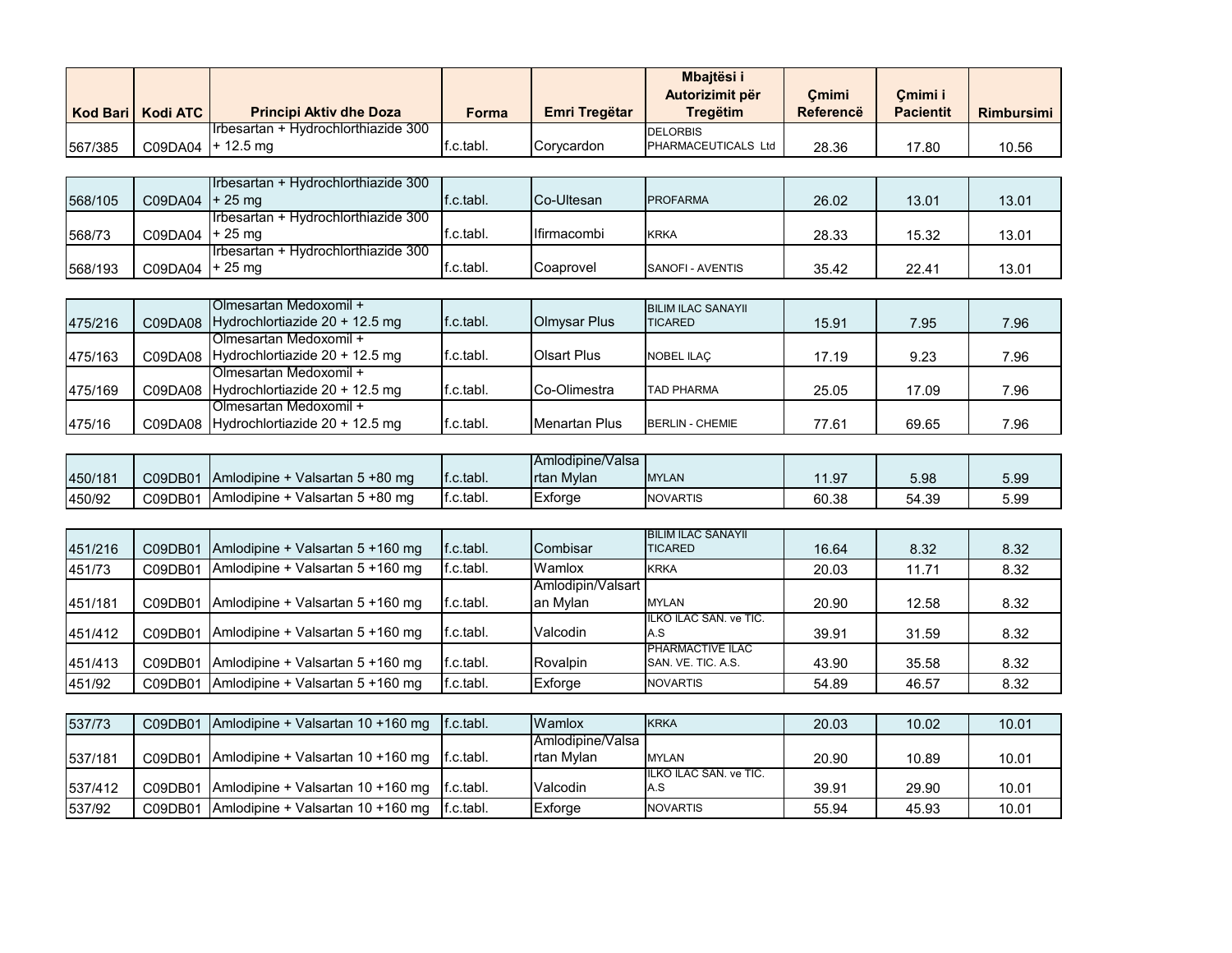| Kod Bari | Kodi ATC | Principi Aktiv dhe Doza | Forma | Emri Tregëtar | Mbajtësi i Autorizimit për Tregëtim | Çmimi Referencë | Çmimi i Pacientit | Rimbursimi |
|---|---|---|---|---|---|---|---|---|
| 567/385 | C09DA04 | Irbesartan + Hydrochlorthiazide 300 + 12.5 mg | f.c.tabl. | Corycardon | DELORBIS PHARMACEUTICALS Ltd | 28.36 | 17.80 | 10.56 |
| | | | | | | | | |
| 568/105 | C09DA04 | Irbesartan + Hydrochlorthiazide 300 + 25 mg | f.c.tabl. | Co-Ultesan | PROFARMA | 26.02 | 13.01 | 13.01 |
| 568/73 | C09DA04 | Irbesartan + Hydrochlorthiazide 300 + 25 mg | f.c.tabl. | Ifirmacombi | KRKA | 28.33 | 15.32 | 13.01 |
| 568/193 | C09DA04 | Irbesartan + Hydrochlorthiazide 300 + 25 mg | f.c.tabl. | Coaprovel | SANOFI - AVENTIS | 35.42 | 22.41 | 13.01 |
| | | | | | | | | |
| 475/216 | C09DA08 | Olmesartan Medoxomil + Hydrochlortiazide 20 + 12.5 mg | f.c.tabl. | Olmysar Plus | BILIM ILAC SANAYII TICARED | 15.91 | 7.95 | 7.96 |
| 475/163 | C09DA08 | Olmesartan Medoxomil + Hydrochlortiazide 20 + 12.5 mg | f.c.tabl. | Olsart Plus | NOBEL ILAÇ | 17.19 | 9.23 | 7.96 |
| 475/169 | C09DA08 | Olmesartan Medoxomil + Hydrochlortiazide 20 + 12.5 mg | f.c.tabl. | Co-Olimestra | TAD PHARMA | 25.05 | 17.09 | 7.96 |
| 475/16 | C09DA08 | Olmesartan Medoxomil + Hydrochlortiazide 20 + 12.5 mg | f.c.tabl. | Menartan Plus | BERLIN - CHEMIE | 77.61 | 69.65 | 7.96 |
| | | | | | | | | |
| 450/181 | C09DB01 | Amlodipine + Valsartan 5 +80 mg | f.c.tabl. | Amlodipine/Valsartan Mylan | MYLAN | 11.97 | 5.98 | 5.99 |
| 450/92 | C09DB01 | Amlodipine + Valsartan 5 +80 mg | f.c.tabl. | Exforge | NOVARTIS | 60.38 | 54.39 | 5.99 |
| | | | | | | | | |
| 451/216 | C09DB01 | Amlodipine + Valsartan 5 +160 mg | f.c.tabl. | Combisar | BILIM ILAC SANAYII TICARED | 16.64 | 8.32 | 8.32 |
| 451/73 | C09DB01 | Amlodipine + Valsartan 5 +160 mg | f.c.tabl. | Wamlox | KRKA | 20.03 | 11.71 | 8.32 |
| 451/181 | C09DB01 | Amlodipine + Valsartan 5 +160 mg | f.c.tabl. | Amlodipin/Valsartan Mylan | MYLAN | 20.90 | 12.58 | 8.32 |
| 451/412 | C09DB01 | Amlodipine + Valsartan 5 +160 mg | f.c.tabl. | Valcodin | ILKO ILAC SAN. ve TIC. A.S | 39.91 | 31.59 | 8.32 |
| 451/413 | C09DB01 | Amlodipine + Valsartan 5 +160 mg | f.c.tabl. | Rovalpin | PHARMACTIVE ILAC SAN. VE. TIC. A.S. | 43.90 | 35.58 | 8.32 |
| 451/92 | C09DB01 | Amlodipine + Valsartan 5 +160 mg | f.c.tabl. | Exforge | NOVARTIS | 54.89 | 46.57 | 8.32 |
| | | | | | | | | |
| 537/73 | C09DB01 | Amlodipine + Valsartan 10 +160 mg | f.c.tabl. | Wamlox | KRKA | 20.03 | 10.02 | 10.01 |
| 537/181 | C09DB01 | Amlodipine + Valsartan 10 +160 mg | f.c.tabl. | Amlodipine/Valsartan Mylan | MYLAN | 20.90 | 10.89 | 10.01 |
| 537/412 | C09DB01 | Amlodipine + Valsartan 10 +160 mg | f.c.tabl. | Valcodin | ILKO ILAC SAN. ve TIC. A.S | 39.91 | 29.90 | 10.01 |
| 537/92 | C09DB01 | Amlodipine + Valsartan 10 +160 mg | f.c.tabl. | Exforge | NOVARTIS | 55.94 | 45.93 | 10.01 |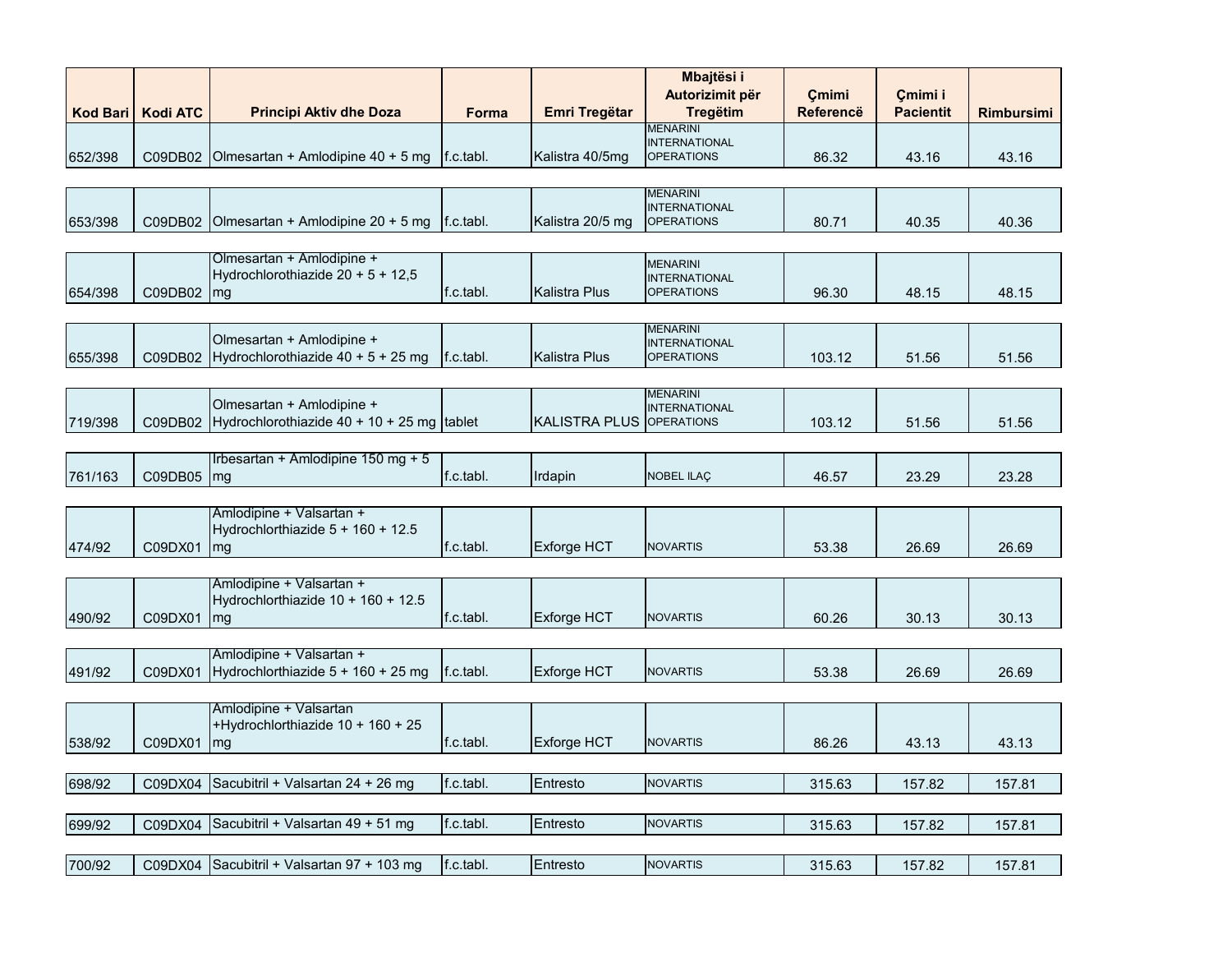| Kod Bari | Kodi ATC | Principi Aktiv dhe Doza | Forma | Emri Tregëtar | Mbajtësi i Autorizimit për Tregëtim | Çmimi Referencë | Çmimi i Pacientit | Rimbursimi |
|---|---|---|---|---|---|---|---|---|
| 652/398 | C09DB02 | Olmesartan + Amlodipine 40 + 5 mg | f.c.tabl. | Kalistra 40/5mg | MENARINI INTERNATIONAL OPERATIONS | 86.32 | 43.16 | 43.16 |
| 653/398 | C09DB02 | Olmesartan + Amlodipine 20 + 5 mg | f.c.tabl. | Kalistra 20/5 mg | MENARINI INTERNATIONAL OPERATIONS | 80.71 | 40.35 | 40.36 |
| 654/398 | C09DB02 | Olmesartan + Amlodipine + Hydrochlorothiazide 20 + 5 + 12,5 mg | f.c.tabl. | Kalistra Plus | MENARINI INTERNATIONAL OPERATIONS | 96.30 | 48.15 | 48.15 |
| 655/398 | C09DB02 | Olmesartan + Amlodipine + Hydrochlorothiazide 40 + 5 + 25 mg | f.c.tabl. | Kalistra Plus | MENARINI INTERNATIONAL OPERATIONS | 103.12 | 51.56 | 51.56 |
| 719/398 | C09DB02 | Olmesartan + Amlodipine + Hydrochlorothiazide 40 + 10 + 25 mg | tablet | KALISTRA PLUS | MENARINI INTERNATIONAL OPERATIONS | 103.12 | 51.56 | 51.56 |
| 761/163 | C09DB05 | Irbesartan + Amlodipine 150 mg + 5 mg | f.c.tabl. | Irdapin | NOBEL ILAÇ | 46.57 | 23.29 | 23.28 |
| 474/92 | C09DX01 | Amlodipine + Valsartan + Hydrochlorthiazide 5 + 160 + 12.5 mg | f.c.tabl. | Exforge HCT | NOVARTIS | 53.38 | 26.69 | 26.69 |
| 490/92 | C09DX01 | Amlodipine + Valsartan + Hydrochlorthiazide 10 + 160 + 12.5 mg | f.c.tabl. | Exforge HCT | NOVARTIS | 60.26 | 30.13 | 30.13 |
| 491/92 | C09DX01 | Amlodipine + Valsartan + Hydrochlorthiazide 5 + 160 + 25 mg | f.c.tabl. | Exforge HCT | NOVARTIS | 53.38 | 26.69 | 26.69 |
| 538/92 | C09DX01 | Amlodipine + Valsartan +Hydrochlorthiazide 10 + 160 + 25 mg | f.c.tabl. | Exforge HCT | NOVARTIS | 86.26 | 43.13 | 43.13 |
| 698/92 | C09DX04 | Sacubitril + Valsartan 24 + 26 mg | f.c.tabl. | Entresto | NOVARTIS | 315.63 | 157.82 | 157.81 |
| 699/92 | C09DX04 | Sacubitril + Valsartan 49 + 51 mg | f.c.tabl. | Entresto | NOVARTIS | 315.63 | 157.82 | 157.81 |
| 700/92 | C09DX04 | Sacubitril + Valsartan 97 + 103 mg | f.c.tabl. | Entresto | NOVARTIS | 315.63 | 157.82 | 157.81 |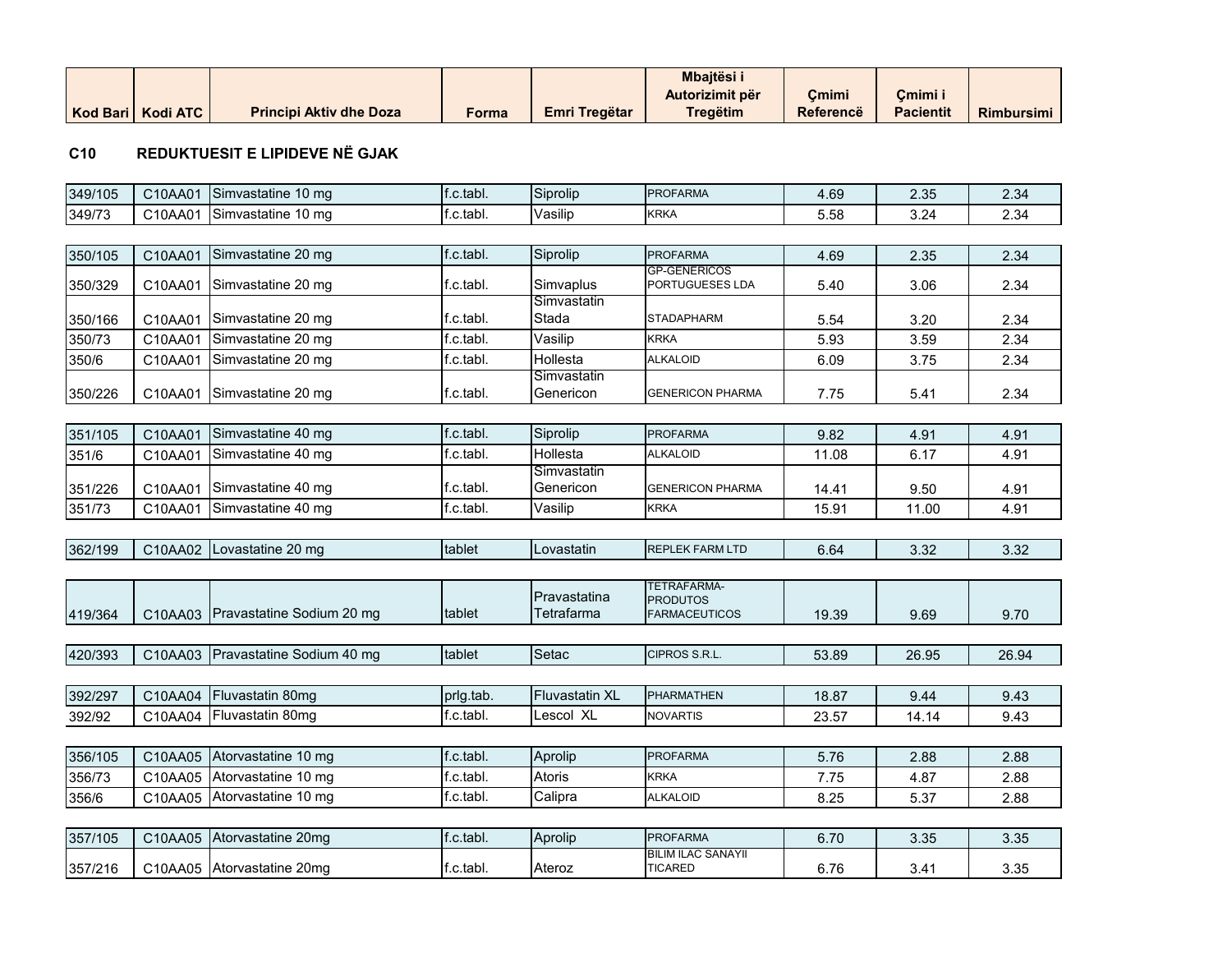| Kod Bari | Kodi ATC | Principi Aktiv dhe Doza | Forma | Emri Tregëtar | Mbajtësi i Autorizimit për Tregëtim | Çmimi Referencë | Çmimi i Pacientit | Rimbursimi |
|---|---|---|---|---|---|---|---|---|

## C10 REDUKTUESIT E LIPIDEVE NË GJAK

| Kod Bari | Kodi ATC | Principi Aktiv dhe Doza | Forma | Emri Tregëtar | Mbajtësi i Autorizimit për Tregëtim | Çmimi Referencë | Çmimi i Pacientit | Rimbursimi |
|---|---|---|---|---|---|---|---|---|
| 349/105 | C10AA01 | Simvastatine 10 mg | f.c.tabl. | Siprolip | PROFARMA | 4.69 | 2.35 | 2.34 |
| 349/73 | C10AA01 | Simvastatine 10 mg | f.c.tabl. | Vasilip | KRKA | 5.58 | 3.24 | 2.34 |
| 350/105 | C10AA01 | Simvastatine 20 mg | f.c.tabl. | Siprolip | PROFARMA | 4.69 | 2.35 | 2.34 |
| 350/329 | C10AA01 | Simvastatine 20 mg | f.c.tabl. | Simvaplus | GP-GENERICOS PORTUGUESES LDA | 5.40 | 3.06 | 2.34 |
| 350/166 | C10AA01 | Simvastatine 20 mg | f.c.tabl. | Simvastatin Stada | STADAPHARM | 5.54 | 3.20 | 2.34 |
| 350/73 | C10AA01 | Simvastatine 20 mg | f.c.tabl. | Vasilip | KRKA | 5.93 | 3.59 | 2.34 |
| 350/6 | C10AA01 | Simvastatine 20 mg | f.c.tabl. | Hollesta | ALKALOID | 6.09 | 3.75 | 2.34 |
| 350/226 | C10AA01 | Simvastatine 20 mg | f.c.tabl. | Simvastatin Genericon | GENERICON PHARMA | 7.75 | 5.41 | 2.34 |
| 351/105 | C10AA01 | Simvastatine 40 mg | f.c.tabl. | Siprolip | PROFARMA | 9.82 | 4.91 | 4.91 |
| 351/6 | C10AA01 | Simvastatine 40 mg | f.c.tabl. | Hollesta | ALKALOID | 11.08 | 6.17 | 4.91 |
| 351/226 | C10AA01 | Simvastatine 40 mg | f.c.tabl. | Simvastatin Genericon | GENERICON PHARMA | 14.41 | 9.50 | 4.91 |
| 351/73 | C10AA01 | Simvastatine 40 mg | f.c.tabl. | Vasilip | KRKA | 15.91 | 11.00 | 4.91 |
| 362/199 | C10AA02 | Lovastatine 20 mg | tablet | Lovastatin | REPLEK FARM LTD | 6.64 | 3.32 | 3.32 |
| 419/364 | C10AA03 | Pravastatine Sodium 20 mg | tablet | Pravastatina Tetrafarma | TETRAFARMA-PRODUTOS FARMACEUTICOS | 19.39 | 9.69 | 9.70 |
| 420/393 | C10AA03 | Pravastatine Sodium 40 mg | tablet | Setac | CIPROS S.R.L. | 53.89 | 26.95 | 26.94 |
| 392/297 | C10AA04 | Fluvastatin 80mg | prlg.tab. | Fluvastatin XL | PHARMATHEN | 18.87 | 9.44 | 9.43 |
| 392/92 | C10AA04 | Fluvastatin 80mg | f.c.tabl. | Lescol XL | NOVARTIS | 23.57 | 14.14 | 9.43 |
| 356/105 | C10AA05 | Atorvastatine 10 mg | f.c.tabl. | Aprolip | PROFARMA | 5.76 | 2.88 | 2.88 |
| 356/73 | C10AA05 | Atorvastatine 10 mg | f.c.tabl. | Atoris | KRKA | 7.75 | 4.87 | 2.88 |
| 356/6 | C10AA05 | Atorvastatine 10 mg | f.c.tabl. | Calipra | ALKALOID | 8.25 | 5.37 | 2.88 |
| 357/105 | C10AA05 | Atorvastatine 20mg | f.c.tabl. | Aprolip | PROFARMA | 6.70 | 3.35 | 3.35 |
| 357/216 | C10AA05 | Atorvastatine 20mg | f.c.tabl. | Ateroz | BILIM ILAC SANAYII TICARED | 6.76 | 3.41 | 3.35 |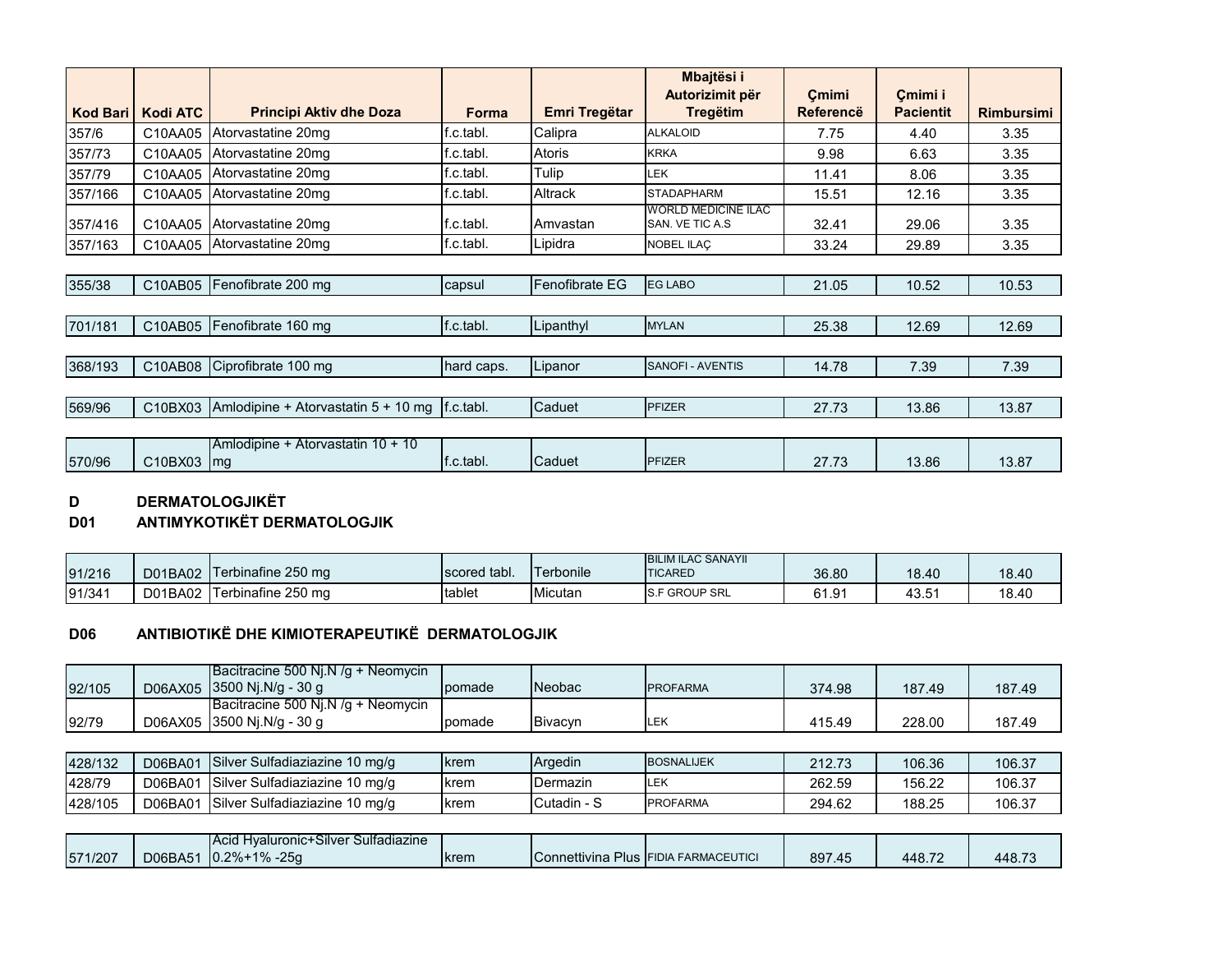| Kod Bari | Kodi ATC | Principi Aktiv dhe Doza | Forma | Emri Tregëtar | Mbajtësi i Autorizimit për Tregëtim | Çmimi Referencë | Çmimi i Pacientit | Rimbursimi |
|---|---|---|---|---|---|---|---|---|
| 357/6 | C10AA05 | Atorvastatine 20mg | f.c.tabl. | Calipra | ALKALOID | 7.75 | 4.40 | 3.35 |
| 357/73 | C10AA05 | Atorvastatine 20mg | f.c.tabl. | Atoris | KRKA | 9.98 | 6.63 | 3.35 |
| 357/79 | C10AA05 | Atorvastatine 20mg | f.c.tabl. | Tulip | LEK | 11.41 | 8.06 | 3.35 |
| 357/166 | C10AA05 | Atorvastatine 20mg | f.c.tabl. | Altrack | STADAPHARM | 15.51 | 12.16 | 3.35 |
| 357/416 | C10AA05 | Atorvastatine 20mg | f.c.tabl. | Amvastan | WORLD MEDICINE ILAC SAN. VE TIC A.S | 32.41 | 29.06 | 3.35 |
| 357/163 | C10AA05 | Atorvastatine 20mg | f.c.tabl. | Lipidra | NOBEL ILAÇ | 33.24 | 29.89 | 3.35 |
| 355/38 | C10AB05 | Fenofibrate 200 mg | capsul | Fenofibrate EG | EG LABO | 21.05 | 10.52 | 10.53 |
| 701/181 | C10AB05 | Fenofibrate 160 mg | f.c.tabl. | Lipanthyl | MYLAN | 25.38 | 12.69 | 12.69 |
| 368/193 | C10AB08 | Ciprofibrate 100 mg | hard caps. | Lipanor | SANOFI - AVENTIS | 14.78 | 7.39 | 7.39 |
| 569/96 | C10BX03 | Amlodipine + Atorvastatin 5 + 10 mg | f.c.tabl. | Caduet | PFIZER | 27.73 | 13.86 | 13.87 |
| 570/96 | C10BX03 | Amlodipine + Atorvastatin 10 + 10 mg | f.c.tabl. | Caduet | PFIZER | 27.73 | 13.86 | 13.87 |

**D DERMATOLOGJIKËT**

**D01 ANTIMYKOTIKËT DERMATOLOGJIK**

| Kod Bari | Kodi ATC | Principi Aktiv dhe Doza | Forma | Emri Tregëtar | Mbajtësi i Autorizimit për Tregëtim | Çmimi Referencë | Çmimi i Pacientit | Rimbursimi |
|---|---|---|---|---|---|---|---|---|
| 91/216 | D01BA02 | Terbinafine 250 mg | scored tabl. | Terbonile | BILIM ILAC SANAYII TICARED | 36.80 | 18.40 | 18.40 |
| 91/341 | D01BA02 | Terbinafine 250 mg | tablet | Micutan | S.F GROUP SRL | 61.91 | 43.51 | 18.40 |

**D06 ANTIBIOTIKË DHE KIMIOTERAPEUTIKË DERMATOLOGJIK**

| Kod Bari | Kodi ATC | Principi Aktiv dhe Doza | Forma | Emri Tregëtar | Mbajtësi i Autorizimit për Tregëtim | Çmimi Referencë | Çmimi i Pacientit | Rimbursimi |
|---|---|---|---|---|---|---|---|---|
| 92/105 | D06AX05 | Bacitracine 500 Nj.N /g + Neomycin 3500 Nj.N/g - 30 g | pomade | Neobac | PROFARMA | 374.98 | 187.49 | 187.49 |
| 92/79 | D06AX05 | Bacitracine 500 Nj.N /g + Neomycin 3500 Nj.N/g - 30 g | pomade | Bivacyn | LEK | 415.49 | 228.00 | 187.49 |
| 428/132 | D06BA01 | Silver Sulfadiaziazine 10 mg/g | krem | Argedin | BOSNALIJEK | 212.73 | 106.36 | 106.37 |
| 428/79 | D06BA01 | Silver Sulfadiaziazine 10 mg/g | krem | Dermazin | LEK | 262.59 | 156.22 | 106.37 |
| 428/105 | D06BA01 | Silver Sulfadiaziazine 10 mg/g | krem | Cutadin - S | PROFARMA | 294.62 | 188.25 | 106.37 |
| 571/207 | D06BA51 | Acid Hyaluronic+Silver Sulfadiazine 0.2%+1% -25g | krem | Connettivina Plus | FIDIA FARMACEUTICI | 897.45 | 448.72 | 448.73 |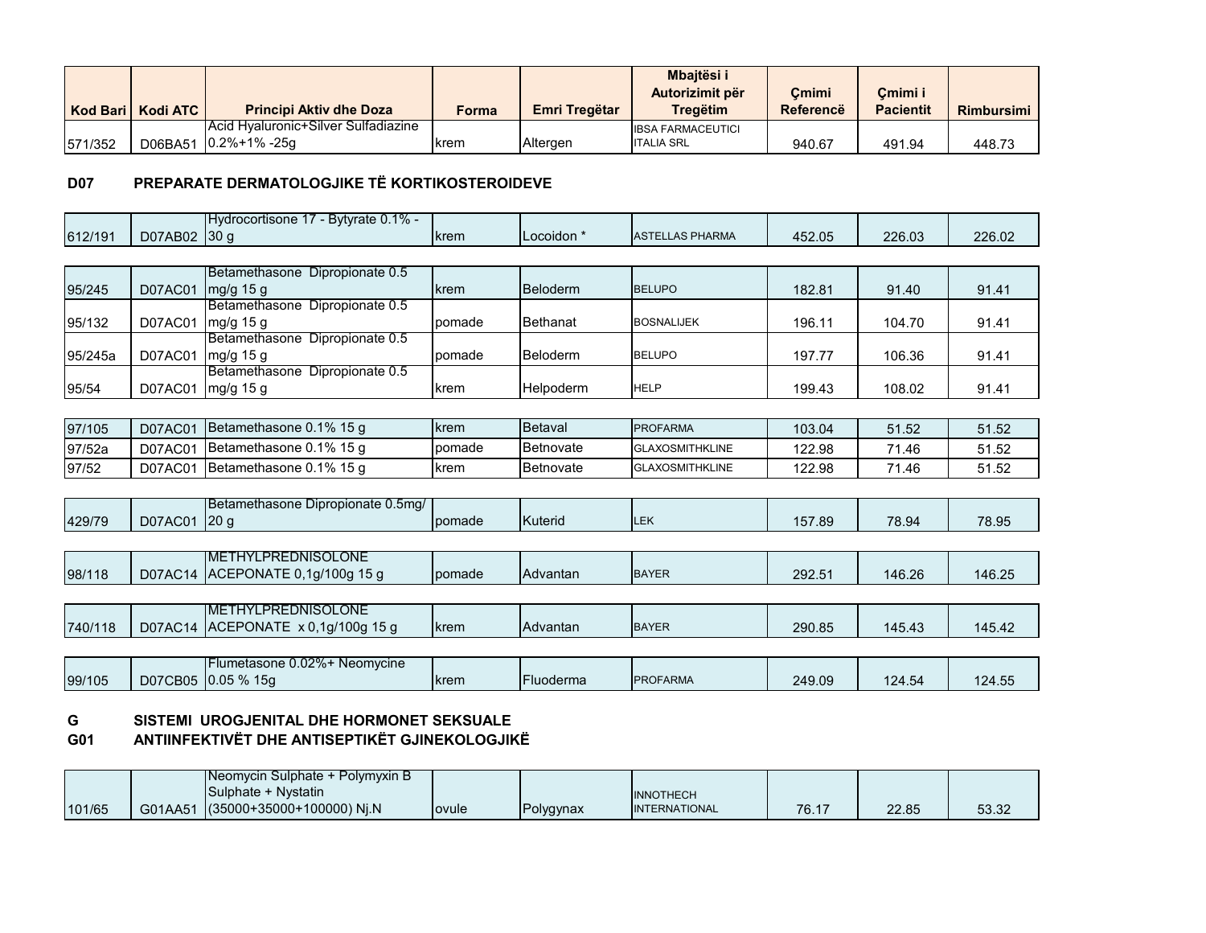| Kod Bari | Kodi ATC | Principi Aktiv dhe Doza | Forma | Emri Tregëtar | Mbajtësi i Autorizimit për Tregëtim | Çmimi Referencë | Çmimi i Pacientit | Rimbursimi |
|---|---|---|---|---|---|---|---|---|
| 571/352 | D06BA51 | Acid Hyaluronic+Silver Sulfadiazine 0.2%+1% -25g | krem | Altergen | IBSA FARMACEUTICI ITALIA SRL | 940.67 | 491.94 | 448.73 |

## D07 PREPARATE DERMATOLOGJIKE TË KORTIKOSTEROIDEVE

| Kod Bari | Kodi ATC | Principi Aktiv dhe Doza | Forma | Emri Tregëtar | Mbajtësi i Autorizimit për Tregëtim | Çmimi Referencë | Çmimi i Pacientit | Rimbursimi |
|---|---|---|---|---|---|---|---|---|
| 612/191 | D07AB02 | Hydrocortisone 17 - Bytyrate 0.1% - 30 g | krem | Locoidon * | ASTELLAS PHARMA | 452.05 | 226.03 | 226.02 |
| 95/245 | D07AC01 | Betamethasone Dipropionate 0.5 mg/g 15 g | krem | Beloderm | BELUPO | 182.81 | 91.40 | 91.41 |
| 95/132 | D07AC01 | Betamethasone Dipropionate 0.5 mg/g 15 g | pomade | Bethanat | BOSNALIJEK | 196.11 | 104.70 | 91.41 |
| 95/245a | D07AC01 | Betamethasone Dipropionate 0.5 mg/g 15 g | pomade | Beloderm | BELUPO | 197.77 | 106.36 | 91.41 |
| 95/54 | D07AC01 | Betamethasone Dipropionate 0.5 mg/g 15 g | krem | Helpoderm | HELP | 199.43 | 108.02 | 91.41 |
| 97/105 | D07AC01 | Betamethasone 0.1% 15 g | krem | Betaval | PROFARMA | 103.04 | 51.52 | 51.52 |
| 97/52a | D07AC01 | Betamethasone 0.1% 15 g | pomade | Betnovate | GLAXOSMITHKLINE | 122.98 | 71.46 | 51.52 |
| 97/52 | D07AC01 | Betamethasone 0.1% 15 g | krem | Betnovate | GLAXOSMITHKLINE | 122.98 | 71.46 | 51.52 |
| 429/79 | D07AC01 | Betamethasone Dipropionate 0.5mg/ 20 g | pomade | Kuterid | LEK | 157.89 | 78.94 | 78.95 |
| 98/118 | D07AC14 | METHYLPREDNISOLONE ACEPONATE 0,1g/100g 15 g | pomade | Advantan | BAYER | 292.51 | 146.26 | 146.25 |
| 740/118 | D07AC14 | METHYLPREDNISOLONE ACEPONATE x 0,1g/100g 15 g | krem | Advantan | BAYER | 290.85 | 145.43 | 145.42 |
| 99/105 | D07CB05 | Flumetasone 0.02%+ Neomycine 0.05 % 15g | krem | Fluoderma | PROFARMA | 249.09 | 124.54 | 124.55 |

## G SISTEMI UROGJENITAL DHE HORMONET SEKSUALE

## G01 ANTIINFEKTIVËT DHE ANTISEPTIKËT GJINEKOLOGJIKË

| Kod Bari | Kodi ATC | Principi Aktiv dhe Doza | Forma | Emri Tregëtar | Mbajtësi i Autorizimit për Tregëtim | Çmimi Referencë | Çmimi i Pacientit | Rimbursimi |
|---|---|---|---|---|---|---|---|---|
| 101/65 | G01AA51 | Neomycin Sulphate + Polymyxin B Sulphate + Nystatin (35000+35000+100000) Nj.N | ovule | Polygynax | INNOTHECH INTERNATIONAL | 76.17 | 22.85 | 53.32 |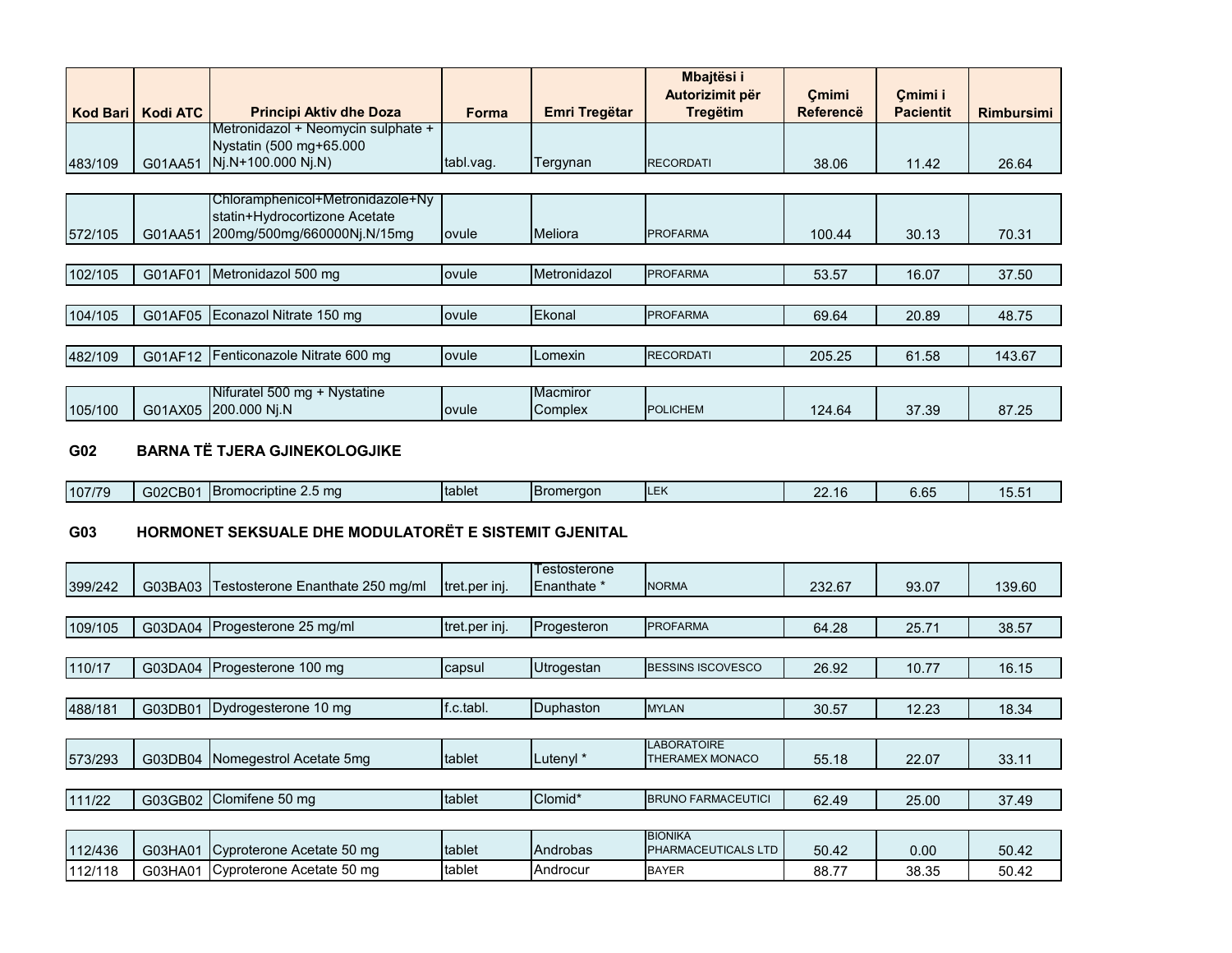| Kod Bari | Kodi ATC | Principi Aktiv dhe Doza | Forma | Emri Tregëtar | Mbajtësi i Autorizimit për Tregëtim | Çmimi Referencë | Çmimi i Pacientit | Rimbursimi |
|---|---|---|---|---|---|---|---|---|
| 483/109 | G01AA51 | Metronidazol + Neomycin sulphate + Nystatin (500 mg+65.000 Nj.N+100.000 Nj.N) | tabl.vag. | Tergynan | RECORDATI | 38.06 | 11.42 | 26.64 |
| 572/105 | G01AA51 | Chloramphenicol+Metronidazole+Nystatin+Hydrocortizone Acetate 200mg/500mg/660000Nj.N/15mg | ovule | Meliora | PROFARMA | 100.44 | 30.13 | 70.31 |
| 102/105 | G01AF01 | Metronidazol 500 mg | ovule | Metronidazol | PROFARMA | 53.57 | 16.07 | 37.50 |
| 104/105 | G01AF05 | Econazol Nitrate 150 mg | ovule | Ekonal | PROFARMA | 69.64 | 20.89 | 48.75 |
| 482/109 | G01AF12 | Fenticonazole Nitrate 600 mg | ovule | Lomexin | RECORDATI | 205.25 | 61.58 | 143.67 |
| 105/100 | G01AX05 | Nifuratel 500 mg + Nystatine 200.000 Nj.N | ovule | Macmiror Complex | POLICHEM | 124.64 | 37.39 | 87.25 |

## G02 BARNA TË TJERA GJINEKOLOGJIKE

| Kod Bari | Kodi ATC | Principi Aktiv dhe Doza | Forma | Emri Tregëtar | Mbajtësi i Autorizimit për Tregëtim | Çmimi Referencë | Çmimi i Pacientit | Rimbursimi |
|---|---|---|---|---|---|---|---|---|
| 107/79 | G02CB01 | Bromocriptine 2.5 mg | tablet | Bromergon | LEK | 22.16 | 6.65 | 15.51 |

## G03 HORMONET SEKSUALE DHE MODULATORËT E SISTEMIT GJENITAL

| Kod Bari | Kodi ATC | Principi Aktiv dhe Doza | Forma | Emri Tregëtar | Mbajtësi i Autorizimit për Tregëtim | Çmimi Referencë | Çmimi i Pacientit | Rimbursimi |
|---|---|---|---|---|---|---|---|---|
| 399/242 | G03BA03 | Testosterone Enanthate 250 mg/ml | tret.per inj. | Testosterone Enanthate * | NORMA | 232.67 | 93.07 | 139.60 |
| 109/105 | G03DA04 | Progesterone 25 mg/ml | tret.per inj. | Progesteron | PROFARMA | 64.28 | 25.71 | 38.57 |
| 110/17 | G03DA04 | Progesterone 100 mg | capsul | Utrogestan | BESSINS ISCOVESCO | 26.92 | 10.77 | 16.15 |
| 488/181 | G03DB01 | Dydrogesterone 10 mg | f.c.tabl. | Duphaston | MYLAN | 30.57 | 12.23 | 18.34 |
| 573/293 | G03DB04 | Nomegestrol Acetate 5mg | tablet | Lutenyl * | LABORATOIRE THERAMEX MONACO | 55.18 | 22.07 | 33.11 |
| 111/22 | G03GB02 | Clomifene 50 mg | tablet | Clomid* | BRUNO FARMACEUTICI | 62.49 | 25.00 | 37.49 |
| 112/436 | G03HA01 | Cyproterone Acetate 50 mg | tablet | Androbas | BIONIKA PHARMACEUTICALS LTD | 50.42 | 0.00 | 50.42 |
| 112/118 | G03HA01 | Cyproterone Acetate 50 mg | tablet | Androcur | BAYER | 88.77 | 38.35 | 50.42 |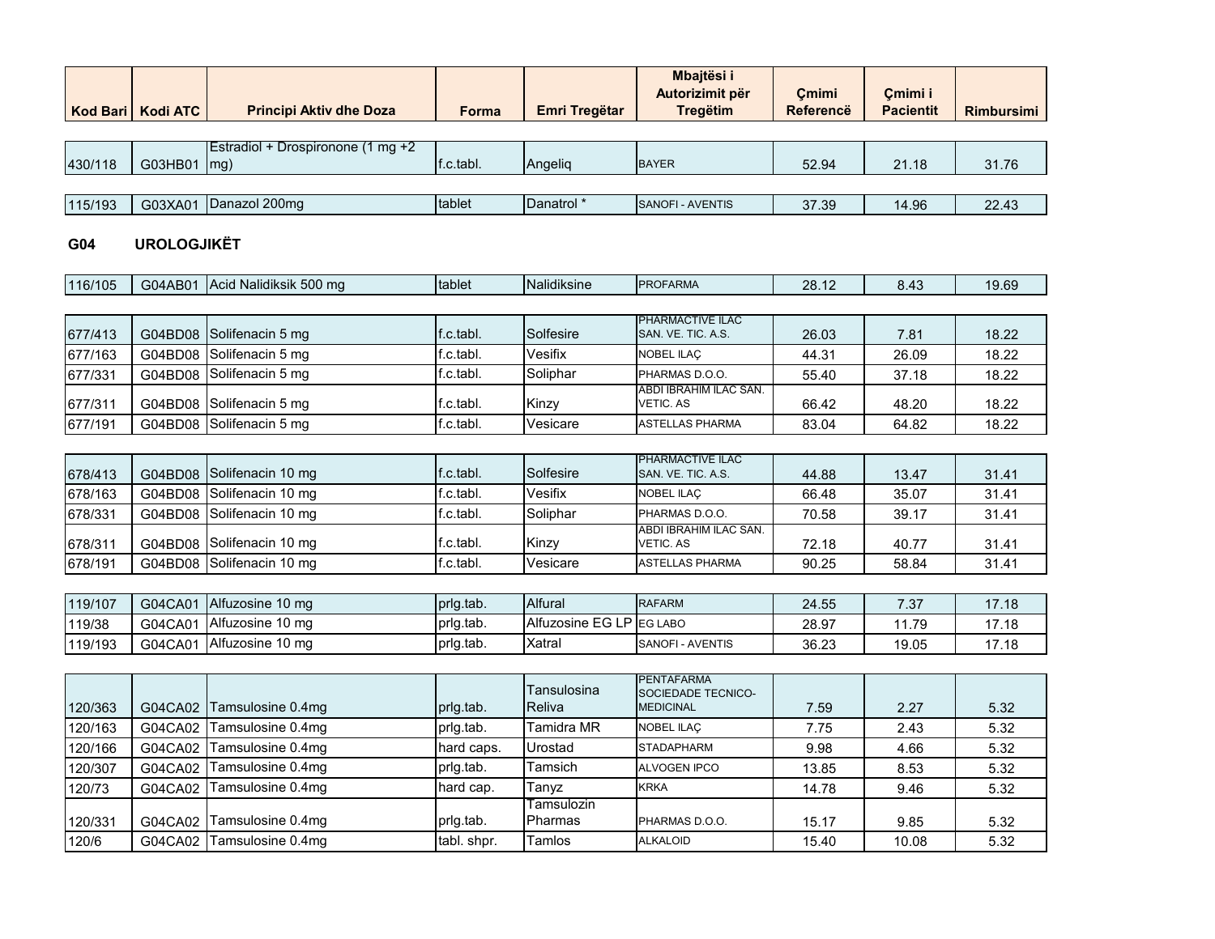| Kod Bari | Kodi ATC | Principi Aktiv dhe Doza | Forma | Emri Tregëtar | Mbajtësi i Autorizimit për Tregëtim | Çmimi Referencë | Çmimi i Pacientit | Rimbursimi |
|---|---|---|---|---|---|---|---|---|
| 430/118 | G03HB01 | Estradiol + Drospironone (1 mg +2 mg) | f.c.tabl. | Angeliq | BAYER | 52.94 | 21.18 | 31.76 |
| 115/193 | G03XA01 | Danazol 200mg | tablet | Danatrol * | SANOFI - AVENTIS | 37.39 | 14.96 | 22.43 |

## G04 UROLOGJIKËT

| Kod Bari | Kodi ATC | Principi Aktiv dhe Doza | Forma | Emri Tregëtar | Mbajtësi i Autorizimit për Tregëtim | Çmimi Referencë | Çmimi i Pacientit | Rimbursimi |
|---|---|---|---|---|---|---|---|---|
| 116/105 | G04AB01 | Acid Nalidiksik 500 mg | tablet | Nalidiksine | PROFARMA | 28.12 | 8.43 | 19.69 |
| 677/413 | G04BD08 | Solifenacin 5 mg | f.c.tabl. | Solfesire | PHARMACTIVE ILAC SAN. VE. TIC. A.S. | 26.03 | 7.81 | 18.22 |
| 677/163 | G04BD08 | Solifenacin 5 mg | f.c.tabl. | Vesifix | NOBEL ILAÇ | 44.31 | 26.09 | 18.22 |
| 677/331 | G04BD08 | Solifenacin 5 mg | f.c.tabl. | Soliphar | PHARMAS D.O.O. | 55.40 | 37.18 | 18.22 |
| 677/311 | G04BD08 | Solifenacin 5 mg | f.c.tabl. | Kinzy | ABDI IBRAHIM ILAC SAN. VETIC. AS | 66.42 | 48.20 | 18.22 |
| 677/191 | G04BD08 | Solifenacin 5 mg | f.c.tabl. | Vesicare | ASTELLAS PHARMA | 83.04 | 64.82 | 18.22 |
| 678/413 | G04BD08 | Solifenacin 10 mg | f.c.tabl. | Solfesire | PHARMACTIVE ILAC SAN. VE. TIC. A.S. | 44.88 | 13.47 | 31.41 |
| 678/163 | G04BD08 | Solifenacin 10 mg | f.c.tabl. | Vesifix | NOBEL ILAÇ | 66.48 | 35.07 | 31.41 |
| 678/331 | G04BD08 | Solifenacin 10 mg | f.c.tabl. | Soliphar | PHARMAS D.O.O. | 70.58 | 39.17 | 31.41 |
| 678/311 | G04BD08 | Solifenacin 10 mg | f.c.tabl. | Kinzy | ABDI IBRAHIM ILAC SAN. VETIC. AS | 72.18 | 40.77 | 31.41 |
| 678/191 | G04BD08 | Solifenacin 10 mg | f.c.tabl. | Vesicare | ASTELLAS PHARMA | 90.25 | 58.84 | 31.41 |
| 119/107 | G04CA01 | Alfuzosine 10 mg | prlg.tab. | Alfural | RAFARM | 24.55 | 7.37 | 17.18 |
| 119/38 | G04CA01 | Alfuzosine 10 mg | prlg.tab. | Alfuzosine EG LP | EG LABO | 28.97 | 11.79 | 17.18 |
| 119/193 | G04CA01 | Alfuzosine 10 mg | prlg.tab. | Xatral | SANOFI - AVENTIS | 36.23 | 19.05 | 17.18 |
| 120/363 | G04CA02 | Tamsulosine 0.4mg | prlg.tab. | Tansulosina Reliva | PENTAFARMA SOCIEDADE TECNICO-MEDICINAL | 7.59 | 2.27 | 5.32 |
| 120/163 | G04CA02 | Tamsulosine 0.4mg | prlg.tab. | Tamidra MR | NOBEL ILAÇ | 7.75 | 2.43 | 5.32 |
| 120/166 | G04CA02 | Tamsulosine 0.4mg | hard caps. | Urostad | STADAPHARM | 9.98 | 4.66 | 5.32 |
| 120/307 | G04CA02 | Tamsulosine 0.4mg | prlg.tab. | Tamsich | ALVOGEN IPCO | 13.85 | 8.53 | 5.32 |
| 120/73 | G04CA02 | Tamsulosine 0.4mg | hard cap. | Tanyz | KRKA | 14.78 | 9.46 | 5.32 |
| 120/331 | G04CA02 | Tamsulosine 0.4mg | prlg.tab. | Tamsulozin Pharmas | PHARMAS D.O.O. | 15.17 | 9.85 | 5.32 |
| 120/6 | G04CA02 | Tamsulosine 0.4mg | tabl. shpr. | Tamlos | ALKALOID | 15.40 | 10.08 | 5.32 |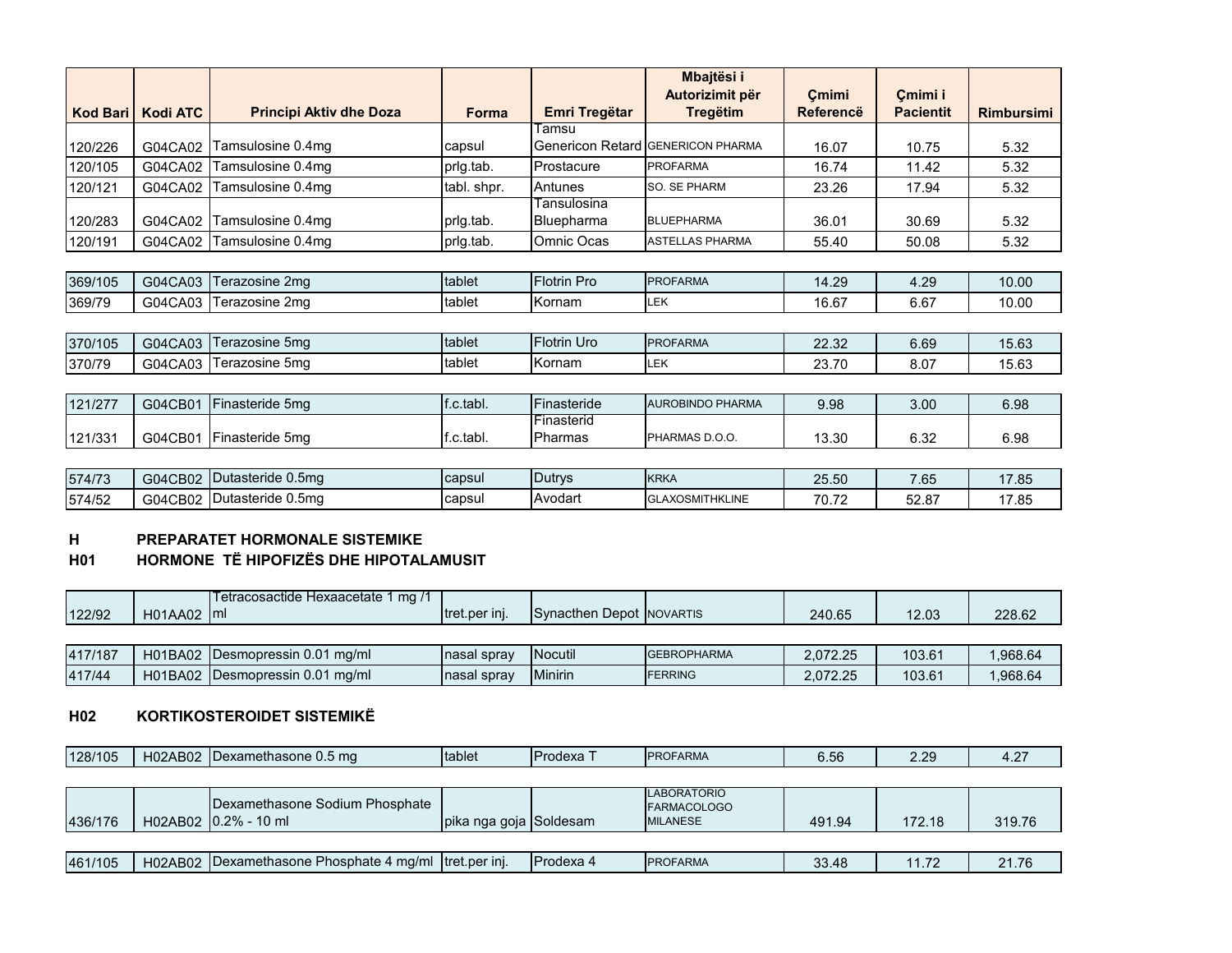| Kod Bari | Kodi ATC | Principi Aktiv dhe Doza | Forma | Emri Tregëtar | Mbajtësi i Autorizimit për Tregëtim | Çmimi Referencë | Çmimi i Pacientit | Rimbursimi |
|---|---|---|---|---|---|---|---|---|
| 120/226 | G04CA02 | Tamsulosine 0.4mg | capsul | Tamsu Genericon Retard | GENERICON PHARMA | 16.07 | 10.75 | 5.32 |
| 120/105 | G04CA02 | Tamsulosine 0.4mg | prlg.tab. | Prostacure | PROFARMA | 16.74 | 11.42 | 5.32 |
| 120/121 | G04CA02 | Tamsulosine 0.4mg | tabl. shpr. | Antunes | SO. SE PHARM | 23.26 | 17.94 | 5.32 |
| 120/283 | G04CA02 | Tamsulosine 0.4mg | prlg.tab. | Tansulosina Bluepharma | BLUEPHARMA | 36.01 | 30.69 | 5.32 |
| 120/191 | G04CA02 | Tamsulosine 0.4mg | prlg.tab. | Omnic Ocas | ASTELLAS PHARMA | 55.40 | 50.08 | 5.32 |
| 369/105 | G04CA03 | Terazosine 2mg | tablet | Flotrin Pro | PROFARMA | 14.29 | 4.29 | 10.00 |
| 369/79 | G04CA03 | Terazosine 2mg | tablet | Kornam | LEK | 16.67 | 6.67 | 10.00 |
| 370/105 | G04CA03 | Terazosine 5mg | tablet | Flotrin Uro | PROFARMA | 22.32 | 6.69 | 15.63 |
| 370/79 | G04CA03 | Terazosine 5mg | tablet | Kornam | LEK | 23.70 | 8.07 | 15.63 |
| 121/277 | G04CB01 | Finasteride 5mg | f.c.tabl. | Finasteride | AUROBINDO PHARMA | 9.98 | 3.00 | 6.98 |
| 121/331 | G04CB01 | Finasteride 5mg | f.c.tabl. | Finasterid Pharmas | PHARMAS D.O.O. | 13.30 | 6.32 | 6.98 |
| 574/73 | G04CB02 | Dutasteride 0.5mg | capsul | Dutrys | KRKA | 25.50 | 7.65 | 17.85 |
| 574/52 | G04CB02 | Dutasteride 0.5mg | capsul | Avodart | GLAXOSMITHKLINE | 70.72 | 52.87 | 17.85 |

**H PREPARATET HORMONALE SISTEMIKE**

**H01 HORMONE TË HIPOFIZËS DHE HIPOTALAMUSIT**

| Kod Bari | Kodi ATC | Principi Aktiv dhe Doza | Forma | Emri Tregëtar | Mbajtësi i Autorizimit për Tregëtim | Çmimi Referencë | Çmimi i Pacientit | Rimbursimi |
|---|---|---|---|---|---|---|---|---|
| 122/92 | H01AA02 | Tetracosactide Hexaacetate 1 mg /1 ml | tret.per inj. | Synacthen Depot | NOVARTIS | 240.65 | 12.03 | 228.62 |
| 417/187 | H01BA02 | Desmopressin 0.01 mg/ml | nasal spray | Nocutil | GEBROPHARMA | 2,072.25 | 103.61 | 1,968.64 |
| 417/44 | H01BA02 | Desmopressin 0.01 mg/ml | nasal spray | Minirin | FERRING | 2,072.25 | 103.61 | 1,968.64 |

**H02 KORTIKOSTEROIDET SISTEMIKË**

| Kod Bari | Kodi ATC | Principi Aktiv dhe Doza | Forma | Emri Tregëtar | Mbajtësi i Autorizimit për Tregëtim | Çmimi Referencë | Çmimi i Pacientit | Rimbursimi |
|---|---|---|---|---|---|---|---|---|
| 128/105 | H02AB02 | Dexamethasone 0.5 mg | tablet | Prodexa T | PROFARMA | 6.56 | 2.29 | 4.27 |
| 436/176 | H02AB02 | Dexamethasone Sodium Phosphate 0.2% - 10 ml | pika nga goja | Soldesam | LABORATORIO FARMACOLOGO MILANESE | 491.94 | 172.18 | 319.76 |
| 461/105 | H02AB02 | Dexamethasone Phosphate 4 mg/ml | tret.per inj. | Prodexa 4 | PROFARMA | 33.48 | 11.72 | 21.76 |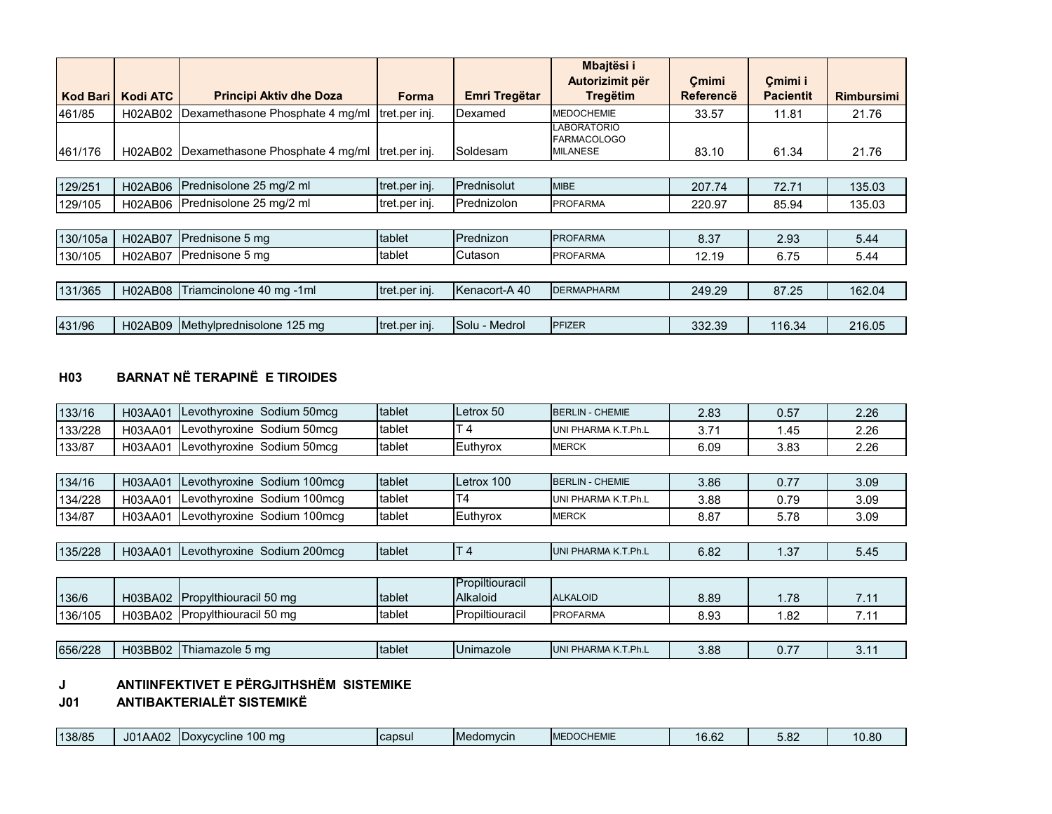| Kod Bari | Kodi ATC | Principi Aktiv dhe Doza | Forma | Emri Tregëtar | Mbajtësi i Autorizimit për Tregëtim | Çmimi Referencë | Çmimi i Pacientit | Rimbursimi |
|---|---|---|---|---|---|---|---|---|
| 461/85 | H02AB02 | Dexamethasone Phosphate 4 mg/ml | tret.per inj. | Dexamed | MEDOCHEMIE | 33.57 | 11.81 | 21.76 |
| 461/176 | H02AB02 | Dexamethasone Phosphate 4 mg/ml | tret.per inj. | Soldesam | LABORATORIO FARMACOLOGO MILANESE | 83.10 | 61.34 | 21.76 |
| 129/251 | H02AB06 | Prednisolone 25 mg/2 ml | tret.per inj. | Prednisolut | MIBE | 207.74 | 72.71 | 135.03 |
| 129/105 | H02AB06 | Prednisolone 25 mg/2 ml | tret.per inj. | Prednizolon | PROFARMA | 220.97 | 85.94 | 135.03 |
| 130/105a | H02AB07 | Prednisone 5 mg | tablet | Prednizon | PROFARMA | 8.37 | 2.93 | 5.44 |
| 130/105 | H02AB07 | Prednisone 5 mg | tablet | Cutason | PROFARMA | 12.19 | 6.75 | 5.44 |
| 131/365 | H02AB08 | Triamcinolone 40 mg -1ml | tret.per inj. | Kenacort-A 40 | DERMAPHARM | 249.29 | 87.25 | 162.04 |
| 431/96 | H02AB09 | Methylprednisolone 125 mg | tret.per inj. | Solu - Medrol | PFIZER | 332.39 | 116.34 | 216.05 |

## H03 BARNAT NË TERAPINË E TIROIDES

| Kod Bari | Kodi ATC | Principi Aktiv dhe Doza | Forma | Emri Tregëtar | Mbajtësi i Autorizimit për Tregëtim | Çmimi Referencë | Çmimi i Pacientit | Rimbursimi |
|---|---|---|---|---|---|---|---|---|
| 133/16 | H03AA01 | Levothyroxine Sodium 50mcg | tablet | Letrox 50 | BERLIN - CHEMIE | 2.83 | 0.57 | 2.26 |
| 133/228 | H03AA01 | Levothyroxine Sodium 50mcg | tablet | T 4 | UNI PHARMA K.T.Ph.L | 3.71 | 1.45 | 2.26 |
| 133/87 | H03AA01 | Levothyroxine Sodium 50mcg | tablet | Euthyrox | MERCK | 6.09 | 3.83 | 2.26 |
| 134/16 | H03AA01 | Levothyroxine Sodium 100mcg | tablet | Letrox 100 | BERLIN - CHEMIE | 3.86 | 0.77 | 3.09 |
| 134/228 | H03AA01 | Levothyroxine Sodium 100mcg | tablet | T4 | UNI PHARMA K.T.Ph.L | 3.88 | 0.79 | 3.09 |
| 134/87 | H03AA01 | Levothyroxine Sodium 100mcg | tablet | Euthyrox | MERCK | 8.87 | 5.78 | 3.09 |
| 135/228 | H03AA01 | Levothyroxine Sodium 200mcg | tablet | T 4 | UNI PHARMA K.T.Ph.L | 6.82 | 1.37 | 5.45 |
| 136/6 | H03BA02 | Propylthiouracil 50 mg | tablet | Propiltiouracil Alkaloid | ALKALOID | 8.89 | 1.78 | 7.11 |
| 136/105 | H03BA02 | Propylthiouracil 50 mg | tablet | Propiltiouracil | PROFARMA | 8.93 | 1.82 | 7.11 |
| 656/228 | H03BB02 | Thiamazole 5 mg | tablet | Unimazole | UNI PHARMA K.T.Ph.L | 3.88 | 0.77 | 3.11 |

# J ANTIINFEKTIVET E PËRGJITHSHËM SISTEMIKE

## J01 ANTIBAKTERIALËT SISTEMIKË

| Kod Bari | Kodi ATC | Principi Aktiv dhe Doza | Forma | Emri Tregëtar | Mbajtësi i Autorizimit për Tregëtim | Çmimi Referencë | Çmimi i Pacientit | Rimbursimi |
|---|---|---|---|---|---|---|---|---|
| 138/85 | J01AA02 | Doxycycline 100 mg | capsul | Medomycin | MEDOCHEMIE | 16.62 | 5.82 | 10.80 |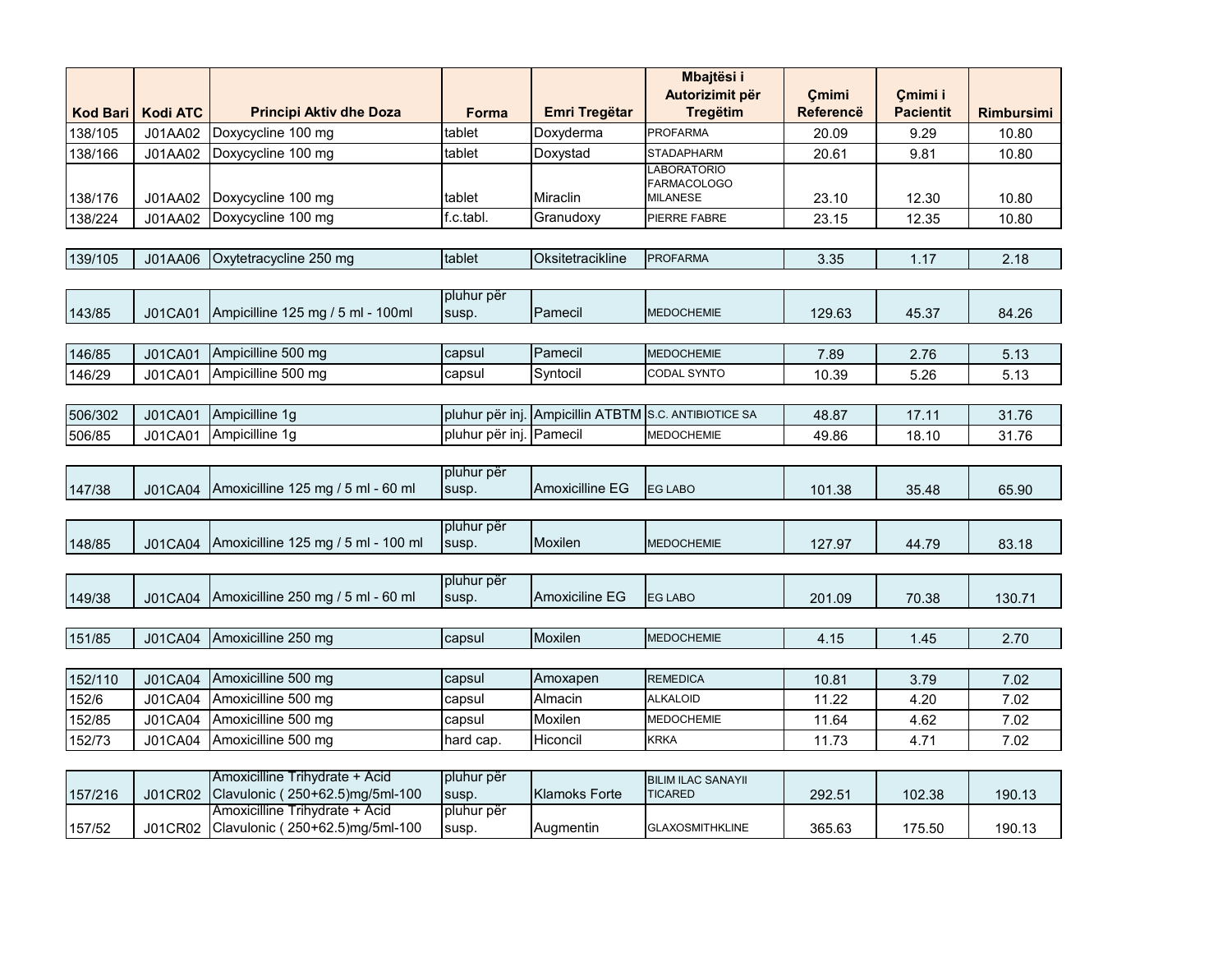| Kod Bari | Kodi ATC | Principi Aktiv dhe Doza | Forma | Emri Tregëtar | Mbajtësi i Autorizimit për Tregëtim | Çmimi Referencë | Çmimi i Pacientit | Rimbursimi |
|---|---|---|---|---|---|---|---|---|
| 138/105 | J01AA02 | Doxycycline 100 mg | tablet | Doxyderma | PROFARMA | 20.09 | 9.29 | 10.80 |
| 138/166 | J01AA02 | Doxycycline 100 mg | tablet | Doxystad | STADAPHARM | 20.61 | 9.81 | 10.80 |
| 138/176 | J01AA02 | Doxycycline 100 mg | tablet | Miraclin | LABORATORIO FARMACOLOGO MILANESE | 23.10 | 12.30 | 10.80 |
| 138/224 | J01AA02 | Doxycycline 100 mg | f.c.tabl. | Granudoxy | PIERRE FABRE | 23.15 | 12.35 | 10.80 |
| 139/105 | J01AA06 | Oxytetracycline 250 mg | tablet | Oksitetracikline | PROFARMA | 3.35 | 1.17 | 2.18 |
| 143/85 | J01CA01 | Ampicilline 125 mg / 5 ml - 100ml | pluhur për susp. | Pamecil | MEDOCHEMIE | 129.63 | 45.37 | 84.26 |
| 146/85 | J01CA01 | Ampicilline 500 mg | capsul | Pamecil | MEDOCHEMIE | 7.89 | 2.76 | 5.13 |
| 146/29 | J01CA01 | Ampicilline 500 mg | capsul | Syntocil | CODAL SYNTO | 10.39 | 5.26 | 5.13 |
| 506/302 | J01CA01 | Ampicilline 1g | pluhur për inj. | Ampicillin ATBTM | S.C. ANTIBIOTICE SA | 48.87 | 17.11 | 31.76 |
| 506/85 | J01CA01 | Ampicilline 1g | pluhur për inj. | Pamecil | MEDOCHEMIE | 49.86 | 18.10 | 31.76 |
| 147/38 | J01CA04 | Amoxicilline 125 mg / 5 ml - 60 ml | pluhur për susp. | Amoxicilline EG | EG LABO | 101.38 | 35.48 | 65.90 |
| 148/85 | J01CA04 | Amoxicilline 125 mg / 5 ml - 100 ml | pluhur për susp. | Moxilen | MEDOCHEMIE | 127.97 | 44.79 | 83.18 |
| 149/38 | J01CA04 | Amoxicilline 250 mg / 5 ml - 60 ml | pluhur për susp. | Amoxiciline EG | EG LABO | 201.09 | 70.38 | 130.71 |
| 151/85 | J01CA04 | Amoxicilline 250 mg | capsul | Moxilen | MEDOCHEMIE | 4.15 | 1.45 | 2.70 |
| 152/110 | J01CA04 | Amoxicilline 500 mg | capsul | Amoxapen | REMEDICA | 10.81 | 3.79 | 7.02 |
| 152/6 | J01CA04 | Amoxicilline 500 mg | capsul | Almacin | ALKALOID | 11.22 | 4.20 | 7.02 |
| 152/85 | J01CA04 | Amoxicilline 500 mg | capsul | Moxilen | MEDOCHEMIE | 11.64 | 4.62 | 7.02 |
| 152/73 | J01CA04 | Amoxicilline 500 mg | hard cap. | Hiconcil | KRKA | 11.73 | 4.71 | 7.02 |
| 157/216 | J01CR02 | Amoxicilline Trihydrate + Acid Clavulonic ( 250+62.5)mg/5ml-100 | pluhur për susp. | Klamoks Forte | BILIM ILAC SANAYII TICARED | 292.51 | 102.38 | 190.13 |
| 157/52 | J01CR02 | Amoxicilline Trihydrate + Acid Clavulonic ( 250+62.5)mg/5ml-100 | pluhur për susp. | Augmentin | GLAXOSMITHKLINE | 365.63 | 175.50 | 190.13 |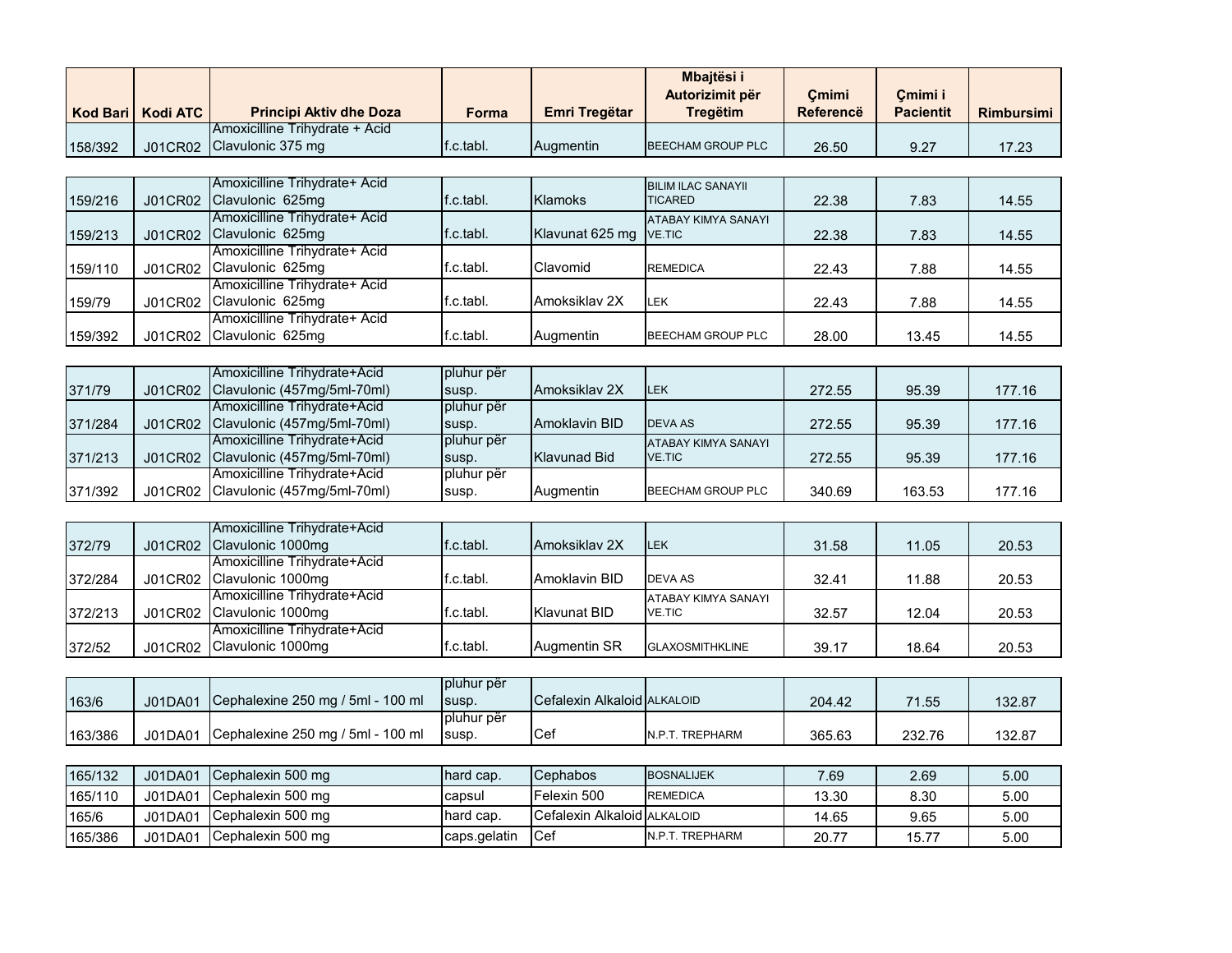| Kod Bari | Kodi ATC | Principi Aktiv dhe Doza | Forma | Emri Tregëtar | Mbajtësi i Autorizimit për Tregëtim | Çmimi Referencë | Çmimi i Pacientit | Rimbursimi |
|---|---|---|---|---|---|---|---|---|
| 158/392 | J01CR02 | Amoxicilline Trihydrate + Acid Clavulonic 375 mg | f.c.tabl. | Augmentin | BEECHAM GROUP PLC | 26.50 | 9.27 | 17.23 |
| 159/216 | J01CR02 | Amoxicilline Trihydrate+ Acid Clavulonic 625mg | f.c.tabl. | Klamoks | BILIM ILAC SANAYII TICARED | 22.38 | 7.83 | 14.55 |
| 159/213 | J01CR02 | Amoxicilline Trihydrate+ Acid Clavulonic 625mg | f.c.tabl. | Klavunat 625 mg | ATABAY KIMYA SANAYI VE.TIC | 22.38 | 7.83 | 14.55 |
| 159/110 | J01CR02 | Amoxicilline Trihydrate+ Acid Clavulonic 625mg | f.c.tabl. | Clavomid | REMEDICA | 22.43 | 7.88 | 14.55 |
| 159/79 | J01CR02 | Amoxicilline Trihydrate+ Acid Clavulonic 625mg | f.c.tabl. | Amoksiklav 2X | LEK | 22.43 | 7.88 | 14.55 |
| 159/392 | J01CR02 | Amoxicilline Trihydrate+ Acid Clavulonic 625mg | f.c.tabl. | Augmentin | BEECHAM GROUP PLC | 28.00 | 13.45 | 14.55 |
| 371/79 | J01CR02 | Amoxicilline Trihydrate+Acid Clavulonic (457mg/5ml-70ml) | pluhur për susp. | Amoksiklav 2X | LEK | 272.55 | 95.39 | 177.16 |
| 371/284 | J01CR02 | Amoxicilline Trihydrate+Acid Clavulonic (457mg/5ml-70ml) | pluhur për susp. | Amoklavin BID | DEVA AS | 272.55 | 95.39 | 177.16 |
| 371/213 | J01CR02 | Amoxicilline Trihydrate+Acid Clavulonic (457mg/5ml-70ml) | pluhur për susp. | Klavunad Bid | ATABAY KIMYA SANAYI VE.TIC | 272.55 | 95.39 | 177.16 |
| 371/392 | J01CR02 | Amoxicilline Trihydrate+Acid Clavulonic (457mg/5ml-70ml) | pluhur për susp. | Augmentin | BEECHAM GROUP PLC | 340.69 | 163.53 | 177.16 |
| 372/79 | J01CR02 | Amoxicilline Trihydrate+Acid Clavulonic 1000mg | f.c.tabl. | Amoksiklav 2X | LEK | 31.58 | 11.05 | 20.53 |
| 372/284 | J01CR02 | Amoxicilline Trihydrate+Acid Clavulonic 1000mg | f.c.tabl. | Amoklavin BID | DEVA AS | 32.41 | 11.88 | 20.53 |
| 372/213 | J01CR02 | Amoxicilline Trihydrate+Acid Clavulonic 1000mg | f.c.tabl. | Klavunat BID | ATABAY KIMYA SANAYI VE.TIC | 32.57 | 12.04 | 20.53 |
| 372/52 | J01CR02 | Amoxicilline Trihydrate+Acid Clavulonic 1000mg | f.c.tabl. | Augmentin SR | GLAXOSMITHKLINE | 39.17 | 18.64 | 20.53 |
| 163/6 | J01DA01 | Cephalexine 250 mg / 5ml - 100 ml | pluhur për susp. | Cefalexin Alkaloid | ALKALOID | 204.42 | 71.55 | 132.87 |
| 163/386 | J01DA01 | Cephalexine 250 mg / 5ml - 100 ml | pluhur për susp. | Cef | N.P.T. TREPHARM | 365.63 | 232.76 | 132.87 |
| 165/132 | J01DA01 | Cephalexin 500 mg | hard cap. | Cephabos | BOSNALIJEK | 7.69 | 2.69 | 5.00 |
| 165/110 | J01DA01 | Cephalexin 500 mg | capsul | Felexin 500 | REMEDICA | 13.30 | 8.30 | 5.00 |
| 165/6 | J01DA01 | Cephalexin 500 mg | hard cap. | Cefalexin Alkaloid | ALKALOID | 14.65 | 9.65 | 5.00 |
| 165/386 | J01DA01 | Cephalexin 500 mg | caps.gelatin | Cef | N.P.T. TREPHARM | 20.77 | 15.77 | 5.00 |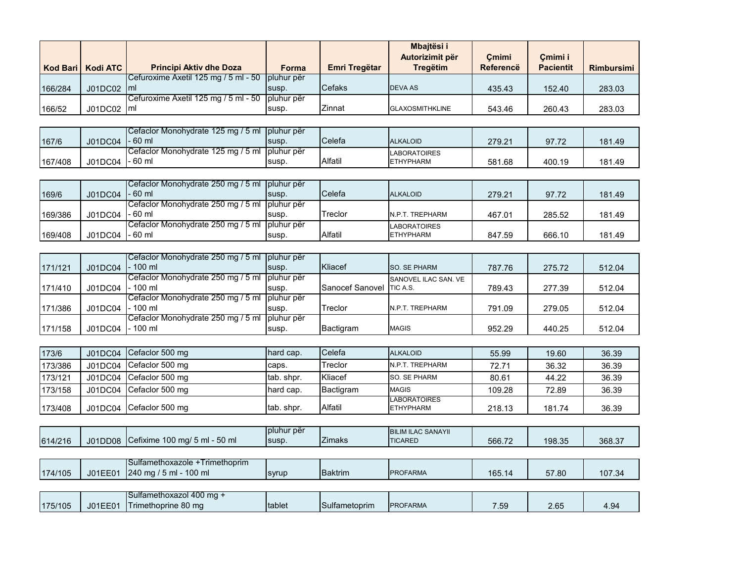| Kod Bari | Kodi ATC | Principi Aktiv dhe Doza | Forma | Emri Tregëtar | Mbajtësi i Autorizimit për Tregëtim | Çmimi Referencë | Çmimi i Pacientit | Rimbursimi |
|---|---|---|---|---|---|---|---|---|
| 166/284 | J01DC02 | Cefuroxime Axetil 125 mg / 5 ml - 50 ml | pluhur për susp. | Cefaks | DEVA AS | 435.43 | 152.40 | 283.03 |
| 166/52 | J01DC02 | Cefuroxime Axetil 125 mg / 5 ml - 50 ml | pluhur për susp. | Zinnat | GLAXOSMITHKLINE | 543.46 | 260.43 | 283.03 |
| 167/6 | J01DC04 | Cefaclor Monohydrate 125 mg / 5 ml - 60 ml | pluhur për susp. | Celefa | ALKALOID | 279.21 | 97.72 | 181.49 |
| 167/408 | J01DC04 | Cefaclor Monohydrate 125 mg / 5 ml - 60 ml | pluhur për susp. | Alfatil | LABORATOIRES ETHYPHARM | 581.68 | 400.19 | 181.49 |
| 169/6 | J01DC04 | Cefaclor Monohydrate 250 mg / 5 ml - 60 ml | pluhur për susp. | Celefa | ALKALOID | 279.21 | 97.72 | 181.49 |
| 169/386 | J01DC04 | Cefaclor Monohydrate 250 mg / 5 ml - 60 ml | pluhur për susp. | Treclor | N.P.T. TREPHARM | 467.01 | 285.52 | 181.49 |
| 169/408 | J01DC04 | Cefaclor Monohydrate 250 mg / 5 ml - 60 ml | pluhur për susp. | Alfatil | LABORATOIRES ETHYPHARM | 847.59 | 666.10 | 181.49 |
| 171/121 | J01DC04 | Cefaclor Monohydrate 250 mg / 5 ml - 100 ml | pluhur për susp. | Kliacef | SO. SE PHARM | 787.76 | 275.72 | 512.04 |
| 171/410 | J01DC04 | Cefaclor Monohydrate 250 mg / 5 ml - 100 ml | pluhur për susp. | Sanocef Sanovel | SANOVEL ILAC SAN. VE TIC A.S. | 789.43 | 277.39 | 512.04 |
| 171/386 | J01DC04 | Cefaclor Monohydrate 250 mg / 5 ml - 100 ml | pluhur për susp. | Treclor | N.P.T. TREPHARM | 791.09 | 279.05 | 512.04 |
| 171/158 | J01DC04 | Cefaclor Monohydrate 250 mg / 5 ml - 100 ml | pluhur për susp. | Bactigram | MAGIS | 952.29 | 440.25 | 512.04 |
| 173/6 | J01DC04 | Cefaclor 500 mg | hard cap. | Celefa | ALKALOID | 55.99 | 19.60 | 36.39 |
| 173/386 | J01DC04 | Cefaclor 500 mg | caps. | Treclor | N.P.T. TREPHARM | 72.71 | 36.32 | 36.39 |
| 173/121 | J01DC04 | Cefaclor 500 mg | tab. shpr. | Kliacef | SO. SE PHARM | 80.61 | 44.22 | 36.39 |
| 173/158 | J01DC04 | Cefaclor 500 mg | hard cap. | Bactigram | MAGIS | 109.28 | 72.89 | 36.39 |
| 173/408 | J01DC04 | Cefaclor 500 mg | tab. shpr. | Alfatil | LABORATOIRES ETHYPHARM | 218.13 | 181.74 | 36.39 |
| 614/216 | J01DD08 | Cefixime 100 mg/ 5 ml - 50 ml | pluhur për susp. | Zimaks | BILIM ILAC SANAYII TICARED | 566.72 | 198.35 | 368.37 |
| 174/105 | J01EE01 | Sulfamethoxazole +Trimethoprim 240 mg / 5 ml - 100 ml | syrup | Baktrim | PROFARMA | 165.14 | 57.80 | 107.34 |
| 175/105 | J01EE01 | Sulfamethoxazol 400 mg + Trimethoprine 80 mg | tablet | Sulfametoprim | PROFARMA | 7.59 | 2.65 | 4.94 |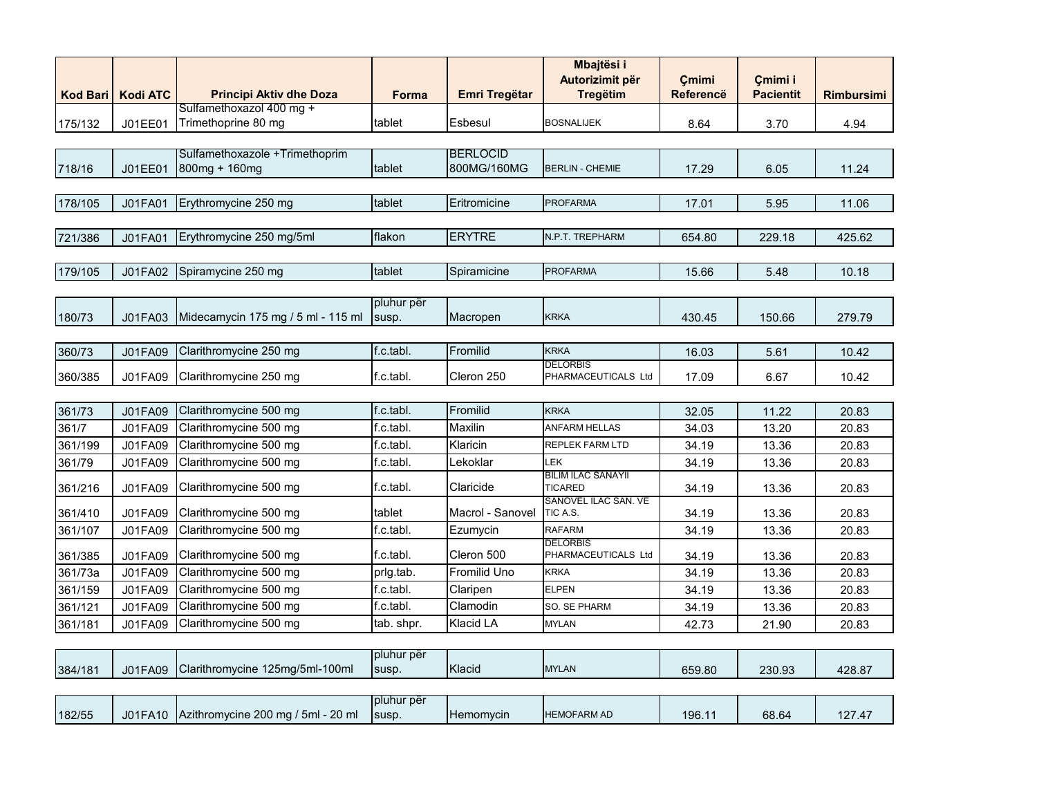| Kod Bari | Kodi ATC | Principi Aktiv dhe Doza | Forma | Emri Tregëtar | Mbajtësi i Autorizimit për Tregëtim | Çmimi Referencë | Çmimi i Pacientit | Rimbursimi |
|---|---|---|---|---|---|---|---|---|
| 175/132 | J01EE01 | Sulfamethoxazol 400 mg + Trimethoprine 80 mg | tablet | Esbesul | BOSNALIJEK | 8.64 | 3.70 | 4.94 |
| 718/16 | J01EE01 | Sulfamethoxazole +Trimethoprim 800mg + 160mg | tablet | BERLOCID 800MG/160MG | BERLIN - CHEMIE | 17.29 | 6.05 | 11.24 |
| 178/105 | J01FA01 | Erythromycine 250 mg | tablet | Eritromicine | PROFARMA | 17.01 | 5.95 | 11.06 |
| 721/386 | J01FA01 | Erythromycine 250 mg/5ml | flakon | ERYTRE | N.P.T. TREPHARM | 654.80 | 229.18 | 425.62 |
| 179/105 | J01FA02 | Spiramycine 250 mg | tablet | Spiramicine | PROFARMA | 15.66 | 5.48 | 10.18 |
| 180/73 | J01FA03 | Midecamycin 175 mg / 5 ml - 115 ml | pluhur për susp. | Macropen | KRKA | 430.45 | 150.66 | 279.79 |
| 360/73 | J01FA09 | Clarithromycine 250 mg | f.c.tabl. | Fromilid | KRKA | 16.03 | 5.61 | 10.42 |
| 360/385 | J01FA09 | Clarithromycine 250 mg | f.c.tabl. | Cleron 250 | DELORBIS PHARMACEUTICALS Ltd | 17.09 | 6.67 | 10.42 |
| 361/73 | J01FA09 | Clarithromycine 500 mg | f.c.tabl. | Fromilid | KRKA | 32.05 | 11.22 | 20.83 |
| 361/7 | J01FA09 | Clarithromycine 500 mg | f.c.tabl. | Maxilin | ANFARM HELLAS | 34.03 | 13.20 | 20.83 |
| 361/199 | J01FA09 | Clarithromycine 500 mg | f.c.tabl. | Klaricin | REPLEK FARM LTD | 34.19 | 13.36 | 20.83 |
| 361/79 | J01FA09 | Clarithromycine 500 mg | f.c.tabl. | Lekoklar | LEK | 34.19 | 13.36 | 20.83 |
| 361/216 | J01FA09 | Clarithromycine 500 mg | f.c.tabl. | Claricide | BILIM ILAC SANAYII TICARED | 34.19 | 13.36 | 20.83 |
| 361/410 | J01FA09 | Clarithromycine 500 mg | tablet | Macrol - Sanovel | SANOVEL ILAC SAN. VE TIC A.S. | 34.19 | 13.36 | 20.83 |
| 361/107 | J01FA09 | Clarithromycine 500 mg | f.c.tabl. | Ezumycin | RAFARM | 34.19 | 13.36 | 20.83 |
| 361/385 | J01FA09 | Clarithromycine 500 mg | f.c.tabl. | Cleron 500 | DELORBIS PHARMACEUTICALS Ltd | 34.19 | 13.36 | 20.83 |
| 361/73a | J01FA09 | Clarithromycine 500 mg | prlg.tab. | Fromilid Uno | KRKA | 34.19 | 13.36 | 20.83 |
| 361/159 | J01FA09 | Clarithromycine 500 mg | f.c.tabl. | Claripen | ELPEN | 34.19 | 13.36 | 20.83 |
| 361/121 | J01FA09 | Clarithromycine 500 mg | f.c.tabl. | Clamodin | SO. SE PHARM | 34.19 | 13.36 | 20.83 |
| 361/181 | J01FA09 | Clarithromycine 500 mg | tab. shpr. | Klacid LA | MYLAN | 42.73 | 21.90 | 20.83 |
| 384/181 | J01FA09 | Clarithromycine 125mg/5ml-100ml | pluhur për susp. | Klacid | MYLAN | 659.80 | 230.93 | 428.87 |
| 182/55 | J01FA10 | Azithromycine 200 mg / 5ml - 20 ml | pluhur për susp. | Hemomycin | HEMOFARM AD | 196.11 | 68.64 | 127.47 |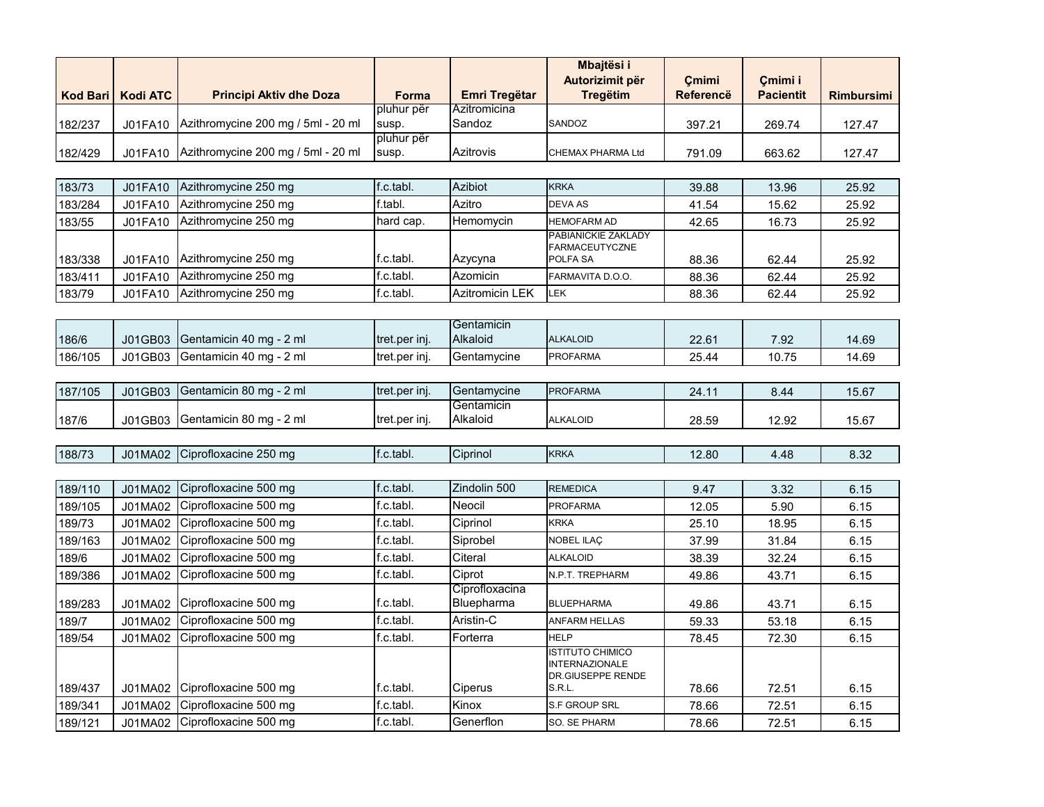| Kod Bari | Kodi ATC | Principi Aktiv dhe Doza | Forma | Emri Tregëtar | Mbajtësi i Autorizimit për Tregëtim | Çmimi Referencë | Çmimi i Pacientit | Rimbursimi |
|---|---|---|---|---|---|---|---|---|
| 182/237 | J01FA10 | Azithromycine 200 mg / 5ml - 20 ml | pluhur për susp. | Azitromicina Sandoz | SANDOZ | 397.21 | 269.74 | 127.47 |
| 182/429 | J01FA10 | Azithromycine 200 mg / 5ml - 20 ml | pluhur për susp. | Azitrovis | CHEMAX PHARMA Ltd | 791.09 | 663.62 | 127.47 |
| 183/73 | J01FA10 | Azithromycine 250 mg | f.c.tabl. | Azibiot | KRKA | 39.88 | 13.96 | 25.92 |
| 183/284 | J01FA10 | Azithromycine 250 mg | f.tabl. | Azitro | DEVA AS | 41.54 | 15.62 | 25.92 |
| 183/55 | J01FA10 | Azithromycine 250 mg | hard cap. | Hemomycin | HEMOFARM AD | 42.65 | 16.73 | 25.92 |
| 183/338 | J01FA10 | Azithromycine 250 mg | f.c.tabl. | Azycyna | PABIANICKIE ZAKLADY FARMACEUTYCZNE POLFA SA | 88.36 | 62.44 | 25.92 |
| 183/411 | J01FA10 | Azithromycine 250 mg | f.c.tabl. | Azomicin | FARMAVITA D.O.O. | 88.36 | 62.44 | 25.92 |
| 183/79 | J01FA10 | Azithromycine 250 mg | f.c.tabl. | Azitromicin LEK | LEK | 88.36 | 62.44 | 25.92 |
| 186/6 | J01GB03 | Gentamicin 40 mg - 2 ml | tret.per inj. | Gentamicin Alkaloid | ALKALOID | 22.61 | 7.92 | 14.69 |
| 186/105 | J01GB03 | Gentamicin 40 mg - 2 ml | tret.per inj. | Gentamycine | PROFARMA | 25.44 | 10.75 | 14.69 |
| 187/105 | J01GB03 | Gentamicin 80 mg - 2 ml | tret.per inj. | Gentamycine | PROFARMA | 24.11 | 8.44 | 15.67 |
| 187/6 | J01GB03 | Gentamicin 80 mg - 2 ml | tret.per inj. | Gentamicin Alkaloid | ALKALOID | 28.59 | 12.92 | 15.67 |
| 188/73 | J01MA02 | Ciprofloxacine 250 mg | f.c.tabl. | Ciprinol | KRKA | 12.80 | 4.48 | 8.32 |
| 189/110 | J01MA02 | Ciprofloxacine 500 mg | f.c.tabl. | Zindolin 500 | REMEDICA | 9.47 | 3.32 | 6.15 |
| 189/105 | J01MA02 | Ciprofloxacine 500 mg | f.c.tabl. | Neocil | PROFARMA | 12.05 | 5.90 | 6.15 |
| 189/73 | J01MA02 | Ciprofloxacine 500 mg | f.c.tabl. | Ciprinol | KRKA | 25.10 | 18.95 | 6.15 |
| 189/163 | J01MA02 | Ciprofloxacine 500 mg | f.c.tabl. | Siprobel | NOBEL ILAÇ | 37.99 | 31.84 | 6.15 |
| 189/6 | J01MA02 | Ciprofloxacine 500 mg | f.c.tabl. | Citeral | ALKALOID | 38.39 | 32.24 | 6.15 |
| 189/386 | J01MA02 | Ciprofloxacine 500 mg | f.c.tabl. | Ciprot | N.P.T. TREPHARM | 49.86 | 43.71 | 6.15 |
| 189/283 | J01MA02 | Ciprofloxacine 500 mg | f.c.tabl. | Ciprofloxacina Bluepharma | BLUEPHARMA | 49.86 | 43.71 | 6.15 |
| 189/7 | J01MA02 | Ciprofloxacine 500 mg | f.c.tabl. | Aristin-C | ANFARM HELLAS | 59.33 | 53.18 | 6.15 |
| 189/54 | J01MA02 | Ciprofloxacine 500 mg | f.c.tabl. | Forterra | HELP | 78.45 | 72.30 | 6.15 |
| 189/437 | J01MA02 | Ciprofloxacine 500 mg | f.c.tabl. | Ciperus | ISTITUTO CHIMICO INTERNAZIONALE DR.GIUSEPPE RENDE S.R.L. | 78.66 | 72.51 | 6.15 |
| 189/341 | J01MA02 | Ciprofloxacine 500 mg | f.c.tabl. | Kinox | S.F GROUP SRL | 78.66 | 72.51 | 6.15 |
| 189/121 | J01MA02 | Ciprofloxacine 500 mg | f.c.tabl. | Generflon | SO. SE PHARM | 78.66 | 72.51 | 6.15 |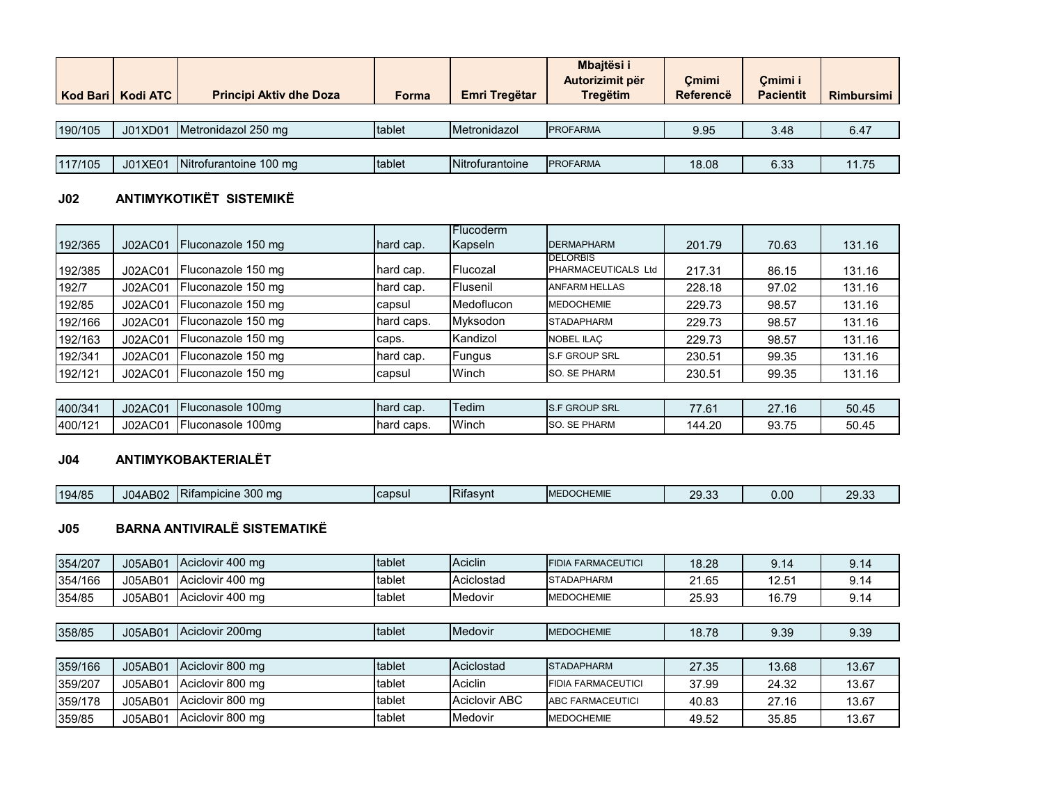| Kod Bari | Kodi ATC | Principi Aktiv dhe Doza | Forma | Emri Tregëtar | Mbajtësi i Autorizimit për Tregëtim | Çmimi Referencë | Çmimi i Pacientit | Rimbursimi |
|---|---|---|---|---|---|---|---|---|
| 190/105 | J01XD01 | Metronidazol 250 mg | tablet | Metronidazol | PROFARMA | 9.95 | 3.48 | 6.47 |
| 117/105 | J01XE01 | Nitrofurantoine 100 mg | tablet | Nitrofurantoine | PROFARMA | 18.08 | 6.33 | 11.75 |

## J02 ANTIMYKOTIKËT SISTEMIKË

| Kod Bari | Kodi ATC | Principi Aktiv dhe Doza | Forma | Emri Tregëtar | Mbajtësi i Autorizimit për Tregëtim | Çmimi Referencë | Çmimi i Pacientit | Rimbursimi |
|---|---|---|---|---|---|---|---|---|
| 192/365 | J02AC01 | Fluconazole 150 mg | hard cap. | Flucoderm Kapseln | DERMAPHARM | 201.79 | 70.63 | 131.16 |
| 192/385 | J02AC01 | Fluconazole 150 mg | hard cap. | Flucozal | DELORBIS PHARMACEUTICALS Ltd | 217.31 | 86.15 | 131.16 |
| 192/7 | J02AC01 | Fluconazole 150 mg | hard cap. | Flusenil | ANFARM HELLAS | 228.18 | 97.02 | 131.16 |
| 192/85 | J02AC01 | Fluconazole 150 mg | capsul | Medoflucon | MEDOCHEMIE | 229.73 | 98.57 | 131.16 |
| 192/166 | J02AC01 | Fluconazole 150 mg | hard caps. | Myksodon | STADAPHARM | 229.73 | 98.57 | 131.16 |
| 192/163 | J02AC01 | Fluconazole 150 mg | caps. | Kandizol | NOBEL ILAÇ | 229.73 | 98.57 | 131.16 |
| 192/341 | J02AC01 | Fluconazole 150 mg | hard cap. | Fungus | S.F GROUP SRL | 230.51 | 99.35 | 131.16 |
| 192/121 | J02AC01 | Fluconazole 150 mg | capsul | Winch | SO. SE PHARM | 230.51 | 99.35 | 131.16 |
| 400/341 | J02AC01 | Fluconasole 100mg | hard cap. | Tedim | S.F GROUP SRL | 77.61 | 27.16 | 50.45 |
| 400/121 | J02AC01 | Fluconasole 100mg | hard caps. | Winch | SO. SE PHARM | 144.20 | 93.75 | 50.45 |

## J04 ANTIMYKOBAKTERIALËT

| Kod Bari | Kodi ATC | Principi Aktiv dhe Doza | Forma | Emri Tregëtar | Mbajtësi i Autorizimit për Tregëtim | Çmimi Referencë | Çmimi i Pacientit | Rimbursimi |
|---|---|---|---|---|---|---|---|---|
| 194/85 | J04AB02 | Rifampicine 300 mg | capsul | Rifasynt | MEDOCHEMIE | 29.33 | 0.00 | 29.33 |

## J05 BARNA ANTIVIRALË SISTEMATIKË

| Kod Bari | Kodi ATC | Principi Aktiv dhe Doza | Forma | Emri Tregëtar | Mbajtësi i Autorizimit për Tregëtim | Çmimi Referencë | Çmimi i Pacientit | Rimbursimi |
|---|---|---|---|---|---|---|---|---|
| 354/207 | J05AB01 | Aciclovir 400 mg | tablet | Aciclin | FIDIA FARMACEUTICI | 18.28 | 9.14 | 9.14 |
| 354/166 | J05AB01 | Aciclovir 400 mg | tablet | Aciclostad | STADAPHARM | 21.65 | 12.51 | 9.14 |
| 354/85 | J05AB01 | Aciclovir 400 mg | tablet | Medovir | MEDOCHEMIE | 25.93 | 16.79 | 9.14 |
| 358/85 | J05AB01 | Aciclovir 200mg | tablet | Medovir | MEDOCHEMIE | 18.78 | 9.39 | 9.39 |
| 359/166 | J05AB01 | Aciclovir 800 mg | tablet | Aciclostad | STADAPHARM | 27.35 | 13.68 | 13.67 |
| 359/207 | J05AB01 | Aciclovir 800 mg | tablet | Aciclin | FIDIA FARMACEUTICI | 37.99 | 24.32 | 13.67 |
| 359/178 | J05AB01 | Aciclovir 800 mg | tablet | Aciclovir ABC | ABC FARMACEUTICI | 40.83 | 27.16 | 13.67 |
| 359/85 | J05AB01 | Aciclovir 800 mg | tablet | Medovir | MEDOCHEMIE | 49.52 | 35.85 | 13.67 |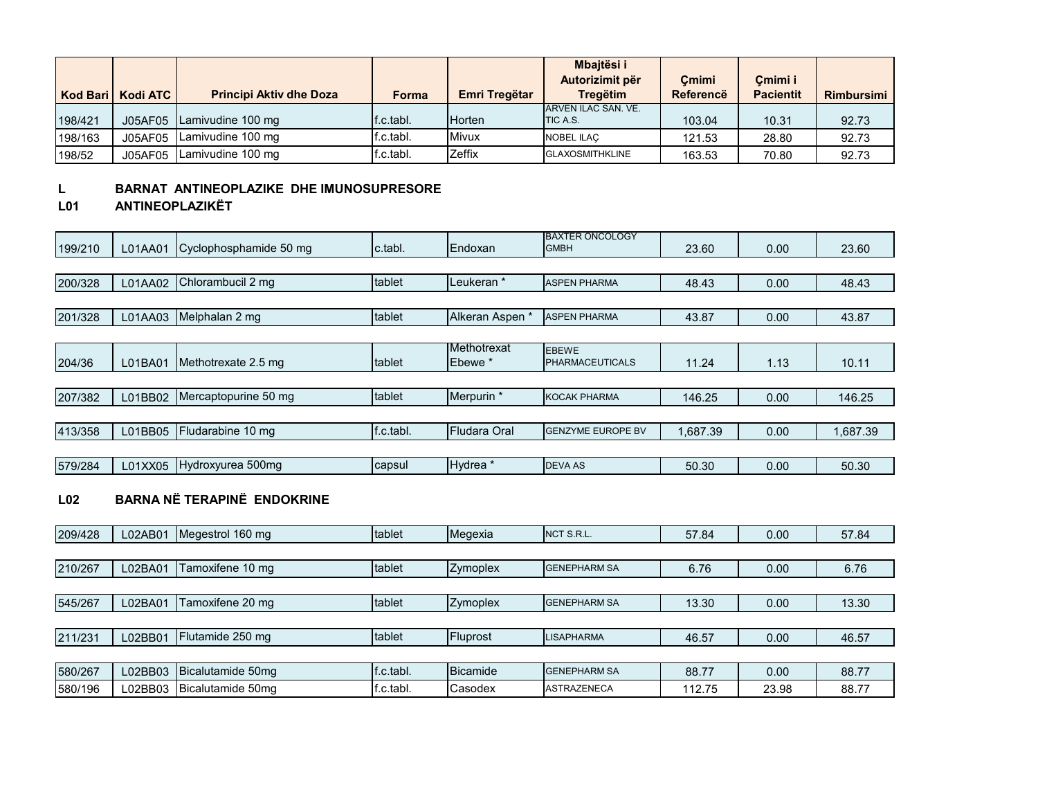| Kod Bari | Kodi ATC | Principi Aktiv dhe Doza | Forma | Emri Tregëtar | Mbajtësi i Autorizimit për Tregëtim | Çmimi Referencë | Çmimi i Pacientit | Rimbursimi |
|---|---|---|---|---|---|---|---|---|
| 198/421 | J05AF05 | Lamivudine 100 mg | f.c.tabl. | Horten | ARVEN ILAC SAN. VE. TIC A.S. | 103.04 | 10.31 | 92.73 |
| 198/163 | J05AF05 | Lamivudine 100 mg | f.c.tabl. | Mivux | NOBEL ILAÇ | 121.53 | 28.80 | 92.73 |
| 198/52 | J05AF05 | Lamivudine 100 mg | f.c.tabl. | Zeffix | GLAXOSMITHKLINE | 163.53 | 70.80 | 92.73 |

**L BARNAT ANTINEOPLAZIKE DHE IMUNOSUPRESORE**

**L01 ANTINEOPLAZIKËT**

| Kod Bari | Kodi ATC | Principi Aktiv dhe Doza | Forma | Emri Tregëtar | Mbajtësi i Autorizimit për Tregëtim | Çmimi Referencë | Çmimi i Pacientit | Rimbursimi |
|---|---|---|---|---|---|---|---|---|
| 199/210 | L01AA01 | Cyclophosphamide 50 mg | c.tabl. | Endoxan | BAXTER ONCOLOGY GMBH | 23.60 | 0.00 | 23.60 |
| 200/328 | L01AA02 | Chlorambucil 2 mg | tablet | Leukeran * | ASPEN PHARMA | 48.43 | 0.00 | 48.43 |
| 201/328 | L01AA03 | Melphalan 2 mg | tablet | Alkeran Aspen * | ASPEN PHARMA | 43.87 | 0.00 | 43.87 |
| 204/36 | L01BA01 | Methotrexate 2.5 mg | tablet | Methotrexat Ebewe * | EBEWE PHARMACEUTICALS | 11.24 | 1.13 | 10.11 |
| 207/382 | L01BB02 | Mercaptopurine 50 mg | tablet | Merpurin * | KOCAK PHARMA | 146.25 | 0.00 | 146.25 |
| 413/358 | L01BB05 | Fludarabine 10 mg | f.c.tabl. | Fludara Oral | GENZYME EUROPE BV | 1,687.39 | 0.00 | 1,687.39 |
| 579/284 | L01XX05 | Hydroxyurea 500mg | capsul | Hydrea * | DEVA AS | 50.30 | 0.00 | 50.30 |

**L02 BARNA NË TERAPINË ENDOKRINE**

| Kod Bari | Kodi ATC | Principi Aktiv dhe Doza | Forma | Emri Tregëtar | Mbajtësi i Autorizimit për Tregëtim | Çmimi Referencë | Çmimi i Pacientit | Rimbursimi |
|---|---|---|---|---|---|---|---|---|
| 209/428 | L02AB01 | Megestrol 160 mg | tablet | Megexia | NCT S.R.L. | 57.84 | 0.00 | 57.84 |
| 210/267 | L02BA01 | Tamoxifene 10 mg | tablet | Zymoplex | GENEPHARM SA | 6.76 | 0.00 | 6.76 |
| 545/267 | L02BA01 | Tamoxifene 20 mg | tablet | Zymoplex | GENEPHARM SA | 13.30 | 0.00 | 13.30 |
| 211/231 | L02BB01 | Flutamide 250 mg | tablet | Fluprost | LISAPHARMA | 46.57 | 0.00 | 46.57 |
| 580/267 | L02BB03 | Bicalutamide 50mg | f.c.tabl. | Bicamide | GENEPHARM SA | 88.77 | 0.00 | 88.77 |
| 580/196 | L02BB03 | Bicalutamide 50mg | f.c.tabl. | Casodex | ASTRAZENECA | 112.75 | 23.98 | 88.77 |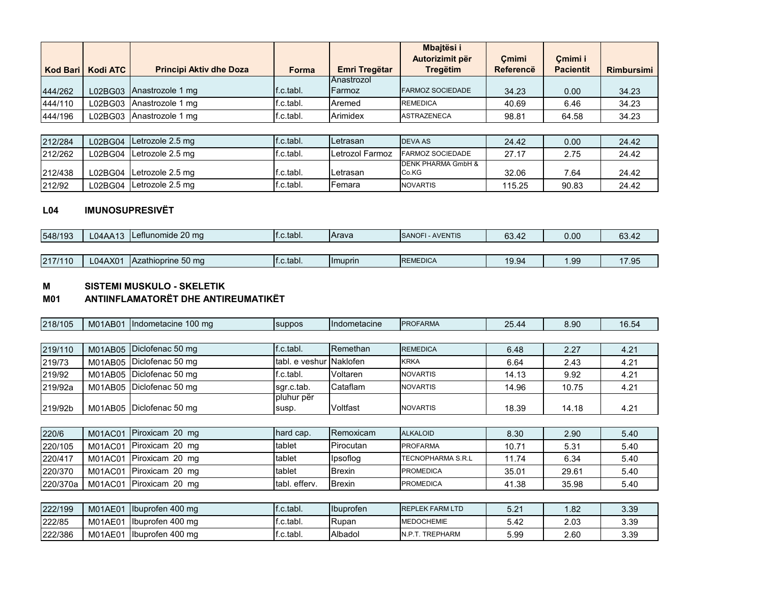| Kod Bari | Kodi ATC | Principi Aktiv dhe Doza | Forma | Emri Tregëtar | Mbajtësi i Autorizimit për Tregëtim | Çmimi Referencë | Çmimi i Pacientit | Rimbursimi |
|---|---|---|---|---|---|---|---|---|
| 444/262 | L02BG03 | Anastrozole 1 mg | f.c.tabl. | Anastrozol Farmoz | FARMOZ SOCIEDADE | 34.23 | 0.00 | 34.23 |
| 444/110 | L02BG03 | Anastrozole 1 mg | f.c.tabl. | Aremed | REMEDICA | 40.69 | 6.46 | 34.23 |
| 444/196 | L02BG03 | Anastrozole 1 mg | f.c.tabl. | Arimidex | ASTRAZENECA | 98.81 | 64.58 | 34.23 |
| 212/284 | L02BG04 | Letrozole 2.5 mg | f.c.tabl. | Letrasan | DEVA AS | 24.42 | 0.00 | 24.42 |
| 212/262 | L02BG04 | Letrozole 2.5 mg | f.c.tabl. | Letrozol Farmoz | FARMOZ SOCIEDADE | 27.17 | 2.75 | 24.42 |
| 212/438 | L02BG04 | Letrozole 2.5 mg | f.c.tabl. | Letrasan | DENK PHARMA GmbH & Co.KG | 32.06 | 7.64 | 24.42 |
| 212/92 | L02BG04 | Letrozole 2.5 mg | f.c.tabl. | Femara | NOVARTIS | 115.25 | 90.83 | 24.42 |

**L04 IMUNOSUPRESIVËT**

| Kod Bari | Kodi ATC | Principi Aktiv dhe Doza | Forma | Emri Tregëtar | Mbajtësi i Autorizimit për Tregëtim | Çmimi Referencë | Çmimi i Pacientit | Rimbursimi |
|---|---|---|---|---|---|---|---|---|
| 548/193 | L04AA13 | Leflunomide 20 mg | f.c.tabl. | Arava | SANOFI - AVENTIS | 63.42 | 0.00 | 63.42 |
| 217/110 | L04AX01 | Azathioprine 50 mg | f.c.tabl. | Imuprin | REMEDICA | 19.94 | 1.99 | 17.95 |

**M SISTEMI MUSKULO - SKELETIK**

**M01 ANTIINFLAMATORËT DHE ANTIREUMATIKËT**

| Kod Bari | Kodi ATC | Principi Aktiv dhe Doza | Forma | Emri Tregëtar | Mbajtësi i Autorizimit për Tregëtim | Çmimi Referencë | Çmimi i Pacientit | Rimbursimi |
|---|---|---|---|---|---|---|---|---|
| 218/105 | M01AB01 | Indometacine 100 mg | suppos | Indometacine | PROFARMA | 25.44 | 8.90 | 16.54 |
| 219/110 | M01AB05 | Diclofenac 50 mg | f.c.tabl. | Remethan | REMEDICA | 6.48 | 2.27 | 4.21 |
| 219/73 | M01AB05 | Diclofenac 50 mg | tabl. e veshur | Naklofen | KRKA | 6.64 | 2.43 | 4.21 |
| 219/92 | M01AB05 | Diclofenac 50 mg | f.c.tabl. | Voltaren | NOVARTIS | 14.13 | 9.92 | 4.21 |
| 219/92a | M01AB05 | Diclofenac 50 mg | sgr.c.tab. | Cataflam | NOVARTIS | 14.96 | 10.75 | 4.21 |
| 219/92b | M01AB05 | Diclofenac 50 mg | pluhur për susp. | Voltfast | NOVARTIS | 18.39 | 14.18 | 4.21 |
| 220/6 | M01AC01 | Piroxicam 20 mg | hard cap. | Remoxicam | ALKALOID | 8.30 | 2.90 | 5.40 |
| 220/105 | M01AC01 | Piroxicam 20 mg | tablet | Pirocutan | PROFARMA | 10.71 | 5.31 | 5.40 |
| 220/417 | M01AC01 | Piroxicam 20 mg | tablet | Ipsoflog | TECNOPHARMA S.R.L | 11.74 | 6.34 | 5.40 |
| 220/370 | M01AC01 | Piroxicam 20 mg | tablet | Brexin | PROMEDICA | 35.01 | 29.61 | 5.40 |
| 220/370a | M01AC01 | Piroxicam 20 mg | tabl. efferv. | Brexin | PROMEDICA | 41.38 | 35.98 | 5.40 |
| 222/199 | M01AE01 | Ibuprofen 400 mg | f.c.tabl. | Ibuprofen | REPLEK FARM LTD | 5.21 | 1.82 | 3.39 |
| 222/85 | M01AE01 | Ibuprofen 400 mg | f.c.tabl. | Rupan | MEDOCHEMIE | 5.42 | 2.03 | 3.39 |
| 222/386 | M01AE01 | Ibuprofen 400 mg | f.c.tabl. | Albadol | N.P.T. TREPHARM | 5.99 | 2.60 | 3.39 |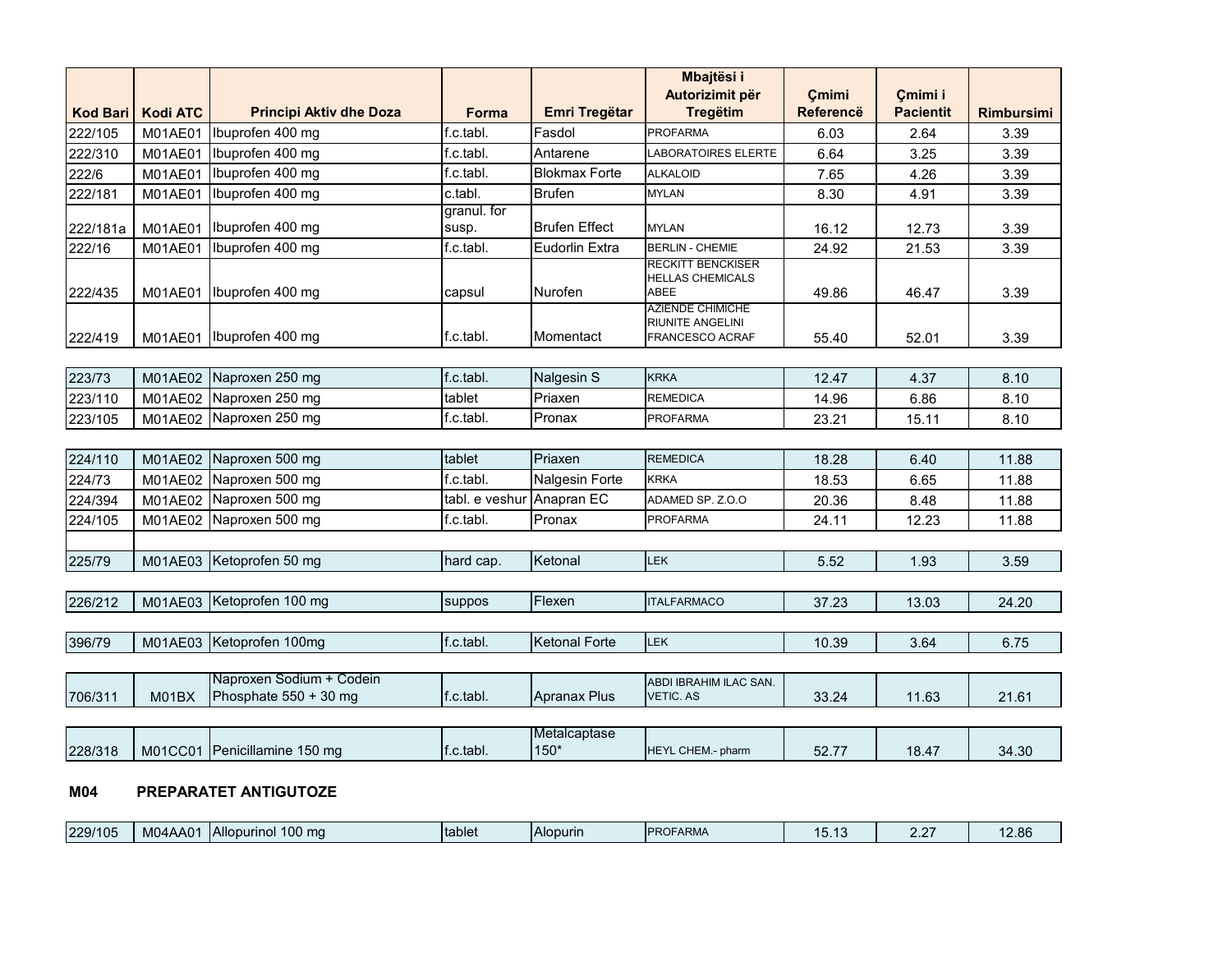| Kod Bari | Kodi ATC | Principi Aktiv dhe Doza | Forma | Emri Tregëtar | Mbajtësi i Autorizimit për Tregëtim | Çmimi Referencë | Çmimi i Pacientit | Rimbursimi |
|---|---|---|---|---|---|---|---|---|
| 222/105 | M01AE01 | Ibuprofen 400 mg | f.c.tabl. | Fasdol | PROFARMA | 6.03 | 2.64 | 3.39 |
| 222/310 | M01AE01 | Ibuprofen 400 mg | f.c.tabl. | Antarene | LABORATOIRES ELERTE | 6.64 | 3.25 | 3.39 |
| 222/6 | M01AE01 | Ibuprofen 400 mg | f.c.tabl. | Blokmax Forte | ALKALOID | 7.65 | 4.26 | 3.39 |
| 222/181 | M01AE01 | Ibuprofen 400 mg | c.tabl. | Brufen | MYLAN | 8.30 | 4.91 | 3.39 |
| 222/181a | M01AE01 | Ibuprofen 400 mg | granul. for susp. | Brufen Effect | MYLAN | 16.12 | 12.73 | 3.39 |
| 222/16 | M01AE01 | Ibuprofen 400 mg | f.c.tabl. | Eudorlin Extra | BERLIN - CHEMIE | 24.92 | 21.53 | 3.39 |
| 222/435 | M01AE01 | Ibuprofen 400 mg | capsul | Nurofen | RECKITT BENCKISER HELLAS CHEMICALS ABEE | 49.86 | 46.47 | 3.39 |
| 222/419 | M01AE01 | Ibuprofen 400 mg | f.c.tabl. | Momentact | AZIENDE CHIMICHE RIUNITE ANGELINI FRANCESCO ACRAF | 55.40 | 52.01 | 3.39 |
| | | | | | | | | |
| 223/73 | M01AE02 | Naproxen 250 mg | f.c.tabl. | Nalgesin S | KRKA | 12.47 | 4.37 | 8.10 |
| 223/110 | M01AE02 | Naproxen 250 mg | tablet | Priaxen | REMEDICA | 14.96 | 6.86 | 8.10 |
| 223/105 | M01AE02 | Naproxen 250 mg | f.c.tabl. | Pronax | PROFARMA | 23.21 | 15.11 | 8.10 |
| | | | | | | | | |
| 224/110 | M01AE02 | Naproxen 500 mg | tablet | Priaxen | REMEDICA | 18.28 | 6.40 | 11.88 |
| 224/73 | M01AE02 | Naproxen 500 mg | f.c.tabl. | Nalgesin Forte | KRKA | 18.53 | 6.65 | 11.88 |
| 224/394 | M01AE02 | Naproxen 500 mg | tabl. e veshur | Anapran EC | ADAMED SP. Z.O.O | 20.36 | 8.48 | 11.88 |
| 224/105 | M01AE02 | Naproxen 500 mg | f.c.tabl. | Pronax | PROFARMA | 24.11 | 12.23 | 11.88 |
| | | | | | | | | |
| 225/79 | M01AE03 | Ketoprofen 50 mg | hard cap. | Ketonal | LEK | 5.52 | 1.93 | 3.59 |
| | | | | | | | | |
| 226/212 | M01AE03 | Ketoprofen 100 mg | suppos | Flexen | ITALFARMACO | 37.23 | 13.03 | 24.20 |
| | | | | | | | | |
| 396/79 | M01AE03 | Ketoprofen 100mg | f.c.tabl. | Ketonal Forte | LEK | 10.39 | 3.64 | 6.75 |
| | | | | | | | | |
| 706/311 | M01BX | Naproxen Sodium + Codein Phosphate 550 + 30 mg | f.c.tabl. | Apranax Plus | ABDI IBRAHIM ILAC SAN. VETIC. AS | 33.24 | 11.63 | 21.61 |
| | | | | | | | | |
| 228/318 | M01CC01 | Penicillamine 150 mg | f.c.tabl. | Metalcaptase 150* | HEYL CHEM.- pharm | 52.77 | 18.47 | 34.30 |

**M04 PREPARATET ANTIGUTOZE**

| Kod Bari | Kodi ATC | Principi Aktiv dhe Doza | Forma | Emri Tregëtar | Mbajtësi i Autorizimit për Tregëtim | Çmimi Referencë | Çmimi i Pacientit | Rimbursimi |
|---|---|---|---|---|---|---|---|---|
| 229/105 | M04AA01 | Allopurinol 100 mg | tablet | Alopurin | PROFARMA | 15.13 | 2.27 | 12.86 |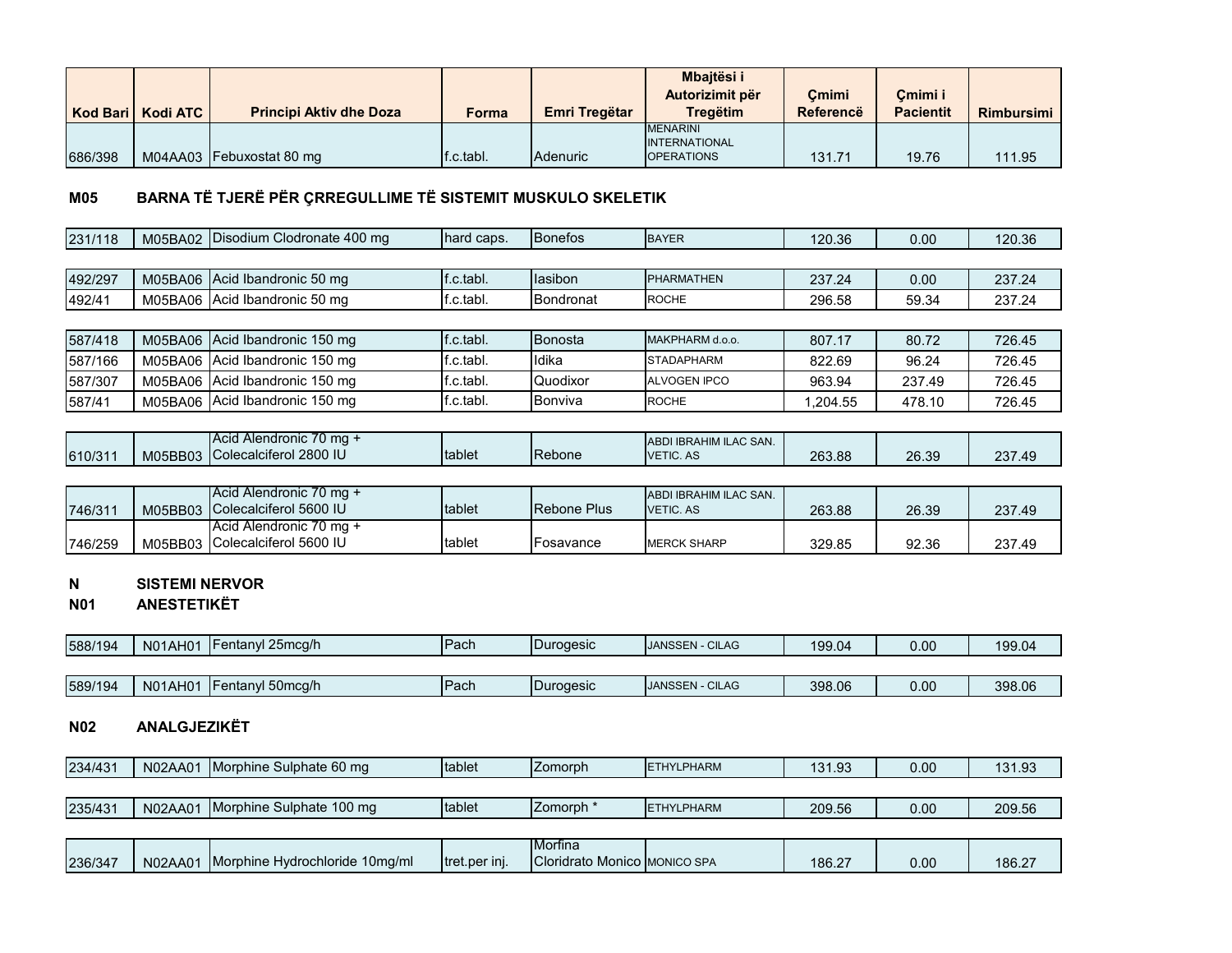| Kod Bari | Kodi ATC | Principi Aktiv dhe Doza | Forma | Emri Tregëtar | Mbajtësi i Autorizimit për Tregëtim | Çmimi Referencë | Çmimi i Pacientit | Rimbursimi |
|---|---|---|---|---|---|---|---|---|
| 686/398 | M04AA03 | Febuxostat 80 mg | f.c.tabl. | Adenuric | MENARINI INTERNATIONAL OPERATIONS | 131.71 | 19.76 | 111.95 |

**M05 BARNA TË TJERË PËR ÇRREGULLIME TË SISTEMIT MUSKULO SKELETIK**

| Kod Bari | Kodi ATC | Principi Aktiv dhe Doza | Forma | Emri Tregëtar | Mbajtësi i Autorizimit për Tregëtim | Çmimi Referencë | Çmimi i Pacientit | Rimbursimi |
|---|---|---|---|---|---|---|---|---|
| 231/118 | M05BA02 | Disodium Clodronate 400 mg | hard caps. | Bonefos | BAYER | 120.36 | 0.00 | 120.36 |
| 492/297 | M05BA06 | Acid Ibandronic 50 mg | f.c.tabl. | Iasibon | PHARMATHEN | 237.24 | 0.00 | 237.24 |
| 492/41 | M05BA06 | Acid Ibandronic 50 mg | f.c.tabl. | Bondronat | ROCHE | 296.58 | 59.34 | 237.24 |
| 587/418 | M05BA06 | Acid Ibandronic 150 mg | f.c.tabl. | Bonosta | MAKPHARM d.o.o. | 807.17 | 80.72 | 726.45 |
| 587/166 | M05BA06 | Acid Ibandronic 150 mg | f.c.tabl. | Idika | STADAPHARM | 822.69 | 96.24 | 726.45 |
| 587/307 | M05BA06 | Acid Ibandronic 150 mg | f.c.tabl. | Quodixor | ALVOGEN IPCO | 963.94 | 237.49 | 726.45 |
| 587/41 | M05BA06 | Acid Ibandronic 150 mg | f.c.tabl. | Bonviva | ROCHE | 1,204.55 | 478.10 | 726.45 |
| 610/311 | M05BB03 | Acid Alendronic 70 mg + Colecalciferol 2800 IU | tablet | Rebone | ABDI IBRAHIM ILAC SAN. VETIC. AS | 263.88 | 26.39 | 237.49 |
| 746/311 | M05BB03 | Acid Alendronic 70 mg + Colecalciferol 5600 IU | tablet | Rebone Plus | ABDI IBRAHIM ILAC SAN. VETIC. AS | 263.88 | 26.39 | 237.49 |
| 746/259 | M05BB03 | Acid Alendronic 70 mg + Colecalciferol 5600 IU | tablet | Fosavance | MERCK SHARP | 329.85 | 92.36 | 237.49 |

**N SISTEMI NERVOR**

**N01 ANESTETIKËT**

| Kod Bari | Kodi ATC | Principi Aktiv dhe Doza | Forma | Emri Tregëtar | Mbajtësi i Autorizimit për Tregëtim | Çmimi Referencë | Çmimi i Pacientit | Rimbursimi |
|---|---|---|---|---|---|---|---|---|
| 588/194 | N01AH01 | Fentanyl 25mcg/h | Pach | Durogesic | JANSSEN - CILAG | 199.04 | 0.00 | 199.04 |
| 589/194 | N01AH01 | Fentanyl 50mcg/h | Pach | Durogesic | JANSSEN - CILAG | 398.06 | 0.00 | 398.06 |

**N02 ANALGJEZIKËT**

| Kod Bari | Kodi ATC | Principi Aktiv dhe Doza | Forma | Emri Tregëtar | Mbajtësi i Autorizimit për Tregëtim | Çmimi Referencë | Çmimi i Pacientit | Rimbursimi |
|---|---|---|---|---|---|---|---|---|
| 234/431 | N02AA01 | Morphine Sulphate 60 mg | tablet | Zomorph | ETHYLPHARM | 131.93 | 0.00 | 131.93 |
| 235/431 | N02AA01 | Morphine Sulphate 100 mg | tablet | Zomorph * | ETHYLPHARM | 209.56 | 0.00 | 209.56 |
| 236/347 | N02AA01 | Morphine Hydrochloride 10mg/ml | tret.per inj. | Morfina Cloridrato Monico | MONICO SPA | 186.27 | 0.00 | 186.27 |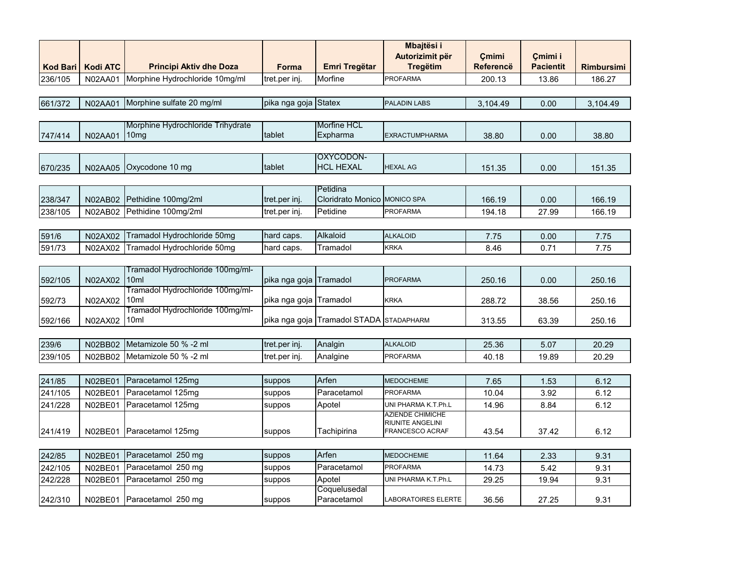| Kod Bari | Kodi ATC | Principi Aktiv dhe Doza | Forma | Emri Tregëtar | Mbajtësi i Autorizimit për Tregëtim | Çmimi Referencë | Çmimi i Pacientit | Rimbursimi |
|---|---|---|---|---|---|---|---|---|
| 236/105 | N02AA01 | Morphine Hydrochloride 10mg/ml | tret.per inj. | Morfine | PROFARMA | 200.13 | 13.86 | 186.27 |
| 661/372 | N02AA01 | Morphine sulfate 20 mg/ml | pika nga goja | Statex | PALADIN LABS | 3,104.49 | 0.00 | 3,104.49 |
| 747/414 | N02AA01 | Morphine Hydrochloride Trihydrate 10mg | tablet | Morfine HCL Expharma | EXRACTUMPHARMA | 38.80 | 0.00 | 38.80 |
| 670/235 | N02AA05 | Oxycodone 10 mg | tablet | OXYCODON-HCL HEXAL | HEXAL AG | 151.35 | 0.00 | 151.35 |
| 238/347 | N02AB02 | Pethidine 100mg/2ml | tret.per inj. | Petidina Cloridrato Monico | MONICO SPA | 166.19 | 0.00 | 166.19 |
| 238/105 | N02AB02 | Pethidine 100mg/2ml | tret.per inj. | Petidine | PROFARMA | 194.18 | 27.99 | 166.19 |
| 591/6 | N02AX02 | Tramadol Hydrochloride 50mg | hard caps. | Alkaloid | ALKALOID | 7.75 | 0.00 | 7.75 |
| 591/73 | N02AX02 | Tramadol Hydrochloride 50mg | hard caps. | Tramadol | KRKA | 8.46 | 0.71 | 7.75 |
| 592/105 | N02AX02 | Tramadol Hydrochloride 100mg/ml-10ml | pika nga goja | Tramadol | PROFARMA | 250.16 | 0.00 | 250.16 |
| 592/73 | N02AX02 | Tramadol Hydrochloride 100mg/ml-10ml | pika nga goja | Tramadol | KRKA | 288.72 | 38.56 | 250.16 |
| 592/166 | N02AX02 | Tramadol Hydrochloride 100mg/ml-10ml | pika nga goja | Tramadol STADA | STADAPHARM | 313.55 | 63.39 | 250.16 |
| 239/6 | N02BB02 | Metamizole 50 % -2 ml | tret.per inj. | Analgin | ALKALOID | 25.36 | 5.07 | 20.29 |
| 239/105 | N02BB02 | Metamizole 50 % -2 ml | tret.per inj. | Analgine | PROFARMA | 40.18 | 19.89 | 20.29 |
| 241/85 | N02BE01 | Paracetamol 125mg | suppos | Arfen | MEDOCHEMIE | 7.65 | 1.53 | 6.12 |
| 241/105 | N02BE01 | Paracetamol 125mg | suppos | Paracetamol | PROFARMA | 10.04 | 3.92 | 6.12 |
| 241/228 | N02BE01 | Paracetamol 125mg | suppos | Apotel | UNI PHARMA K.T.Ph.L | 14.96 | 8.84 | 6.12 |
| 241/419 | N02BE01 | Paracetamol 125mg | suppos | Tachipirina | AZIENDE CHIMICHE RIUNITE ANGELINI FRANCESCO ACRAF | 43.54 | 37.42 | 6.12 |
| 242/85 | N02BE01 | Paracetamol 250 mg | suppos | Arfen | MEDOCHEMIE | 11.64 | 2.33 | 9.31 |
| 242/105 | N02BE01 | Paracetamol 250 mg | suppos | Paracetamol | PROFARMA | 14.73 | 5.42 | 9.31 |
| 242/228 | N02BE01 | Paracetamol 250 mg | suppos | Apotel | UNI PHARMA K.T.Ph.L | 29.25 | 19.94 | 9.31 |
| 242/310 | N02BE01 | Paracetamol 250 mg | suppos | Coquelusedal Paracetamol | LABORATOIRES ELERTE | 36.56 | 27.25 | 9.31 |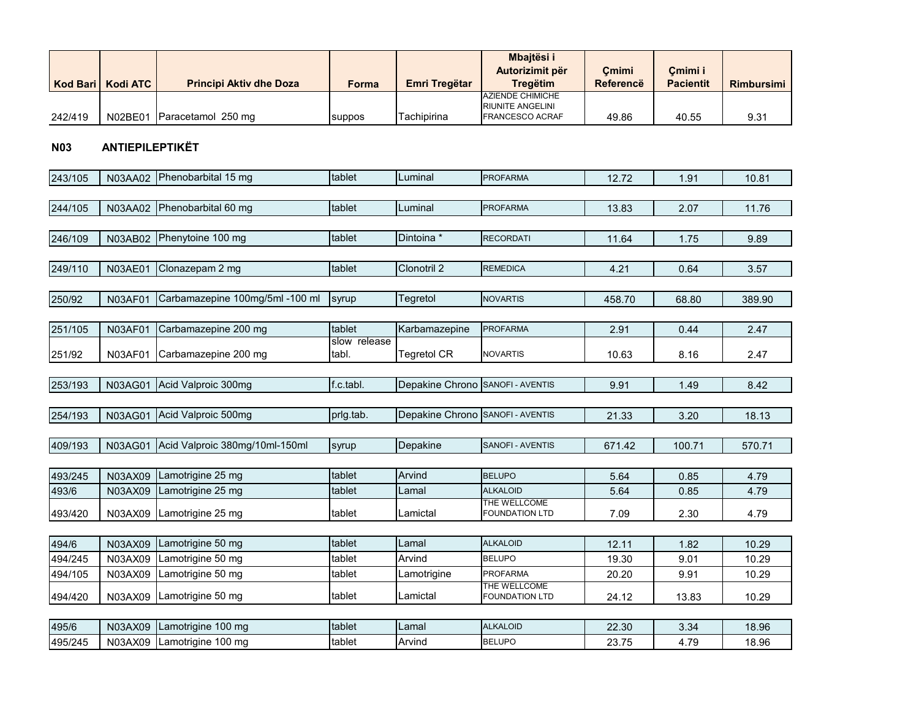| Kod Bari | Kodi ATC | Principi Aktiv dhe Doza | Forma | Emri Tregëtar | Mbajtësi i Autorizimit për Tregëtim | Çmimi Referencë | Çmimi i Pacientit | Rimbursimi |
|---|---|---|---|---|---|---|---|---|
| 242/419 | N02BE01 | Paracetamol 250 mg | suppos | Tachipirina | AZIENDE CHIMICHE RIUNITE ANGELINI FRANCESCO ACRAF | 49.86 | 40.55 | 9.31 |

**N03 ANTIEPILEPTIKËT**

| Kod Bari | Kodi ATC | Principi Aktiv dhe Doza | Forma | Emri Tregëtar | Mbajtësi i Autorizimit për Tregëtim | Çmimi Referencë | Çmimi i Pacientit | Rimbursimi |
|---|---|---|---|---|---|---|---|---|
| 243/105 | N03AA02 | Phenobarbital 15 mg | tablet | Luminal | PROFARMA | 12.72 | 1.91 | 10.81 |
| 244/105 | N03AA02 | Phenobarbital 60 mg | tablet | Luminal | PROFARMA | 13.83 | 2.07 | 11.76 |
| 246/109 | N03AB02 | Phenytoine 100 mg | tablet | Dintoina * | RECORDATI | 11.64 | 1.75 | 9.89 |
| 249/110 | N03AE01 | Clonazepam 2 mg | tablet | Clonotril 2 | REMEDICA | 4.21 | 0.64 | 3.57 |
| 250/92 | N03AF01 | Carbamazepine 100mg/5ml -100 ml | syrup | Tegretol | NOVARTIS | 458.70 | 68.80 | 389.90 |
| 251/105 | N03AF01 | Carbamazepine 200 mg | tablet | Karbamazepine | PROFARMA | 2.91 | 0.44 | 2.47 |
| 251/92 | N03AF01 | Carbamazepine 200 mg | slow release tabl. | Tegretol CR | NOVARTIS | 10.63 | 8.16 | 2.47 |
| 253/193 | N03AG01 | Acid Valproic 300mg | f.c.tabl. | Depakine Chrono | SANOFI - AVENTIS | 9.91 | 1.49 | 8.42 |
| 254/193 | N03AG01 | Acid Valproic 500mg | prlg.tab. | Depakine Chrono | SANOFI - AVENTIS | 21.33 | 3.20 | 18.13 |
| 409/193 | N03AG01 | Acid Valproic 380mg/10ml-150ml | syrup | Depakine | SANOFI - AVENTIS | 671.42 | 100.71 | 570.71 |
| 493/245 | N03AX09 | Lamotrigine 25 mg | tablet | Arvind | BELUPO | 5.64 | 0.85 | 4.79 |
| 493/6 | N03AX09 | Lamotrigine 25 mg | tablet | Lamal | ALKALOID | 5.64 | 0.85 | 4.79 |
| 493/420 | N03AX09 | Lamotrigine 25 mg | tablet | Lamictal | THE WELLCOME FOUNDATION LTD | 7.09 | 2.30 | 4.79 |
| 494/6 | N03AX09 | Lamotrigine 50 mg | tablet | Lamal | ALKALOID | 12.11 | 1.82 | 10.29 |
| 494/245 | N03AX09 | Lamotrigine 50 mg | tablet | Arvind | BELUPO | 19.30 | 9.01 | 10.29 |
| 494/105 | N03AX09 | Lamotrigine 50 mg | tablet | Lamotrigine | PROFARMA | 20.20 | 9.91 | 10.29 |
| 494/420 | N03AX09 | Lamotrigine 50 mg | tablet | Lamictal | THE WELLCOME FOUNDATION LTD | 24.12 | 13.83 | 10.29 |
| 495/6 | N03AX09 | Lamotrigine 100 mg | tablet | Lamal | ALKALOID | 22.30 | 3.34 | 18.96 |
| 495/245 | N03AX09 | Lamotrigine 100 mg | tablet | Arvind | BELUPO | 23.75 | 4.79 | 18.96 |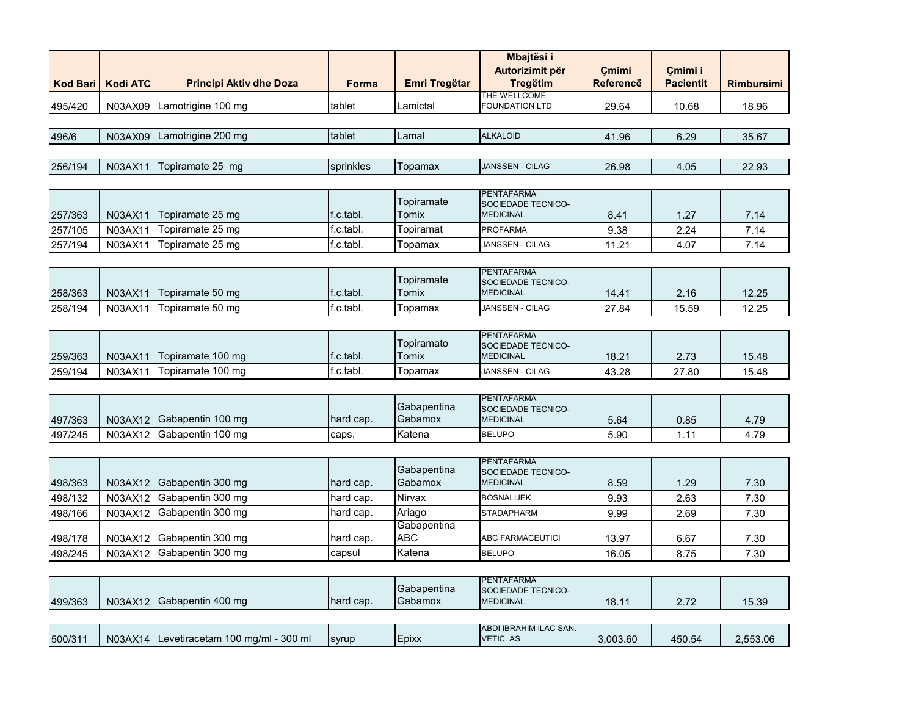| Kod Bari | Kodi ATC | Principi Aktiv dhe Doza | Forma | Emri Tregëtar | Mbajtësi i Autorizimit për Tregëtim | Çmimi Referencë | Çmimi i Pacientit | Rimbursimi |
|---|---|---|---|---|---|---|---|---|
| 495/420 | N03AX09 | Lamotrigine 100 mg | tablet | Lamictal | THE WELLCOME FOUNDATION LTD | 29.64 | 10.68 | 18.96 |
| 496/6 | N03AX09 | Lamotrigine 200 mg | tablet | Lamal | ALKALOID | 41.96 | 6.29 | 35.67 |
| 256/194 | N03AX11 | Topiramate 25 mg | sprinkles | Topamax | JANSSEN - CILAG | 26.98 | 4.05 | 22.93 |
| 257/363 | N03AX11 | Topiramate 25 mg | f.c.tabl. | Topiramate Tomix | PENTAFARMA SOCIEDADE TECNICO-MEDICINAL | 8.41 | 1.27 | 7.14 |
| 257/105 | N03AX11 | Topiramate 25 mg | f.c.tabl. | Topiramat | PROFARMA | 9.38 | 2.24 | 7.14 |
| 257/194 | N03AX11 | Topiramate 25 mg | f.c.tabl. | Topamax | JANSSEN - CILAG | 11.21 | 4.07 | 7.14 |
| 258/363 | N03AX11 | Topiramate 50 mg | f.c.tabl. | Topiramate Tomix | PENTAFARMA SOCIEDADE TECNICO-MEDICINAL | 14.41 | 2.16 | 12.25 |
| 258/194 | N03AX11 | Topiramate 50 mg | f.c.tabl. | Topamax | JANSSEN - CILAG | 27.84 | 15.59 | 12.25 |
| 259/363 | N03AX11 | Topiramate 100 mg | f.c.tabl. | Topiramato Tomix | PENTAFARMA SOCIEDADE TECNICO-MEDICINAL | 18.21 | 2.73 | 15.48 |
| 259/194 | N03AX11 | Topiramate 100 mg | f.c.tabl. | Topamax | JANSSEN - CILAG | 43.28 | 27.80 | 15.48 |
| 497/363 | N03AX12 | Gabapentin 100 mg | hard cap. | Gabapentina Gabamox | PENTAFARMA SOCIEDADE TECNICO-MEDICINAL | 5.64 | 0.85 | 4.79 |
| 497/245 | N03AX12 | Gabapentin 100 mg | caps. | Katena | BELUPO | 5.90 | 1.11 | 4.79 |
| 498/363 | N03AX12 | Gabapentin 300 mg | hard cap. | Gabapentina Gabamox | PENTAFARMA SOCIEDADE TECNICO-MEDICINAL | 8.59 | 1.29 | 7.30 |
| 498/132 | N03AX12 | Gabapentin 300 mg | hard cap. | Nirvax | BOSNALIJEK | 9.93 | 2.63 | 7.30 |
| 498/166 | N03AX12 | Gabapentin 300 mg | hard cap. | Ariago | STADAPHARM | 9.99 | 2.69 | 7.30 |
| 498/178 | N03AX12 | Gabapentin 300 mg | hard cap. | Gabapentina ABC | ABC FARMACEUTICI | 13.97 | 6.67 | 7.30 |
| 498/245 | N03AX12 | Gabapentin 300 mg | capsul | Katena | BELUPO | 16.05 | 8.75 | 7.30 |
| 499/363 | N03AX12 | Gabapentin 400 mg | hard cap. | Gabapentina Gabamox | PENTAFARMA SOCIEDADE TECNICO-MEDICINAL | 18.11 | 2.72 | 15.39 |
| 500/311 | N03AX14 | Levetiracetam 100 mg/ml - 300 ml | syrup | Epixx | ABDI IBRAHIM ILAC SAN. VETIC. AS | 3,003.60 | 450.54 | 2,553.06 |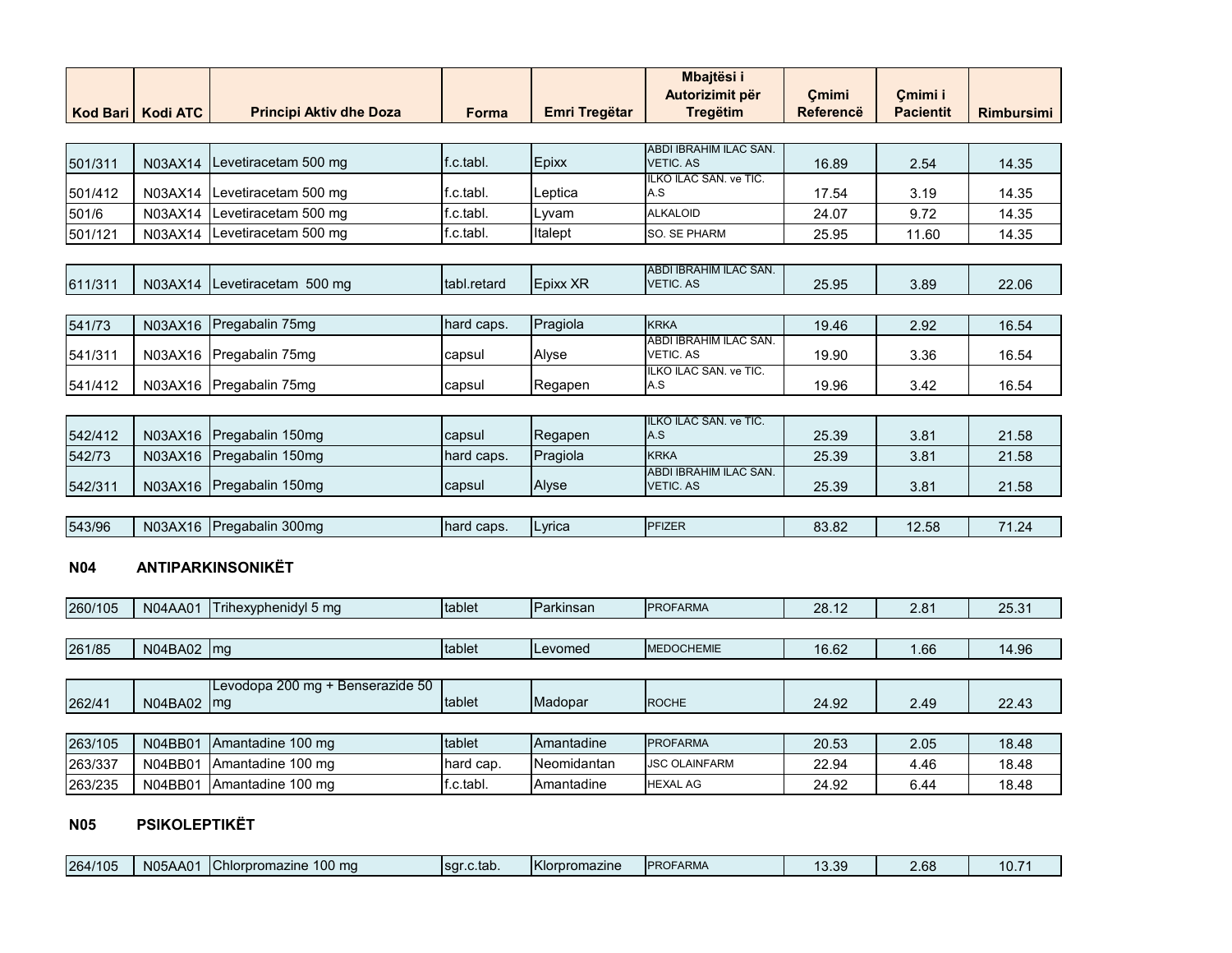| Kod Bari | Kodi ATC | Principi Aktiv dhe Doza | Forma | Emri Tregëtar | Mbajtësi i Autorizimit për Tregëtim | Çmimi Referencë | Çmimi i Pacientit | Rimbursimi |
|---|---|---|---|---|---|---|---|---|
| 501/311 | N03AX14 | Levetiracetam 500 mg | f.c.tabl. | Epixx | ABDI IBRAHIM ILAC SAN. VETIC. AS | 16.89 | 2.54 | 14.35 |
| 501/412 | N03AX14 | Levetiracetam 500 mg | f.c.tabl. | Leptica | ILKO ILAC SAN. ve TIC. A.S | 17.54 | 3.19 | 14.35 |
| 501/6 | N03AX14 | Levetiracetam 500 mg | f.c.tabl. | Lyvam | ALKALOID | 24.07 | 9.72 | 14.35 |
| 501/121 | N03AX14 | Levetiracetam 500 mg | f.c.tabl. | Italept | SO. SE PHARM | 25.95 | 11.60 | 14.35 |
| 611/311 | N03AX14 | Levetiracetam 500 mg | tabl.retard | Epixx XR | ABDI IBRAHIM ILAC SAN. VETIC. AS | 25.95 | 3.89 | 22.06 |
| 541/73 | N03AX16 | Pregabalin 75mg | hard caps. | Pragiola | KRKA | 19.46 | 2.92 | 16.54 |
| 541/311 | N03AX16 | Pregabalin 75mg | capsul | Alyse | ABDI IBRAHIM ILAC SAN. VETIC. AS | 19.90 | 3.36 | 16.54 |
| 541/412 | N03AX16 | Pregabalin 75mg | capsul | Regapen | ILKO ILAC SAN. ve TIC. A.S | 19.96 | 3.42 | 16.54 |
| 542/412 | N03AX16 | Pregabalin 150mg | capsul | Regapen | ILKO ILAC SAN. ve TIC. A.S | 25.39 | 3.81 | 21.58 |
| 542/73 | N03AX16 | Pregabalin 150mg | hard caps. | Pragiola | KRKA | 25.39 | 3.81 | 21.58 |
| 542/311 | N03AX16 | Pregabalin 150mg | capsul | Alyse | ABDI IBRAHIM ILAC SAN. VETIC. AS | 25.39 | 3.81 | 21.58 |
| 543/96 | N03AX16 | Pregabalin 300mg | hard caps. | Lyrica | PFIZER | 83.82 | 12.58 | 71.24 |

**N04 ANTIPARKINSONIKËT**

| Kod Bari | Kodi ATC | Principi Aktiv dhe Doza | Forma | Emri Tregëtar | Mbajtësi i Autorizimit për Tregëtim | Çmimi Referencë | Çmimi i Pacientit | Rimbursimi |
|---|---|---|---|---|---|---|---|---|
| 260/105 | N04AA01 | Trihexyphenidyl 5 mg | tablet | Parkinsan | PROFARMA | 28.12 | 2.81 | 25.31 |
| 261/85 | N04BA02 | mg | tablet | Levomed | MEDOCHEMIE | 16.62 | 1.66 | 14.96 |
| 262/41 | N04BA02 | Levodopa 200 mg + Benserazide 50 mg | tablet | Madopar | ROCHE | 24.92 | 2.49 | 22.43 |
| 263/105 | N04BB01 | Amantadine 100 mg | tablet | Amantadine | PROFARMA | 20.53 | 2.05 | 18.48 |
| 263/337 | N04BB01 | Amantadine 100 mg | hard cap. | Neomidantan | JSC OLAINFARM | 22.94 | 4.46 | 18.48 |
| 263/235 | N04BB01 | Amantadine 100 mg | f.c.tabl. | Amantadine | HEXAL AG | 24.92 | 6.44 | 18.48 |

**N05 PSIKOLEPTIKËT**

| Kod Bari | Kodi ATC | Principi Aktiv dhe Doza | Forma | Emri Tregëtar | Mbajtësi i Autorizimit për Tregëtim | Çmimi Referencë | Çmimi i Pacientit | Rimbursimi |
|---|---|---|---|---|---|---|---|---|
| 264/105 | N05AA01 | Chlorpromazine 100 mg | sgr.c.tab. | Klorpromazine | PROFARMA | 13.39 | 2.68 | 10.71 |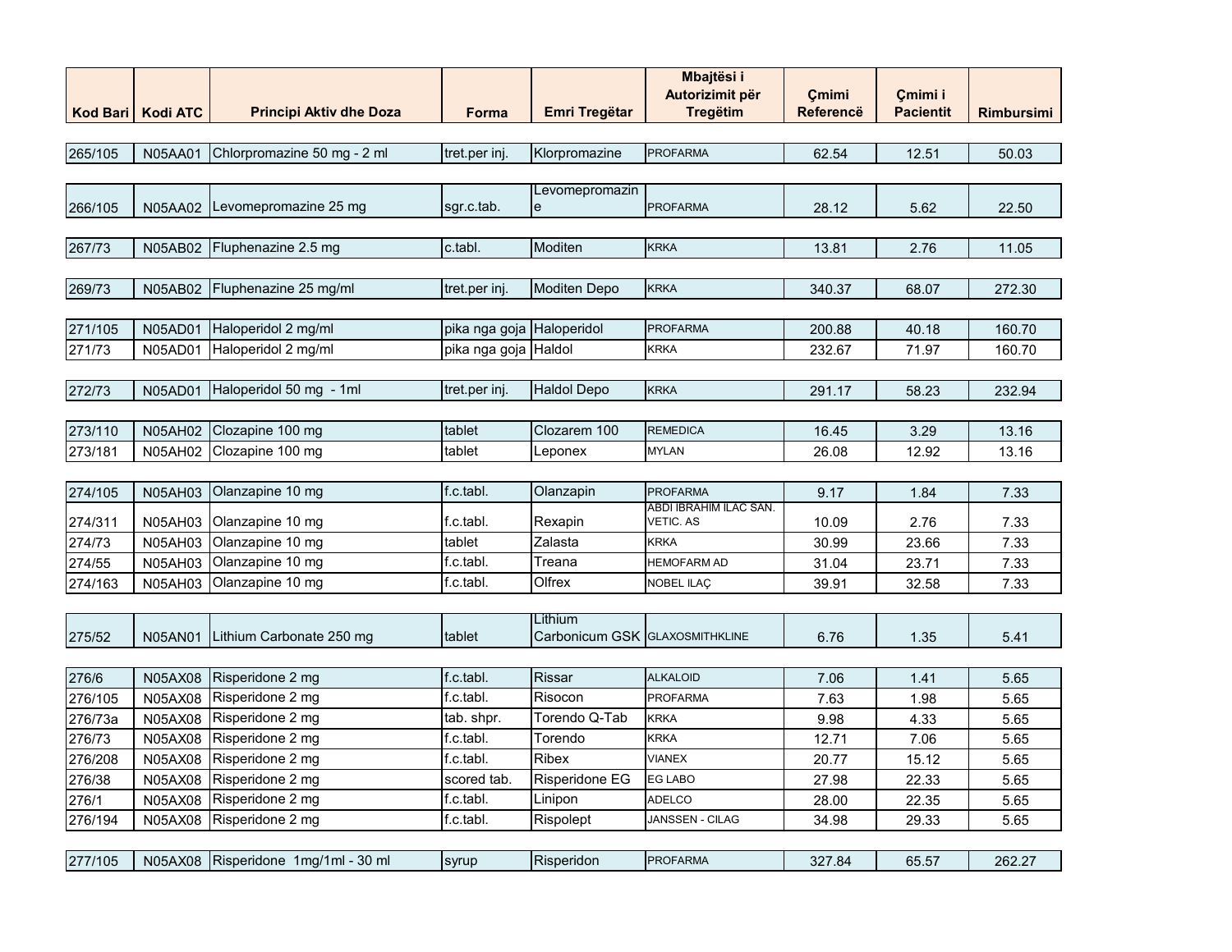| Kod Bari | Kodi ATC | Principi Aktiv dhe Doza | Forma | Emri Tregëtar | Mbajtësi i Autorizimit për Tregëtim | Çmimi Referencë | Çmimi i Pacientit | Rimbursimi |
|---|---|---|---|---|---|---|---|---|
| 265/105 | N05AA01 | Chlorpromazine 50 mg - 2 ml | tret.per inj. | Klorpromazine | PROFARMA | 62.54 | 12.51 | 50.03 |
| 266/105 | N05AA02 | Levomepromazine 25 mg | sgr.c.tab. | Levomepromazine | PROFARMA | 28.12 | 5.62 | 22.50 |
| 267/73 | N05AB02 | Fluphenazine 2.5 mg | c.tabl. | Moditen | KRKA | 13.81 | 2.76 | 11.05 |
| 269/73 | N05AB02 | Fluphenazine 25 mg/ml | tret.per inj. | Moditen Depo | KRKA | 340.37 | 68.07 | 272.30 |
| 271/105 | N05AD01 | Haloperidol 2 mg/ml | pika nga goja | Haloperidol | PROFARMA | 200.88 | 40.18 | 160.70 |
| 271/73 | N05AD01 | Haloperidol 2 mg/ml | pika nga goja | Haldol | KRKA | 232.67 | 71.97 | 160.70 |
| 272/73 | N05AD01 | Haloperidol 50 mg - 1ml | tret.per inj. | Haldol Depo | KRKA | 291.17 | 58.23 | 232.94 |
| 273/110 | N05AH02 | Clozapine 100 mg | tablet | Clozarem 100 | REMEDICA | 16.45 | 3.29 | 13.16 |
| 273/181 | N05AH02 | Clozapine 100 mg | tablet | Leponex | MYLAN | 26.08 | 12.92 | 13.16 |
| 274/105 | N05AH03 | Olanzapine 10 mg | f.c.tabl. | Olanzapin | PROFARMA | 9.17 | 1.84 | 7.33 |
| 274/311 | N05AH03 | Olanzapine 10 mg | f.c.tabl. | Rexapin | ABDI IBRAHIM ILAC SAN. VETIC. AS | 10.09 | 2.76 | 7.33 |
| 274/73 | N05AH03 | Olanzapine 10 mg | tablet | Zalasta | KRKA | 30.99 | 23.66 | 7.33 |
| 274/55 | N05AH03 | Olanzapine 10 mg | f.c.tabl. | Treana | HEMOFARM AD | 31.04 | 23.71 | 7.33 |
| 274/163 | N05AH03 | Olanzapine 10 mg | f.c.tabl. | Olfrex | NOBEL ILAÇ | 39.91 | 32.58 | 7.33 |
| 275/52 | N05AN01 | Lithium Carbonate 250 mg | tablet | Lithium Carbonicum GSK | GLAXOSMITHKLINE | 6.76 | 1.35 | 5.41 |
| 276/6 | N05AX08 | Risperidone 2 mg | f.c.tabl. | Rissar | ALKALOID | 7.06 | 1.41 | 5.65 |
| 276/105 | N05AX08 | Risperidone 2 mg | f.c.tabl. | Risocon | PROFARMA | 7.63 | 1.98 | 5.65 |
| 276/73a | N05AX08 | Risperidone 2 mg | tab. shpr. | Torendo Q-Tab | KRKA | 9.98 | 4.33 | 5.65 |
| 276/73 | N05AX08 | Risperidone 2 mg | f.c.tabl. | Torendo | KRKA | 12.71 | 7.06 | 5.65 |
| 276/208 | N05AX08 | Risperidone 2 mg | f.c.tabl. | Ribex | VIANEX | 20.77 | 15.12 | 5.65 |
| 276/38 | N05AX08 | Risperidone 2 mg | scored tab. | Risperidone EG | EG LABO | 27.98 | 22.33 | 5.65 |
| 276/1 | N05AX08 | Risperidone 2 mg | f.c.tabl. | Linipon | ADELCO | 28.00 | 22.35 | 5.65 |
| 276/194 | N05AX08 | Risperidone 2 mg | f.c.tabl. | Rispolept | JANSSEN - CILAG | 34.98 | 29.33 | 5.65 |
| 277/105 | N05AX08 | Risperidone 1mg/1ml - 30 ml | syrup | Risperidon | PROFARMA | 327.84 | 65.57 | 262.27 |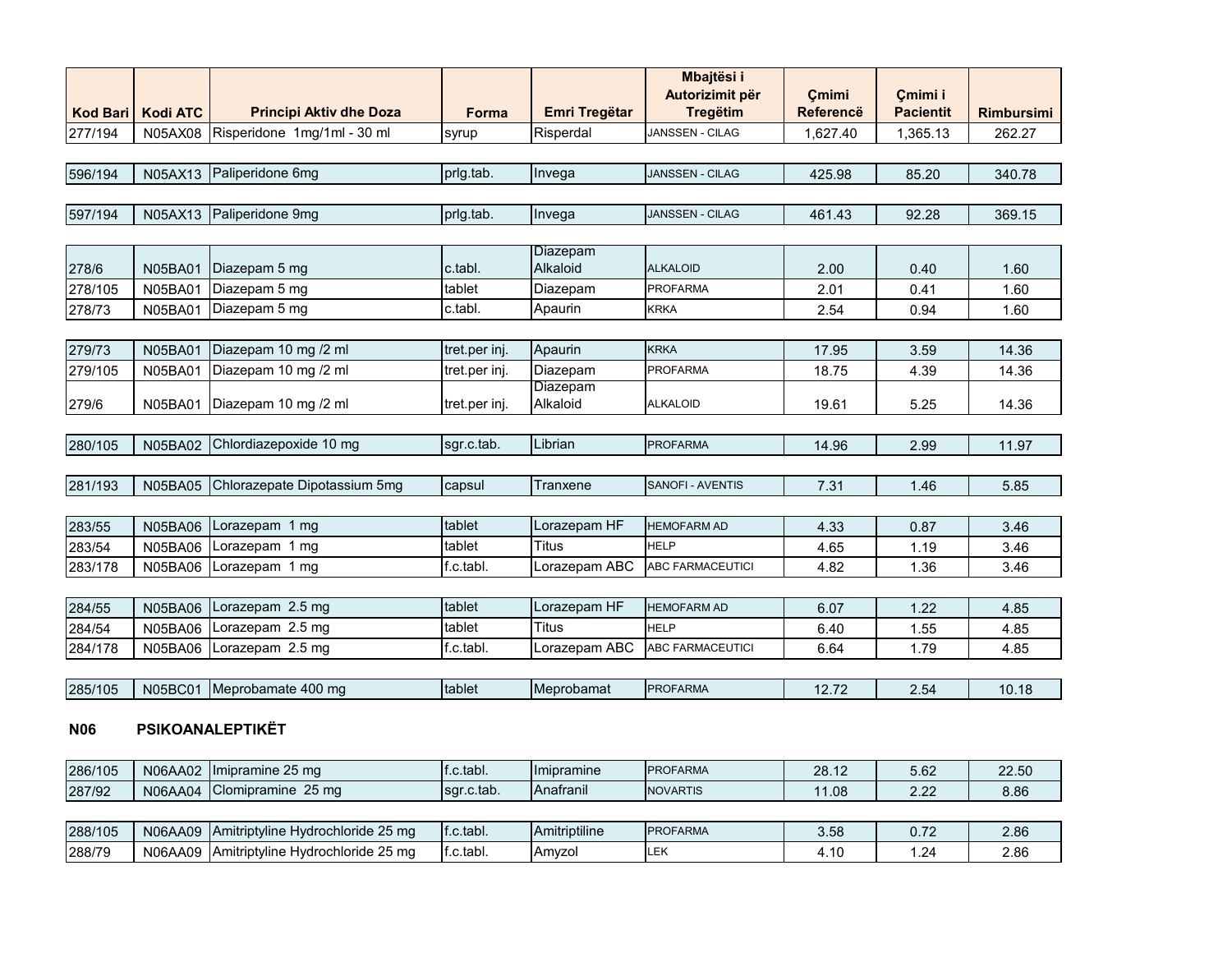| Kod Bari | Kodi ATC | Principi Aktiv dhe Doza | Forma | Emri Tregëtar | Mbajtësi i Autorizimit për Tregëtim | Çmimi Referencë | Çmimi i Pacientit | Rimbursimi |
|---|---|---|---|---|---|---|---|---|
| 277/194 | N05AX08 | Risperidone 1mg/1ml - 30 ml | syrup | Risperdal | JANSSEN - CILAG | 1,627.40 | 1,365.13 | 262.27 |
| 596/194 | N05AX13 | Paliperidone 6mg | prlg.tab. | Invega | JANSSEN - CILAG | 425.98 | 85.20 | 340.78 |
| 597/194 | N05AX13 | Paliperidone 9mg | prlg.tab. | Invega | JANSSEN - CILAG | 461.43 | 92.28 | 369.15 |
| 278/6 | N05BA01 | Diazepam 5 mg | c.tabl. | Diazepam Alkaloid | ALKALOID | 2.00 | 0.40 | 1.60 |
| 278/105 | N05BA01 | Diazepam 5 mg | tablet | Diazepam | PROFARMA | 2.01 | 0.41 | 1.60 |
| 278/73 | N05BA01 | Diazepam 5 mg | c.tabl. | Apaurin | KRKA | 2.54 | 0.94 | 1.60 |
| 279/73 | N05BA01 | Diazepam 10 mg /2 ml | tret.per inj. | Apaurin | KRKA | 17.95 | 3.59 | 14.36 |
| 279/105 | N05BA01 | Diazepam 10 mg /2 ml | tret.per inj. | Diazepam | PROFARMA | 18.75 | 4.39 | 14.36 |
| 279/6 | N05BA01 | Diazepam 10 mg /2 ml | tret.per inj. | Diazepam Alkaloid | ALKALOID | 19.61 | 5.25 | 14.36 |
| 280/105 | N05BA02 | Chlordiazepoxide 10 mg | sgr.c.tab. | Librian | PROFARMA | 14.96 | 2.99 | 11.97 |
| 281/193 | N05BA05 | Chlorazepate Dipotassium 5mg | capsul | Tranxene | SANOFI - AVENTIS | 7.31 | 1.46 | 5.85 |
| 283/55 | N05BA06 | Lorazepam 1 mg | tablet | Lorazepam HF | HEMOFARM AD | 4.33 | 0.87 | 3.46 |
| 283/54 | N05BA06 | Lorazepam 1 mg | tablet | Titus | HELP | 4.65 | 1.19 | 3.46 |
| 283/178 | N05BA06 | Lorazepam 1 mg | f.c.tabl. | Lorazepam ABC | ABC FARMACEUTICI | 4.82 | 1.36 | 3.46 |
| 284/55 | N05BA06 | Lorazepam 2.5 mg | tablet | Lorazepam HF | HEMOFARM AD | 6.07 | 1.22 | 4.85 |
| 284/54 | N05BA06 | Lorazepam 2.5 mg | tablet | Titus | HELP | 6.40 | 1.55 | 4.85 |
| 284/178 | N05BA06 | Lorazepam 2.5 mg | f.c.tabl. | Lorazepam ABC | ABC FARMACEUTICI | 6.64 | 1.79 | 4.85 |
| 285/105 | N05BC01 | Meprobamate 400 mg | tablet | Meprobamat | PROFARMA | 12.72 | 2.54 | 10.18 |

**N06 PSIKOANALEPTIKËT**

| Kod Bari | Kodi ATC | Principi Aktiv dhe Doza | Forma | Emri Tregëtar | Mbajtësi i Autorizimit për Tregëtim | Çmimi Referencë | Çmimi i Pacientit | Rimbursimi |
|---|---|---|---|---|---|---|---|---|
| 286/105 | N06AA02 | Imipramine 25 mg | f.c.tabl. | Imipramine | PROFARMA | 28.12 | 5.62 | 22.50 |
| 287/92 | N06AA04 | Clomipramine 25 mg | sgr.c.tab. | Anafranil | NOVARTIS | 11.08 | 2.22 | 8.86 |
| 288/105 | N06AA09 | Amitriptyline Hydrochloride 25 mg | f.c.tabl. | Amitriptiline | PROFARMA | 3.58 | 0.72 | 2.86 |
| 288/79 | N06AA09 | Amitriptyline Hydrochloride 25 mg | f.c.tabl. | Amyzol | LEK | 4.10 | 1.24 | 2.86 |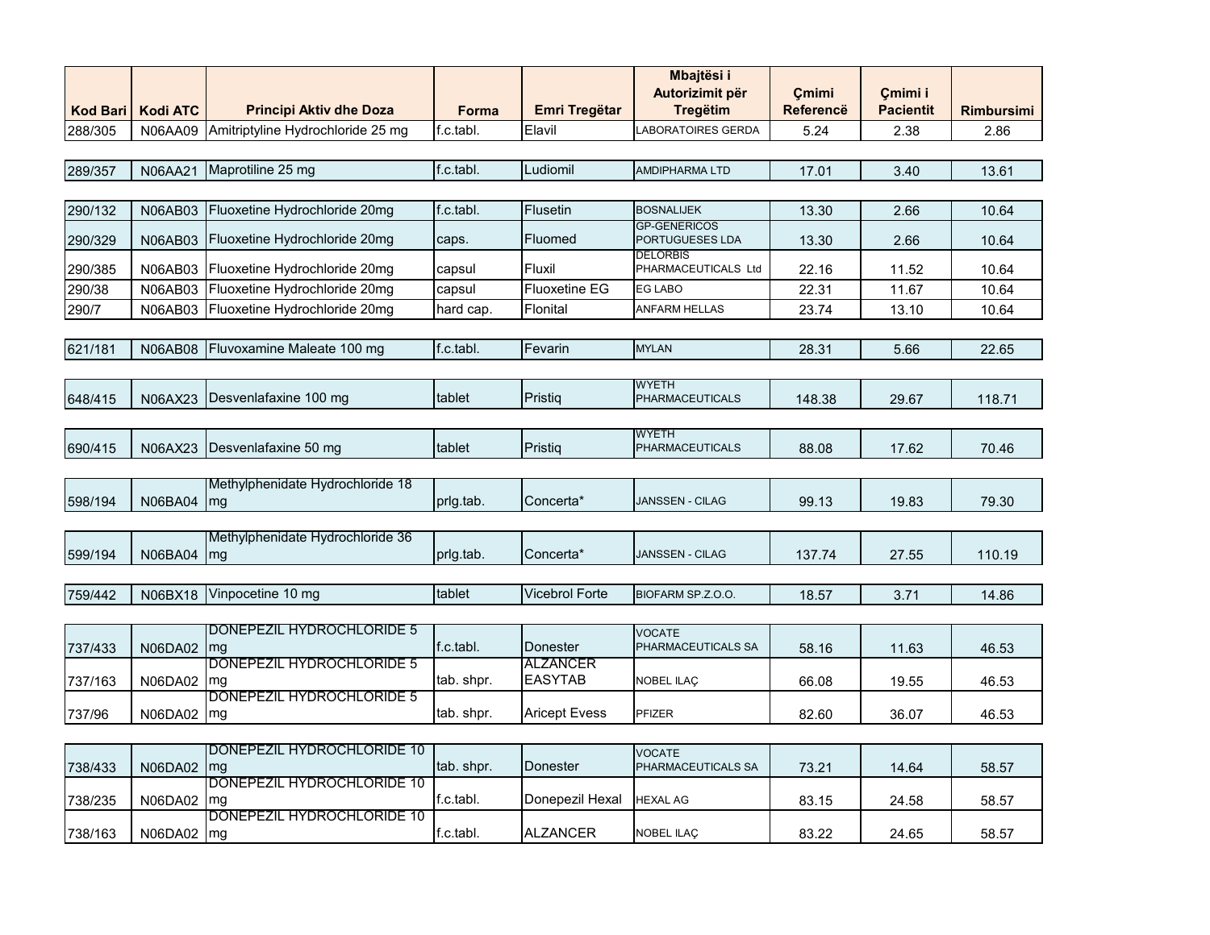| Kod Bari | Kodi ATC | Principi Aktiv dhe Doza | Forma | Emri Tregëtar | Mbajtësi i Autorizimit për Tregëtim | Çmimi Referencë | Çmimi i Pacientit | Rimbursimi |
|---|---|---|---|---|---|---|---|---|
| 288/305 | N06AA09 | Amitriptyline Hydrochloride 25 mg | f.c.tabl. | Elavil | LABORATOIRES GERDA | 5.24 | 2.38 | 2.86 |
| 289/357 | N06AA21 | Maprotiline 25 mg | f.c.tabl. | Ludiomil | AMDIPHARMA LTD | 17.01 | 3.40 | 13.61 |
| 290/132 | N06AB03 | Fluoxetine Hydrochloride 20mg | f.c.tabl. | Flusetin | BOSNALIJEK | 13.30 | 2.66 | 10.64 |
| 290/329 | N06AB03 | Fluoxetine Hydrochloride 20mg | caps. | Fluomed | GP-GENERICOS PORTUGUESES LDA | 13.30 | 2.66 | 10.64 |
| 290/385 | N06AB03 | Fluoxetine Hydrochloride 20mg | capsul | Fluxil | DELORBIS PHARMACEUTICALS Ltd | 22.16 | 11.52 | 10.64 |
| 290/38 | N06AB03 | Fluoxetine Hydrochloride 20mg | capsul | Fluoxetine EG | EG LABO | 22.31 | 11.67 | 10.64 |
| 290/7 | N06AB03 | Fluoxetine Hydrochloride 20mg | hard cap. | Flonital | ANFARM HELLAS | 23.74 | 13.10 | 10.64 |
| 621/181 | N06AB08 | Fluvoxamine Maleate 100 mg | f.c.tabl. | Fevarin | MYLAN | 28.31 | 5.66 | 22.65 |
| 648/415 | N06AX23 | Desvenlafaxine 100 mg | tablet | Pristiq | WYETH PHARMACEUTICALS | 148.38 | 29.67 | 118.71 |
| 690/415 | N06AX23 | Desvenlafaxine 50 mg | tablet | Pristiq | WYETH PHARMACEUTICALS | 88.08 | 17.62 | 70.46 |
| 598/194 | N06BA04 | Methylphenidate Hydrochloride 18 mg | prlg.tab. | Concerta* | JANSSEN - CILAG | 99.13 | 19.83 | 79.30 |
| 599/194 | N06BA04 | Methylphenidate Hydrochloride 36 mg | prlg.tab. | Concerta* | JANSSEN - CILAG | 137.74 | 27.55 | 110.19 |
| 759/442 | N06BX18 | Vinpocetine 10 mg | tablet | Vicebrol Forte | BIOFARM SP.Z.O.O. | 18.57 | 3.71 | 14.86 |
| 737/433 | N06DA02 | DONEPEZIL HYDROCHLORIDE 5 mg | f.c.tabl. | Donester | VOCATE PHARMACEUTICALS SA | 58.16 | 11.63 | 46.53 |
| 737/163 | N06DA02 | DONEPEZIL HYDROCHLORIDE 5 mg | tab. shpr. | ALZANCER EASYTAB | NOBEL ILAÇ | 66.08 | 19.55 | 46.53 |
| 737/96 | N06DA02 | DONEPEZIL HYDROCHLORIDE 5 mg | tab. shpr. | Aricept Evess | PFIZER | 82.60 | 36.07 | 46.53 |
| 738/433 | N06DA02 | DONEPEZIL HYDROCHLORIDE 10 mg | tab. shpr. | Donester | VOCATE PHARMACEUTICALS SA | 73.21 | 14.64 | 58.57 |
| 738/235 | N06DA02 | DONEPEZIL HYDROCHLORIDE 10 mg | f.c.tabl. | Donepezil Hexal | HEXAL AG | 83.15 | 24.58 | 58.57 |
| 738/163 | N06DA02 | DONEPEZIL HYDROCHLORIDE 10 mg | f.c.tabl. | ALZANCER | NOBEL ILAÇ | 83.22 | 24.65 | 58.57 |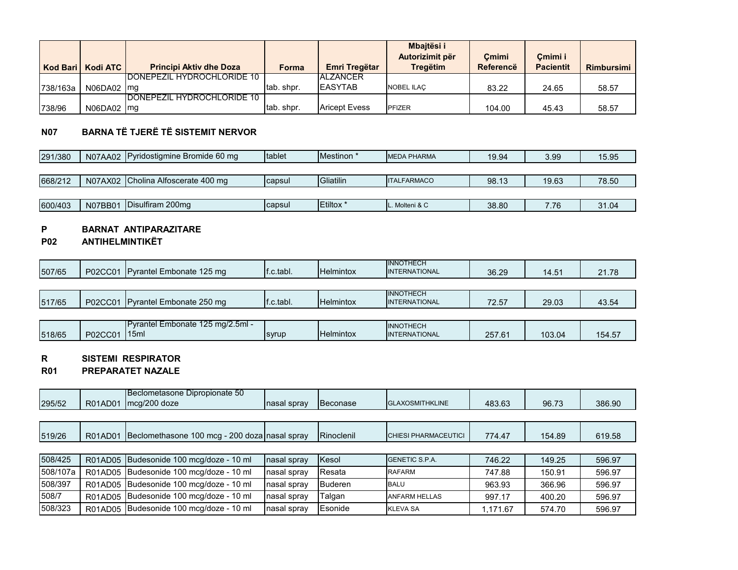| Kod Bari | Kodi ATC | Principi Aktiv dhe Doza | Forma | Emri Tregëtar | Mbajtësi i Autorizimit për Tregëtim | Çmimi Referencë | Çmimi i Pacientit | Rimbursimi |
|---|---|---|---|---|---|---|---|---|
| 738/163a | N06DA02 | DONEPEZIL HYDROCHLORIDE 10 mg | tab. shpr. | ALZANCER EASYTAB | NOBEL ILAÇ | 83.22 | 24.65 | 58.57 |
| 738/96 | N06DA02 | DONEPEZIL HYDROCHLORIDE 10 mg | tab. shpr. | Aricept Evess | PFIZER | 104.00 | 45.43 | 58.57 |

**N07 BARNA TË TJERË TË SISTEMIT NERVOR**

| Kod Bari | Kodi ATC | Principi Aktiv dhe Doza | Forma | Emri Tregëtar | Mbajtësi i Autorizimit për Tregëtim | Çmimi Referencë | Çmimi i Pacientit | Rimbursimi |
|---|---|---|---|---|---|---|---|---|
| 291/380 | N07AA02 | Pyridostigmine Bromide 60 mg | tablet | Mestinon * | MEDA PHARMA | 19.94 | 3.99 | 15.95 |
| 668/212 | N07AX02 | Cholina Alfoscerate 400 mg | capsul | Gliatilin | ITALFARMACO | 98.13 | 19.63 | 78.50 |
| 600/403 | N07BB01 | Disulfiram 200mg | capsul | Etiltox * | L. Molteni & C | 38.80 | 7.76 | 31.04 |

**P BARNAT ANTIPARAZITARE**

**P02 ANTIHELMINTIKËT**

| Kod Bari | Kodi ATC | Principi Aktiv dhe Doza | Forma | Emri Tregëtar | Mbajtësi i Autorizimit për Tregëtim | Çmimi Referencë | Çmimi i Pacientit | Rimbursimi |
|---|---|---|---|---|---|---|---|---|
| 507/65 | P02CC01 | Pyrantel Embonate 125 mg | f.c.tabl. | Helmintox | INNOTHECH INTERNATIONAL | 36.29 | 14.51 | 21.78 |
| 517/65 | P02CC01 | Pyrantel Embonate 250 mg | f.c.tabl. | Helmintox | INNOTHECH INTERNATIONAL | 72.57 | 29.03 | 43.54 |
| 518/65 | P02CC01 | Pyrantel Embonate 125 mg/2.5ml - 15ml | syrup | Helmintox | INNOTHECH INTERNATIONAL | 257.61 | 103.04 | 154.57 |

**R SISTEMI RESPIRATOR**

**R01 PREPARATET NAZALE**

| Kod Bari | Kodi ATC | Principi Aktiv dhe Doza | Forma | Emri Tregëtar | Mbajtësi i Autorizimit për Tregëtim | Çmimi Referencë | Çmimi i Pacientit | Rimbursimi |
|---|---|---|---|---|---|---|---|---|
| 295/52 | R01AD01 | Beclometasone Dipropionate 50 mcg/200 doze | nasal spray | Beconase | GLAXOSMITHKLINE | 483.63 | 96.73 | 386.90 |
| 519/26 | R01AD01 | Beclomethasone 100 mcg - 200 doza | nasal spray | Rinoclenil | CHIESI PHARMACEUTICI | 774.47 | 154.89 | 619.58 |
| 508/425 | R01AD05 | Budesonide 100 mcg/doze - 10 ml | nasal spray | Kesol | GENETIC S.P.A. | 746.22 | 149.25 | 596.97 |
| 508/107a | R01AD05 | Budesonide 100 mcg/doze - 10 ml | nasal spray | Resata | RAFARM | 747.88 | 150.91 | 596.97 |
| 508/397 | R01AD05 | Budesonide 100 mcg/doze - 10 ml | nasal spray | Buderen | BALU | 963.93 | 366.96 | 596.97 |
| 508/7 | R01AD05 | Budesonide 100 mcg/doze - 10 ml | nasal spray | Talgan | ANFARM HELLAS | 997.17 | 400.20 | 596.97 |
| 508/323 | R01AD05 | Budesonide 100 mcg/doze - 10 ml | nasal spray | Esonide | KLEVA SA | 1,171.67 | 574.70 | 596.97 |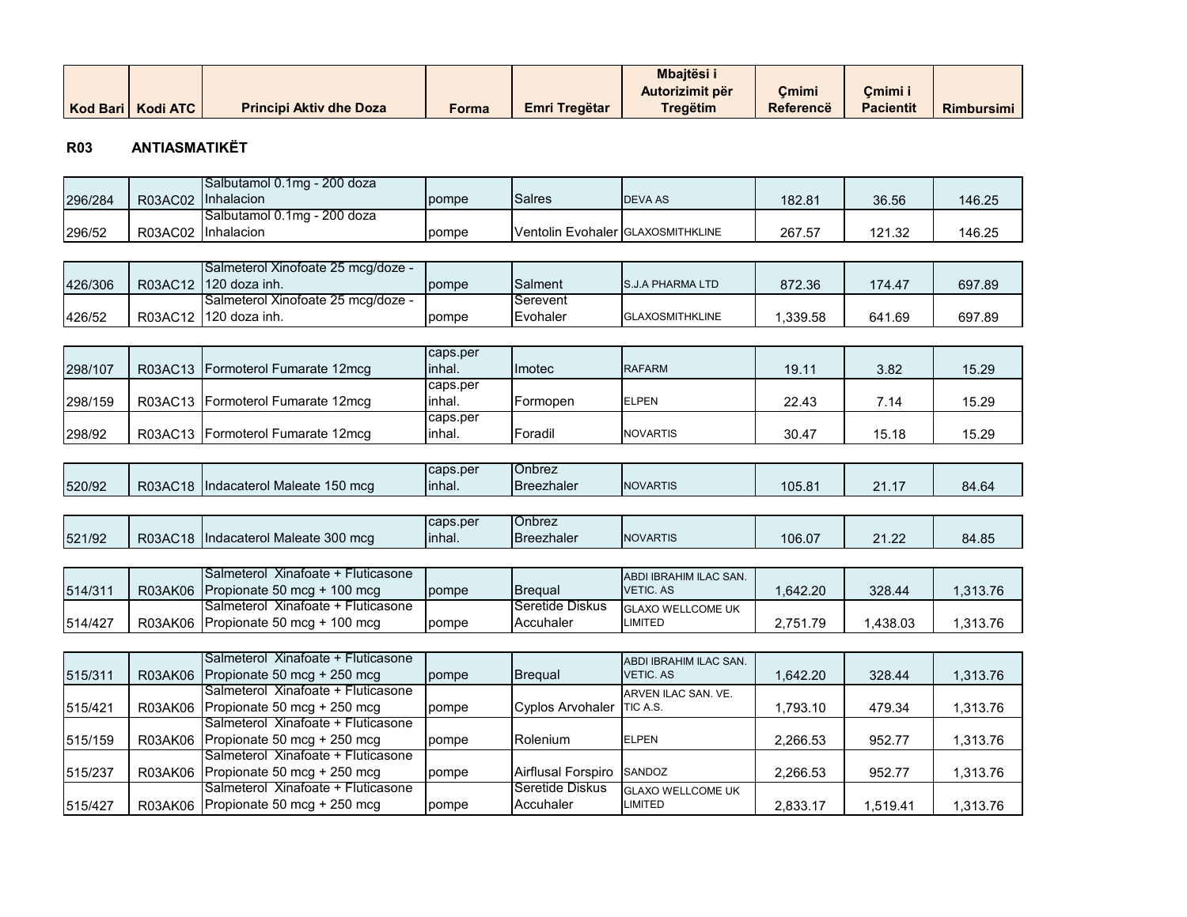| Kod Bari | Kodi ATC | Principi Aktiv dhe Doza | Forma | Emri Tregëtar | Mbajtësi i Autorizimit për Tregëtim | Çmimi Referencë | Çmimi i Pacientit | Rimbursimi |
|---|---|---|---|---|---|---|---|---|
| **R03** | **ANTIASMATIKËT** | | | | | | | |
| 296/284 | R03AC02 | Salbutamol 0.1mg - 200 doza Inhalacion | pompe | Salres | DEVA AS | 182.81 | 36.56 | 146.25 |
| 296/52 | R03AC02 | Salbutamol 0.1mg - 200 doza Inhalacion | pompe | Ventolin Evohaler | GLAXOSMITHKLINE | 267.57 | 121.32 | 146.25 |
| 426/306 | R03AC12 | Salmeterol Xinofoate 25 mcg/doze - 120 doza inh. | pompe | Salment | S.J.A PHARMA LTD | 872.36 | 174.47 | 697.89 |
| 426/52 | R03AC12 | Salmeterol Xinofoate 25 mcg/doze - 120 doza inh. | pompe | Serevent Evohaler | GLAXOSMITHKLINE | 1,339.58 | 641.69 | 697.89 |
| 298/107 | R03AC13 | Formoterol Fumarate 12mcg | caps.per inhal. | Imotec | RAFARM | 19.11 | 3.82 | 15.29 |
| 298/159 | R03AC13 | Formoterol Fumarate 12mcg | caps.per inhal. | Formopen | ELPEN | 22.43 | 7.14 | 15.29 |
| 298/92 | R03AC13 | Formoterol Fumarate 12mcg | caps.per inhal. | Foradil | NOVARTIS | 30.47 | 15.18 | 15.29 |
| 520/92 | R03AC18 | Indacaterol Maleate 150 mcg | caps.per inhal. | Onbrez Breezhaler | NOVARTIS | 105.81 | 21.17 | 84.64 |
| 521/92 | R03AC18 | Indacaterol Maleate 300 mcg | caps.per inhal. | Onbrez Breezhaler | NOVARTIS | 106.07 | 21.22 | 84.85 |
| 514/311 | R03AK06 | Salmeterol Xinafoate + Fluticasone Propionate 50 mcg + 100 mcg | pompe | Brequal | ABDI IBRAHIM ILAC SAN. VETIC. AS | 1,642.20 | 328.44 | 1,313.76 |
| 514/427 | R03AK06 | Salmeterol Xinafoate + Fluticasone Propionate 50 mcg + 100 mcg | pompe | Seretide Diskus Accuhaler | GLAXO WELLCOME UK LIMITED | 2,751.79 | 1,438.03 | 1,313.76 |
| 515/311 | R03AK06 | Salmeterol Xinafoate + Fluticasone Propionate 50 mcg + 250 mcg | pompe | Brequal | ABDI IBRAHIM ILAC SAN. VETIC. AS | 1,642.20 | 328.44 | 1,313.76 |
| 515/421 | R03AK06 | Salmeterol Xinafoate + Fluticasone Propionate 50 mcg + 250 mcg | pompe | Cyplos Arvohaler | ARVEN ILAC SAN. VE. TIC A.S. | 1,793.10 | 479.34 | 1,313.76 |
| 515/159 | R03AK06 | Salmeterol Xinafoate + Fluticasone Propionate 50 mcg + 250 mcg | pompe | Rolenium | ELPEN | 2,266.53 | 952.77 | 1,313.76 |
| 515/237 | R03AK06 | Salmeterol Xinafoate + Fluticasone Propionate 50 mcg + 250 mcg | pompe | Airflusal Forspiro | SANDOZ | 2,266.53 | 952.77 | 1,313.76 |
| 515/427 | R03AK06 | Salmeterol Xinafoate + Fluticasone Propionate 50 mcg + 250 mcg | pompe | Seretide Diskus Accuhaler | GLAXO WELLCOME UK LIMITED | 2,833.17 | 1,519.41 | 1,313.76 |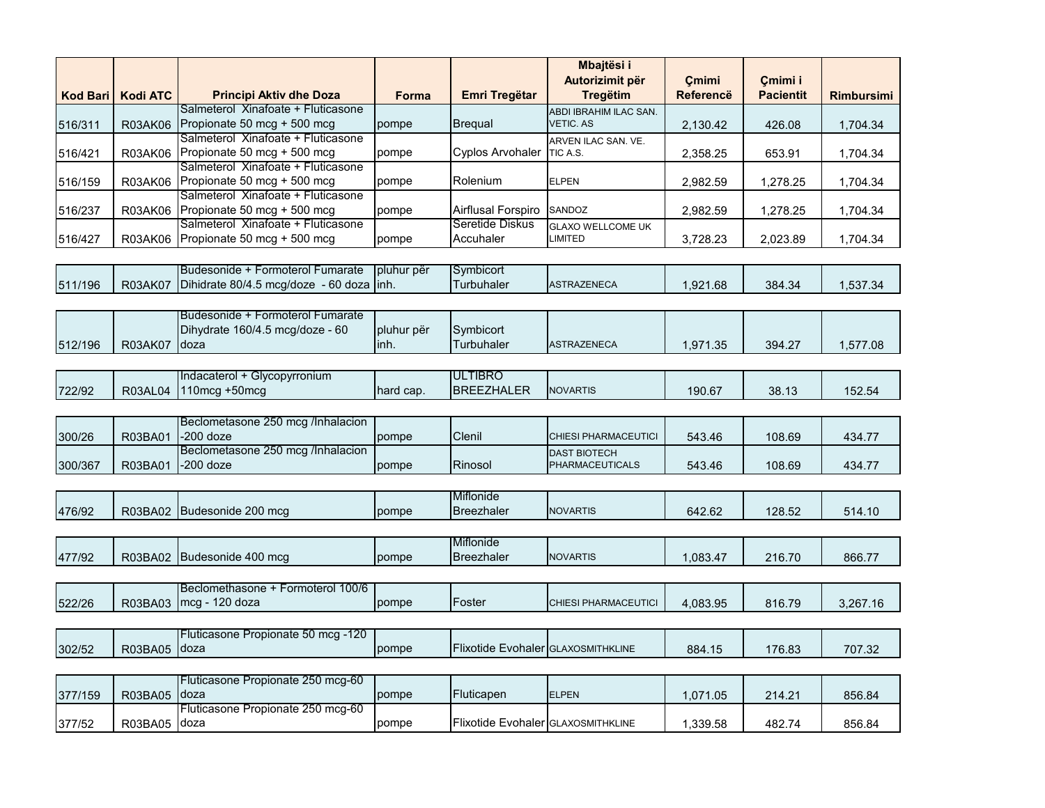| Kod Bari | Kodi ATC | Principi Aktiv dhe Doza | Forma | Emri Tregëtar | Mbajtësi i Autorizimit për Tregëtim | Çmimi Referencë | Çmimi i Pacientit | Rimbursimi |
|---|---|---|---|---|---|---|---|---|
| 516/311 | R03AK06 | Salmeterol Xinafoate + Fluticasone Propionate 50 mcg + 500 mcg | pompe | Brequal | ABDI IBRAHIM ILAC SAN. VETIC. AS | 2,130.42 | 426.08 | 1,704.34 |
| 516/421 | R03AK06 | Salmeterol Xinafoate + Fluticasone Propionate 50 mcg + 500 mcg | pompe | Cyplos Arvohaler | ARVEN ILAC SAN. VE. TIC A.S. | 2,358.25 | 653.91 | 1,704.34 |
| 516/159 | R03AK06 | Salmeterol Xinafoate + Fluticasone Propionate 50 mcg + 500 mcg | pompe | Rolenium | ELPEN | 2,982.59 | 1,278.25 | 1,704.34 |
| 516/237 | R03AK06 | Salmeterol Xinafoate + Fluticasone Propionate 50 mcg + 500 mcg | pompe | Airflusal Forspiro | SANDOZ | 2,982.59 | 1,278.25 | 1,704.34 |
| 516/427 | R03AK06 | Salmeterol Xinafoate + Fluticasone Propionate 50 mcg + 500 mcg | pompe | Seretide Diskus Accuhaler | GLAXO WELLCOME UK LIMITED | 3,728.23 | 2,023.89 | 1,704.34 |
| 511/196 | R03AK07 | Budesonide + Formoterol Fumarate Dihidrate 80/4.5 mcg/doze - 60 doza | pluhur për inh. | Symbicort Turbuhaler | ASTRAZENECA | 1,921.68 | 384.34 | 1,537.34 |
| 512/196 | R03AK07 | Budesonide + Formoterol Fumarate Dihydrate 160/4.5 mcg/doze - 60 doza | pluhur për inh. | Symbicort Turbuhaler | ASTRAZENECA | 1,971.35 | 394.27 | 1,577.08 |
| 722/92 | R03AL04 | Indacaterol + Glycopyrronium 110mcg +50mcg | hard cap. | ULTIBRO BREEZHALER | NOVARTIS | 190.67 | 38.13 | 152.54 |
| 300/26 | R03BA01 | Beclometasone 250 mcg /Inhalacion -200 doze | pompe | Clenil | CHIESI PHARMACEUTICI | 543.46 | 108.69 | 434.77 |
| 300/367 | R03BA01 | Beclometasone 250 mcg /Inhalacion -200 doze | pompe | Rinosol | DAST BIOTECH PHARMACEUTICALS | 543.46 | 108.69 | 434.77 |
| 476/92 | R03BA02 | Budesonide 200 mcg | pompe | Miflonide Breezhaler | NOVARTIS | 642.62 | 128.52 | 514.10 |
| 477/92 | R03BA02 | Budesonide 400 mcg | pompe | Miflonide Breezhaler | NOVARTIS | 1,083.47 | 216.70 | 866.77 |
| 522/26 | R03BA03 | Beclomethasone + Formoterol 100/6 mcg - 120 doza | pompe | Foster | CHIESI PHARMACEUTICI | 4,083.95 | 816.79 | 3,267.16 |
| 302/52 | R03BA05 | Fluticasone Propionate 50 mcg -120 doza | pompe | Flixotide Evohaler | GLAXOSMITHKLINE | 884.15 | 176.83 | 707.32 |
| 377/159 | R03BA05 | Fluticasone Propionate 250 mcg-60 doza | pompe | Fluticapen | ELPEN | 1,071.05 | 214.21 | 856.84 |
| 377/52 | R03BA05 | Fluticasone Propionate 250 mcg-60 doza | pompe | Flixotide Evohaler | GLAXOSMITHKLINE | 1,339.58 | 482.74 | 856.84 |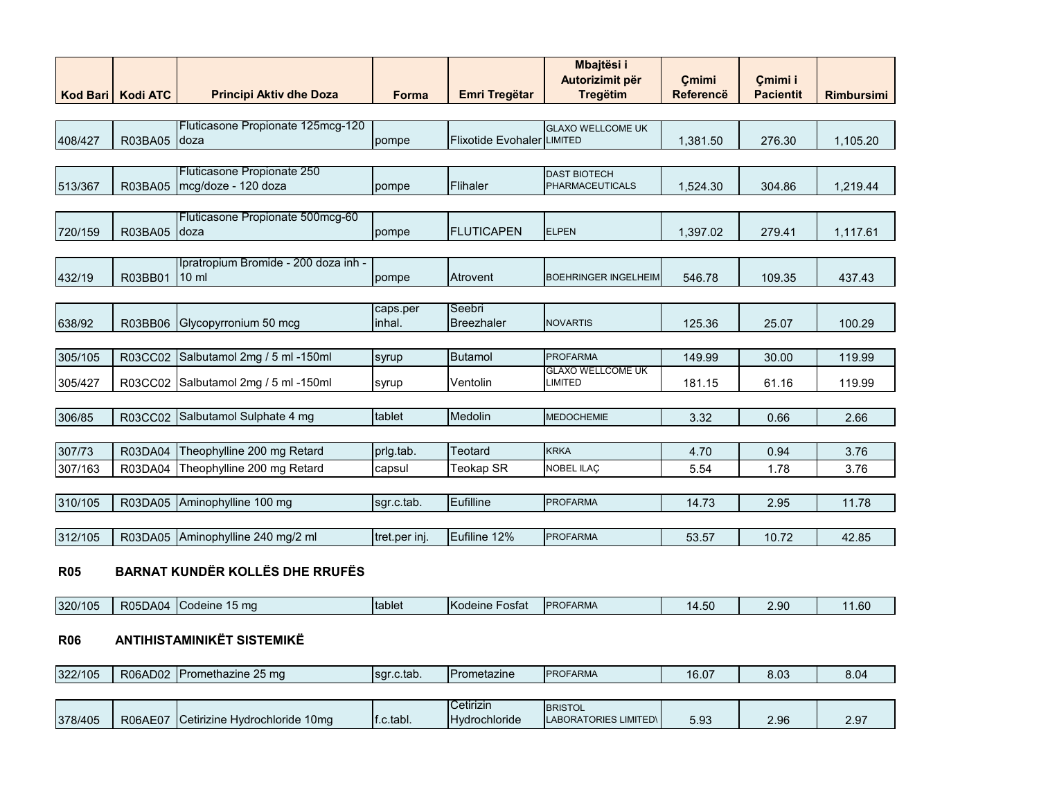| Kod Bari | Kodi ATC | Principi Aktiv dhe Doza | Forma | Emri Tregëtar | Mbajtësi i Autorizimit për Tregëtim | Çmimi Referencë | Çmimi i Pacientit | Rimbursimi |
|---|---|---|---|---|---|---|---|---|
| 408/427 | R03BA05 | Fluticasone Propionate 125mcg-120 doza | pompe | Flixotide Evohaler | GLAXO WELLCOME UK LIMITED | 1,381.50 | 276.30 | 1,105.20 |
| 513/367 | R03BA05 | Fluticasone Propionate 250 mcg/doze - 120 doza | pompe | Flihaler | DAST BIOTECH PHARMACEUTICALS | 1,524.30 | 304.86 | 1,219.44 |
| 720/159 | R03BA05 | Fluticasone Propionate 500mcg-60 doza | pompe | FLUTICAPEN | ELPEN | 1,397.02 | 279.41 | 1,117.61 |
| 432/19 | R03BB01 | Ipratropium Bromide - 200 doza inh - 10 ml | pompe | Atrovent | BOEHRINGER INGELHEIM | 546.78 | 109.35 | 437.43 |
| 638/92 | R03BB06 | Glycopyrronium 50 mcg | caps.per inhal. | Seebri Breezhaler | NOVARTIS | 125.36 | 25.07 | 100.29 |
| 305/105 | R03CC02 | Salbutamol 2mg / 5 ml -150ml | syrup | Butamol | PROFARMA | 149.99 | 30.00 | 119.99 |
| 305/427 | R03CC02 | Salbutamol 2mg / 5 ml -150ml | syrup | Ventolin | GLAXO WELLCOME UK LIMITED | 181.15 | 61.16 | 119.99 |
| 306/85 | R03CC02 | Salbutamol Sulphate 4 mg | tablet | Medolin | MEDOCHEMIE | 3.32 | 0.66 | 2.66 |
| 307/73 | R03DA04 | Theophylline 200 mg Retard | prlg.tab. | Teotard | KRKA | 4.70 | 0.94 | 3.76 |
| 307/163 | R03DA04 | Theophylline 200 mg Retard | capsul | Teokap SR | NOBEL ILAÇ | 5.54 | 1.78 | 3.76 |
| 310/105 | R03DA05 | Aminophylline 100 mg | sgr.c.tab. | Eufilline | PROFARMA | 14.73 | 2.95 | 11.78 |
| 312/105 | R03DA05 | Aminophylline 240 mg/2 ml | tret.per inj. | Eufiline 12% | PROFARMA | 53.57 | 10.72 | 42.85 |

## R05 BARNAT KUNDËR KOLLËS DHE RRUFËS

| Kod Bari | Kodi ATC | Principi Aktiv dhe Doza | Forma | Emri Tregëtar | Mbajtësi i Autorizimit për Tregëtim | Çmimi Referencë | Çmimi i Pacientit | Rimbursimi |
|---|---|---|---|---|---|---|---|---|
| 320/105 | R05DA04 | Codeine 15 mg | tablet | Kodeine Fosfat | PROFARMA | 14.50 | 2.90 | 11.60 |

## R06 ANTIHISTAMINIKËT SISTEMIKË

| Kod Bari | Kodi ATC | Principi Aktiv dhe Doza | Forma | Emri Tregëtar | Mbajtësi i Autorizimit për Tregëtim | Çmimi Referencë | Çmimi i Pacientit | Rimbursimi |
|---|---|---|---|---|---|---|---|---|
| 322/105 | R06AD02 | Promethazine 25 mg | sgr.c.tab. | Prometazine | PROFARMA | 16.07 | 8.03 | 8.04 |
| 378/405 | R06AE07 | Cetirizine Hydrochloride 10mg | f.c.tabl. | Cetirizin Hydrochloride | BRISTOL LABORATORIES LIMITED\ | 5.93 | 2.96 | 2.97 |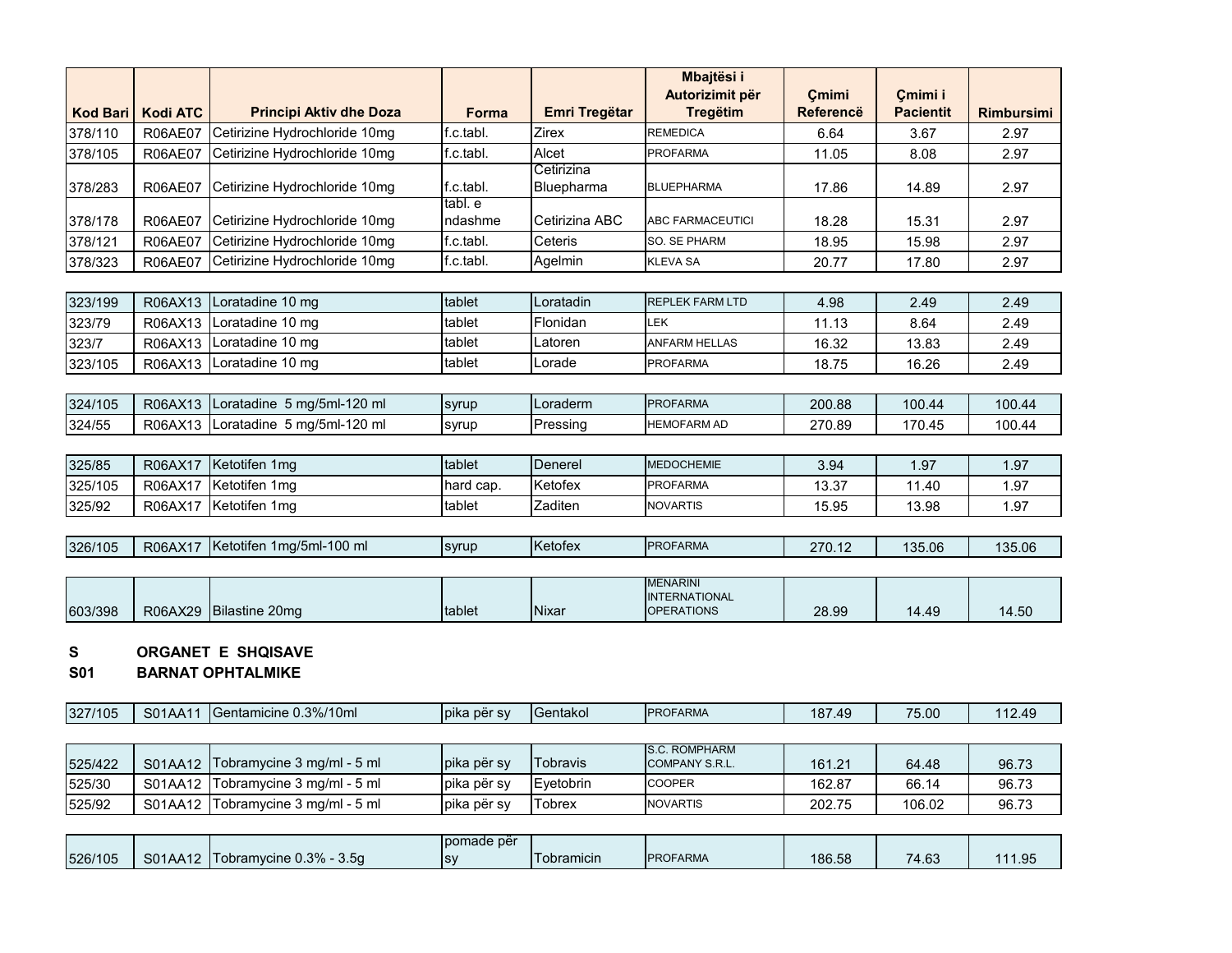| Kod Bari | Kodi ATC | Principi Aktiv dhe Doza | Forma | Emri Tregëtar | Mbajtësi i Autorizimit për Tregëtim | Çmimi Referencë | Çmimi i Pacientit | Rimbursimi |
|---|---|---|---|---|---|---|---|---|
| 378/110 | R06AE07 | Cetirizine Hydrochloride 10mg | f.c.tabl. | Zirex | REMEDICA | 6.64 | 3.67 | 2.97 |
| 378/105 | R06AE07 | Cetirizine Hydrochloride 10mg | f.c.tabl. | Alcet | PROFARMA | 11.05 | 8.08 | 2.97 |
| 378/283 | R06AE07 | Cetirizine Hydrochloride 10mg | f.c.tabl. | Cetirizina Bluepharma | BLUEPHARMA | 17.86 | 14.89 | 2.97 |
| 378/178 | R06AE07 | Cetirizine Hydrochloride 10mg | tabl. e ndashme | Cetirizina ABC | ABC FARMACEUTICI | 18.28 | 15.31 | 2.97 |
| 378/121 | R06AE07 | Cetirizine Hydrochloride 10mg | f.c.tabl. | Ceteris | SO. SE PHARM | 18.95 | 15.98 | 2.97 |
| 378/323 | R06AE07 | Cetirizine Hydrochloride 10mg | f.c.tabl. | Agelmin | KLEVA SA | 20.77 | 17.80 | 2.97 |
| | | | | | | | | |
| 323/199 | R06AX13 | Loratadine 10 mg | tablet | Loratadin | REPLEK FARM LTD | 4.98 | 2.49 | 2.49 |
| 323/79 | R06AX13 | Loratadine 10 mg | tablet | Flonidan | LEK | 11.13 | 8.64 | 2.49 |
| 323/7 | R06AX13 | Loratadine 10 mg | tablet | Latoren | ANFARM HELLAS | 16.32 | 13.83 | 2.49 |
| 323/105 | R06AX13 | Loratadine 10 mg | tablet | Lorade | PROFARMA | 18.75 | 16.26 | 2.49 |
| | | | | | | | | |
| 324/105 | R06AX13 | Loratadine 5 mg/5ml-120 ml | syrup | Loraderm | PROFARMA | 200.88 | 100.44 | 100.44 |
| 324/55 | R06AX13 | Loratadine 5 mg/5ml-120 ml | syrup | Pressing | HEMOFARM AD | 270.89 | 170.45 | 100.44 |
| | | | | | | | | |
| 325/85 | R06AX17 | Ketotifen 1mg | tablet | Denerel | MEDOCHEMIE | 3.94 | 1.97 | 1.97 |
| 325/105 | R06AX17 | Ketotifen 1mg | hard cap. | Ketofex | PROFARMA | 13.37 | 11.40 | 1.97 |
| 325/92 | R06AX17 | Ketotifen 1mg | tablet | Zaditen | NOVARTIS | 15.95 | 13.98 | 1.97 |
| | | | | | | | | |
| 326/105 | R06AX17 | Ketotifen 1mg/5ml-100 ml | syrup | Ketofex | PROFARMA | 270.12 | 135.06 | 135.06 |
| | | | | | | | | |
| 603/398 | R06AX29 | Bilastine 20mg | tablet | Nixar | MENARINI INTERNATIONAL OPERATIONS | 28.99 | 14.49 | 14.50 |

**S** **ORGANET E SHQISAVE**

**S01** **BARNAT OPHTALMIKE**

| Kod Bari | Kodi ATC | Principi Aktiv dhe Doza | Forma | Emri Tregëtar | Mbajtësi i Autorizimit për Tregëtim | Çmimi Referencë | Çmimi i Pacientit | Rimbursimi |
|---|---|---|---|---|---|---|---|---|
| 327/105 | S01AA11 | Gentamicine 0.3%/10ml | pika për sy | Gentakol | PROFARMA | 187.49 | 75.00 | 112.49 |
| | | | | | | | | |
| 525/422 | S01AA12 | Tobramycine 3 mg/ml - 5 ml | pika për sy | Tobravis | S.C. ROMPHARM COMPANY S.R.L. | 161.21 | 64.48 | 96.73 |
| 525/30 | S01AA12 | Tobramycine 3 mg/ml - 5 ml | pika për sy | Eyetobrin | COOPER | 162.87 | 66.14 | 96.73 |
| 525/92 | S01AA12 | Tobramycine 3 mg/ml - 5 ml | pika për sy | Tobrex | NOVARTIS | 202.75 | 106.02 | 96.73 |
| | | | | | | | | |
| 526/105 | S01AA12 | Tobramycine 0.3% - 3.5g | pomade për sy | Tobramicin | PROFARMA | 186.58 | 74.63 | 111.95 |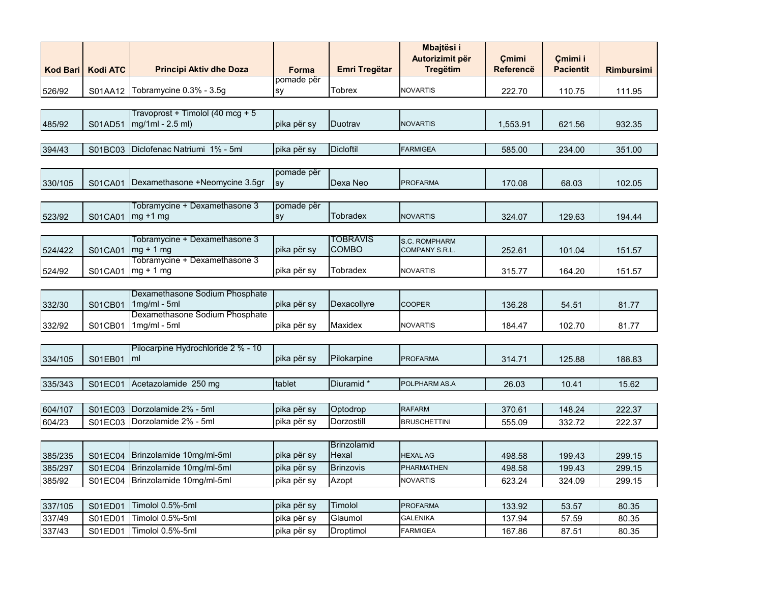| Kod Bari | Kodi ATC | Principi Aktiv dhe Doza | Forma | Emri Tregëtar | Mbajtësi i Autorizimit për Tregëtim | Çmimi Referencë | Çmimi i Pacientit | Rimbursimi |
|---|---|---|---|---|---|---|---|---|
| 526/92 | S01AA12 | Tobramycine 0.3% - 3.5g | pomade për sy | Tobrex | NOVARTIS | 222.70 | 110.75 | 111.95 |
| 485/92 | S01AD51 | Travoprost + Timolol (40 mcg + 5 mg/1ml - 2.5 ml) | pika për sy | Duotrav | NOVARTIS | 1,553.91 | 621.56 | 932.35 |
| 394/43 | S01BC03 | Diclofenac Natriumi 1% - 5ml | pika për sy | Dicloftil | FARMIGEA | 585.00 | 234.00 | 351.00 |
| 330/105 | S01CA01 | Dexamethasone +Neomycine 3.5gr | pomade për sy | Dexa Neo | PROFARMA | 170.08 | 68.03 | 102.05 |
| 523/92 | S01CA01 | Tobramycine + Dexamethasone 3 mg +1 mg | pomade për sy | Tobradex | NOVARTIS | 324.07 | 129.63 | 194.44 |
| 524/422 | S01CA01 | Tobramycine + Dexamethasone 3 mg + 1 mg | pika për sy | TOBRAVIS COMBO | S.C. ROMPHARM COMPANY S.R.L. | 252.61 | 101.04 | 151.57 |
| 524/92 | S01CA01 | Tobramycine + Dexamethasone 3 mg + 1 mg | pika për sy | Tobradex | NOVARTIS | 315.77 | 164.20 | 151.57 |
| 332/30 | S01CB01 | Dexamethasone Sodium Phosphate 1mg/ml - 5ml | pika për sy | Dexacollyre | COOPER | 136.28 | 54.51 | 81.77 |
| 332/92 | S01CB01 | Dexamethasone Sodium Phosphate 1mg/ml - 5ml | pika për sy | Maxidex | NOVARTIS | 184.47 | 102.70 | 81.77 |
| 334/105 | S01EB01 | Pilocarpine Hydrochloride 2 % - 10 ml | pika për sy | Pilokarpine | PROFARMA | 314.71 | 125.88 | 188.83 |
| 335/343 | S01EC01 | Acetazolamide 250 mg | tablet | Diuramid * | POLPHARM AS.A | 26.03 | 10.41 | 15.62 |
| 604/107 | S01EC03 | Dorzolamide 2% - 5ml | pika për sy | Optodrop | RAFARM | 370.61 | 148.24 | 222.37 |
| 604/23 | S01EC03 | Dorzolamide 2% - 5ml | pika për sy | Dorzostill | BRUSCHETTINI | 555.09 | 332.72 | 222.37 |
| 385/235 | S01EC04 | Brinzolamide 10mg/ml-5ml | pika për sy | Brinzolamid Hexal | HEXAL AG | 498.58 | 199.43 | 299.15 |
| 385/297 | S01EC04 | Brinzolamide 10mg/ml-5ml | pika për sy | Brinzovis | PHARMATHEN | 498.58 | 199.43 | 299.15 |
| 385/92 | S01EC04 | Brinzolamide 10mg/ml-5ml | pika për sy | Azopt | NOVARTIS | 623.24 | 324.09 | 299.15 |
| 337/105 | S01ED01 | Timolol 0.5%-5ml | pika për sy | Timolol | PROFARMA | 133.92 | 53.57 | 80.35 |
| 337/49 | S01ED01 | Timolol 0.5%-5ml | pika për sy | Glaumol | GALENIKA | 137.94 | 57.59 | 80.35 |
| 337/43 | S01ED01 | Timolol 0.5%-5ml | pika për sy | Droptimol | FARMIGEA | 167.86 | 87.51 | 80.35 |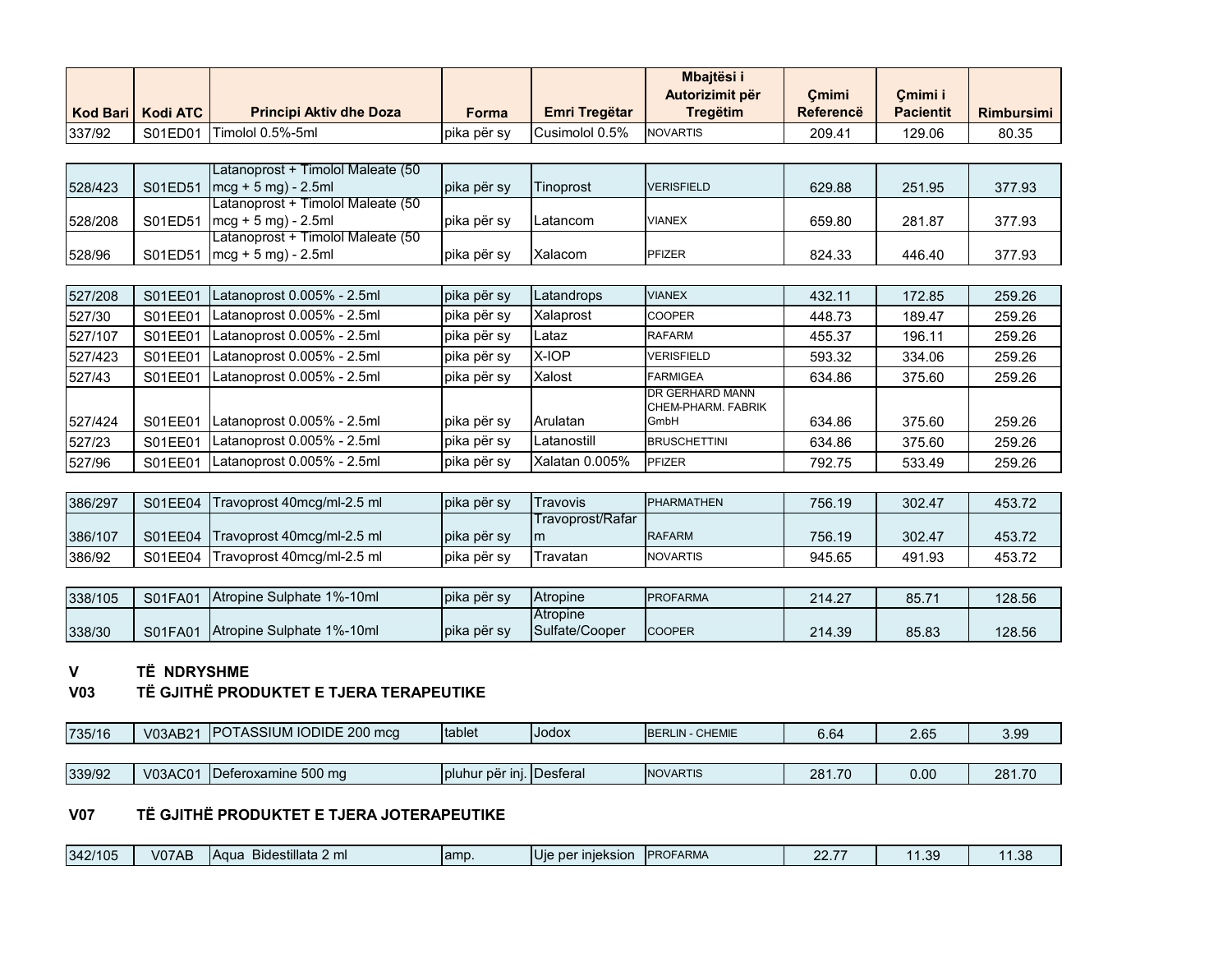| Kod Bari | Kodi ATC | Principi Aktiv dhe Doza | Forma | Emri Tregëtar | Mbajtësi i Autorizimit për Tregëtim | Çmimi Referencë | Çmimi i Pacientit | Rimbursimi |
|---|---|---|---|---|---|---|---|---|
| 337/92 | S01ED01 | Timolol 0.5%-5ml | pika për sy | Cusimolol 0.5% | NOVARTIS | 209.41 | 129.06 | 80.35 |
| 528/423 | S01ED51 | Latanoprost + Timolol Maleate (50 mcg + 5 mg) - 2.5ml | pika për sy | Tinoprost | VERISFIELD | 629.88 | 251.95 | 377.93 |
| 528/208 | S01ED51 | Latanoprost + Timolol Maleate (50 mcg + 5 mg) - 2.5ml | pika për sy | Latancom | VIANEX | 659.80 | 281.87 | 377.93 |
| 528/96 | S01ED51 | Latanoprost + Timolol Maleate (50 mcg + 5 mg) - 2.5ml | pika për sy | Xalacom | PFIZER | 824.33 | 446.40 | 377.93 |
| 527/208 | S01EE01 | Latanoprost 0.005% - 2.5ml | pika për sy | Latandrops | VIANEX | 432.11 | 172.85 | 259.26 |
| 527/30 | S01EE01 | Latanoprost 0.005% - 2.5ml | pika për sy | Xalaprost | COOPER | 448.73 | 189.47 | 259.26 |
| 527/107 | S01EE01 | Latanoprost 0.005% - 2.5ml | pika për sy | Lataz | RAFARM | 455.37 | 196.11 | 259.26 |
| 527/423 | S01EE01 | Latanoprost 0.005% - 2.5ml | pika për sy | X-IOP | VERISFIELD | 593.32 | 334.06 | 259.26 |
| 527/43 | S01EE01 | Latanoprost 0.005% - 2.5ml | pika për sy | Xalost | FARMIGEA | 634.86 | 375.60 | 259.26 |
| 527/424 | S01EE01 | Latanoprost 0.005% - 2.5ml | pika për sy | Arulatan | DR GERHARD MANN CHEM-PHARM. FABRIK GmbH | 634.86 | 375.60 | 259.26 |
| 527/23 | S01EE01 | Latanoprost 0.005% - 2.5ml | pika për sy | Latanostill | BRUSCHETTINI | 634.86 | 375.60 | 259.26 |
| 527/96 | S01EE01 | Latanoprost 0.005% - 2.5ml | pika për sy | Xalatan 0.005% | PFIZER | 792.75 | 533.49 | 259.26 |
| 386/297 | S01EE04 | Travoprost 40mcg/ml-2.5 ml | pika për sy | Travovis | PHARMATHEN | 756.19 | 302.47 | 453.72 |
| 386/107 | S01EE04 | Travoprost 40mcg/ml-2.5 ml | pika për sy | Travoprost/Rafarm | RAFARM | 756.19 | 302.47 | 453.72 |
| 386/92 | S01EE04 | Travoprost 40mcg/ml-2.5 ml | pika për sy | Travatan | NOVARTIS | 945.65 | 491.93 | 453.72 |
| 338/105 | S01FA01 | Atropine Sulphate 1%-10ml | pika për sy | Atropine | PROFARMA | 214.27 | 85.71 | 128.56 |
| 338/30 | S01FA01 | Atropine Sulphate 1%-10ml | pika për sy | Atropine Sulfate/Cooper | COOPER | 214.39 | 85.83 | 128.56 |

**V TË NDRYSHME**

**V03 TË GJITHË PRODUKTET E TJERA TERAPEUTIKE**

| Kod Bari | Kodi ATC | Principi Aktiv dhe Doza | Forma | Emri Tregëtar | Mbajtësi i Autorizimit për Tregëtim | Çmimi Referencë | Çmimi i Pacientit | Rimbursimi |
|---|---|---|---|---|---|---|---|---|
| 735/16 | V03AB21 | POTASSIUM IODIDE 200 mcg | tablet | Jodox | BERLIN - CHEMIE | 6.64 | 2.65 | 3.99 |
| 339/92 | V03AC01 | Deferoxamine 500 mg | pluhur për inj. | Desferal | NOVARTIS | 281.70 | 0.00 | 281.70 |

**V07 TË GJITHË PRODUKTET E TJERA JOTERAPEUTIKE**

| Kod Bari | Kodi ATC | Principi Aktiv dhe Doza | Forma | Emri Tregëtar | Mbajtësi i Autorizimit për Tregëtim | Çmimi Referencë | Çmimi i Pacientit | Rimbursimi |
|---|---|---|---|---|---|---|---|---|
| 342/105 | V07AB | Aqua Bidestillata 2 ml | amp. | Uje per injeksion | PROFARMA | 22.77 | 11.39 | 11.38 |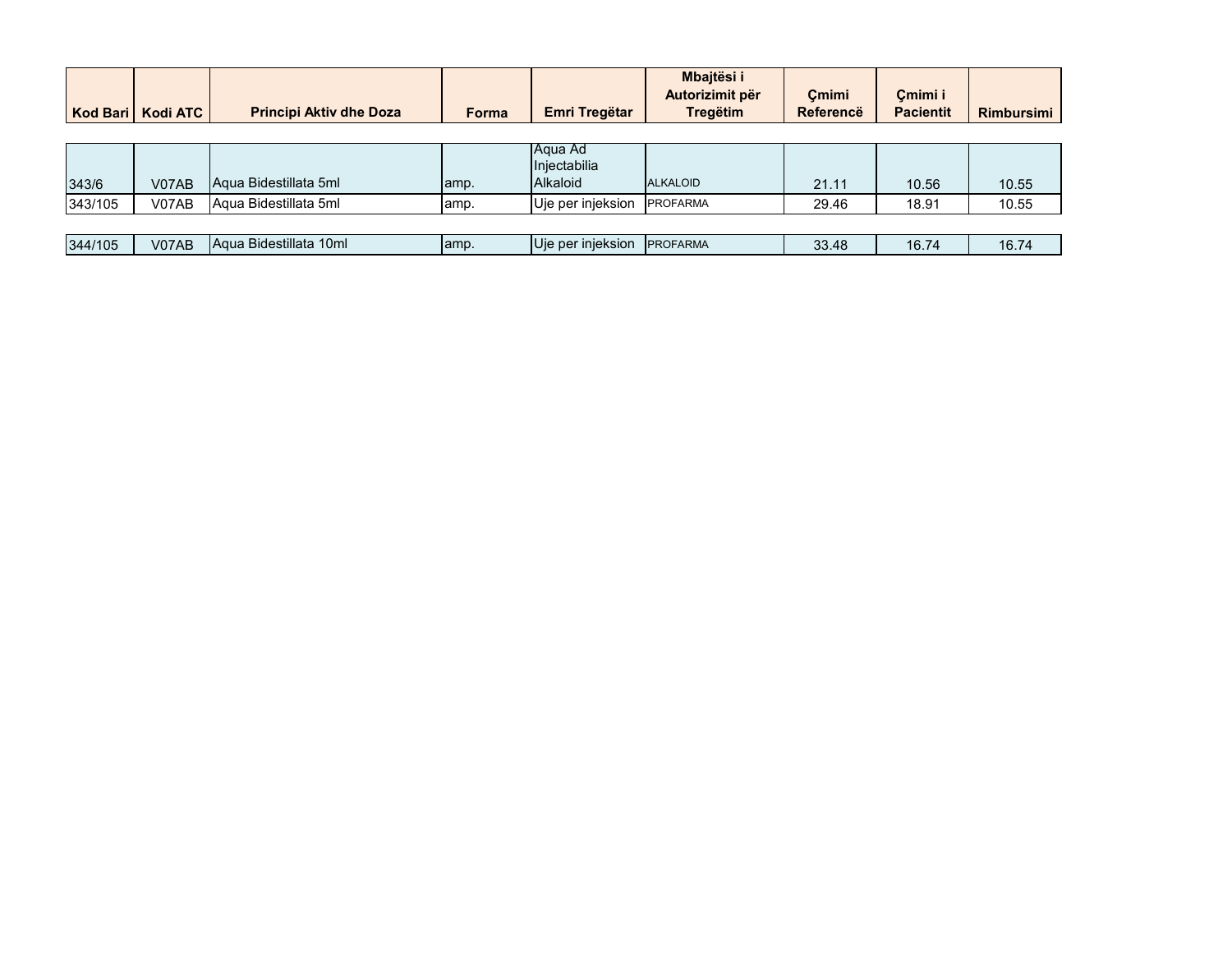| Kod Bari | Kodi ATC | Principi Aktiv dhe Doza | Forma | Emri Tregëtar | Mbajtësi i Autorizimit për Tregëtim | Çmimi Referencë | Çmimi i Pacientit | Rimbursimi |
|---|---|---|---|---|---|---|---|---|
| 343/6 | V07AB | Aqua Bidestillata 5ml | amp. | Aqua Ad Injectabilia Alkaloid | ALKALOID | 21.11 | 10.56 | 10.55 |
| 343/105 | V07AB | Aqua Bidestillata 5ml | amp. | Uje per injeksion | PROFARMA | 29.46 | 18.91 | 10.55 |
| 344/105 | V07AB | Aqua Bidestillata 10ml | amp. | Uje per injeksion | PROFARMA | 33.48 | 16.74 | 16.74 |